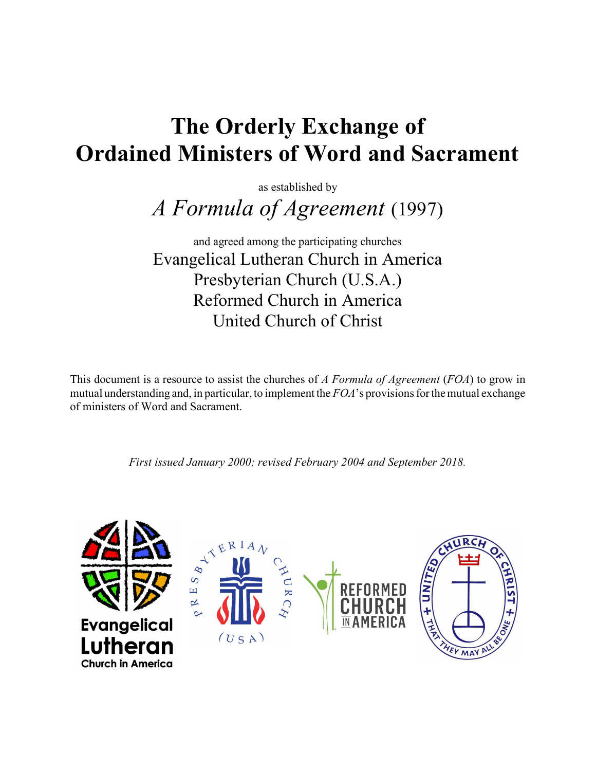# The Orderly Exchange of Ordained Ministers of Word and Sacrament

as established by

*A Formula of Agreement* (1997)

and agreed among the participating churches

Evangelical Lutheran Church in America
Presbyterian Church (U.S.A.)
Reformed Church in America
United Church of Christ

This document is a resource to assist the churches of *A Formula of Agreement* (*FOA*) to grow in mutual understanding and, in particular, to implement the *FOA*'s provisions for the mutual exchange of ministers of Word and Sacrament.

*First issued January 2000; revised February 2004 and September 2018.*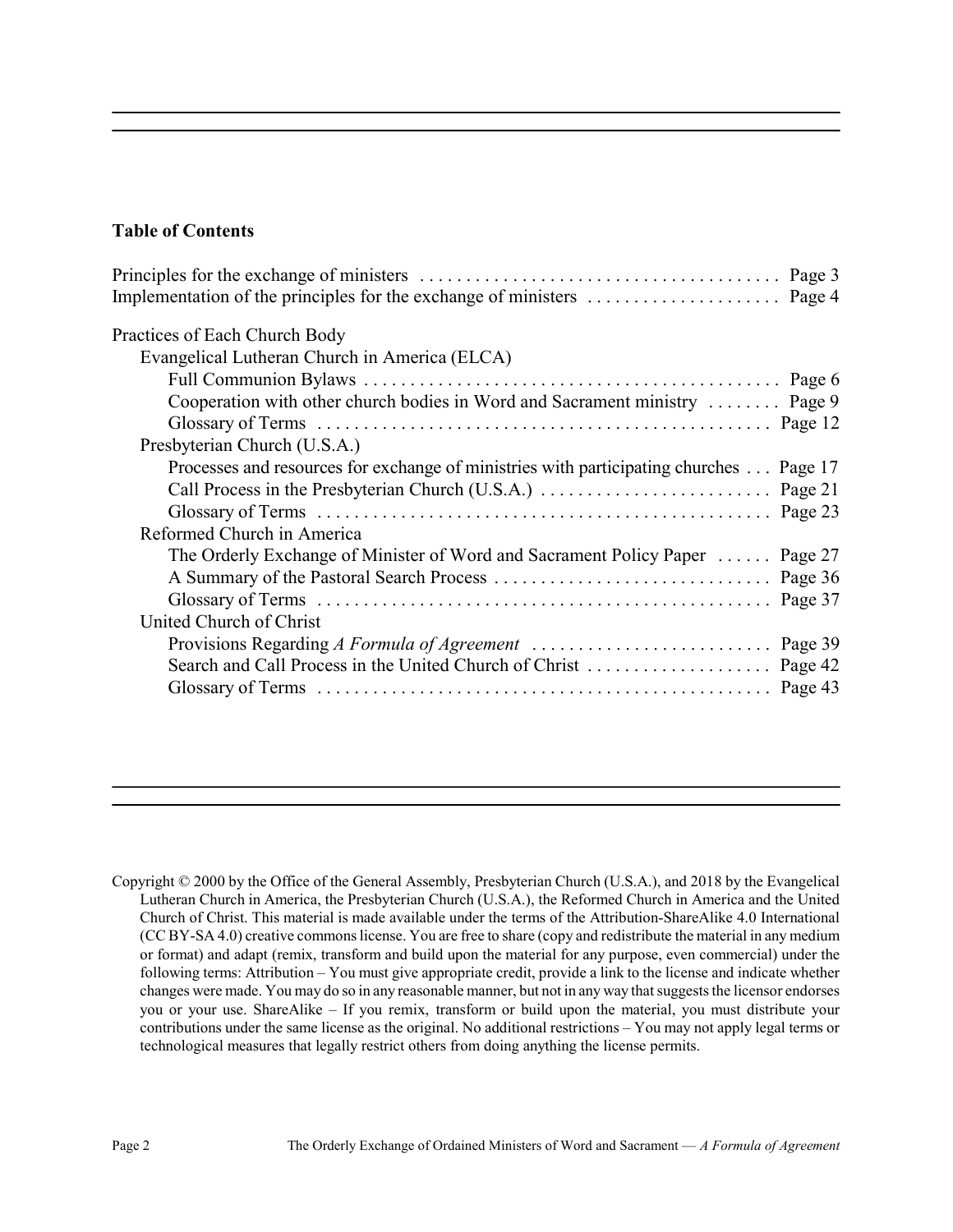## Table of Contents

Principles for the exchange of ministers ........................................ Page 3
Implementation of the principles for the exchange of ministers ..................... Page 4

Practices of Each Church Body

- Evangelical Lutheran Church in America (ELCA)
  - Full Communion Bylaws ............................................ Page 6
  - Cooperation with other church bodies in Word and Sacrament ministry ........ Page 9
  - Glossary of Terms ................................................ Page 12
- Presbyterian Church (U.S.A.)
  - Processes and resources for exchange of ministries with participating churches ... Page 17
  - Call Process in the Presbyterian Church (U.S.A.) ......................... Page 21
  - Glossary of Terms ................................................ Page 23
- Reformed Church in America
  - The Orderly Exchange of Minister of Word and Sacrament Policy Paper ...... Page 27
  - A Summary of the Pastoral Search Process ............................. Page 36
  - Glossary of Terms ................................................ Page 37
- United Church of Christ
  - Provisions Regarding *A Formula of Agreement* .......................... Page 39
  - Search and Call Process in the United Church of Christ .................... Page 42
  - Glossary of Terms ................................................ Page 43

Copyright © 2000 by the Office of the General Assembly, Presbyterian Church (U.S.A.), and 2018 by the Evangelical Lutheran Church in America, the Presbyterian Church (U.S.A.), the Reformed Church in America and the United Church of Christ. This material is made available under the terms of the Attribution-ShareAlike 4.0 International (CC BY-SA 4.0) creative commons license. You are free to share (copy and redistribute the material in any medium or format) and adapt (remix, transform and build upon the material for any purpose, even commercial) under the following terms: Attribution – You must give appropriate credit, provide a link to the license and indicate whether changes were made. You may do so in any reasonable manner, but not in any way that suggests the licensor endorses you or your use. ShareAlike – If you remix, transform or build upon the material, you must distribute your contributions under the same license as the original. No additional restrictions – You may not apply legal terms or technological measures that legally restrict others from doing anything the license permits.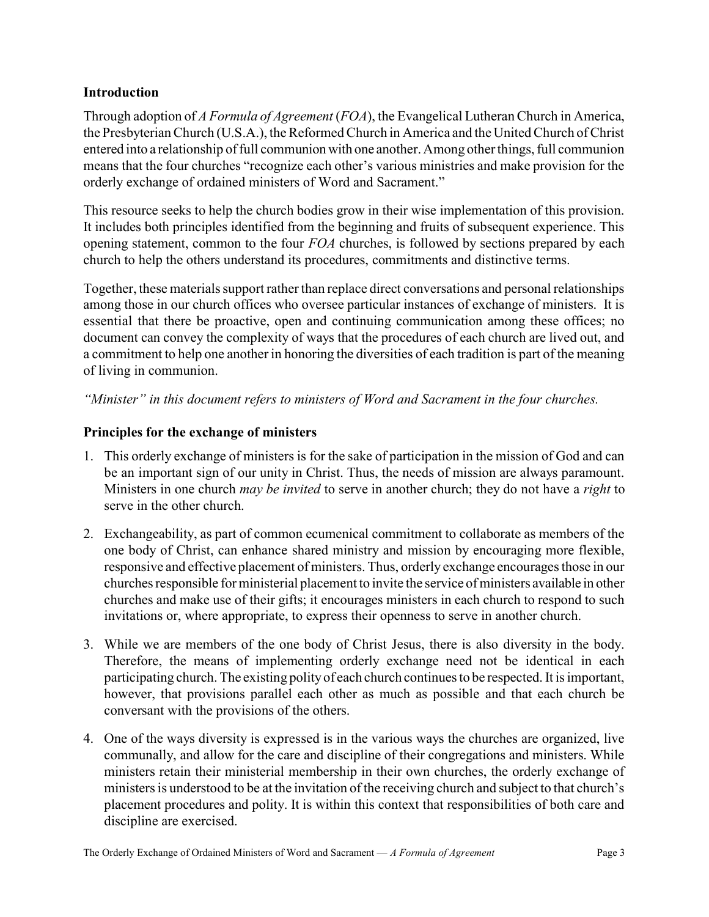## Introduction

Through adoption of *A Formula of Agreement* (*FOA*), the Evangelical Lutheran Church in America, the Presbyterian Church (U.S.A.), the Reformed Church in America and the United Church of Christ entered into a relationship of full communion with one another. Among other things, full communion means that the four churches "recognize each other's various ministries and make provision for the orderly exchange of ordained ministers of Word and Sacrament."

This resource seeks to help the church bodies grow in their wise implementation of this provision. It includes both principles identified from the beginning and fruits of subsequent experience. This opening statement, common to the four *FOA* churches, is followed by sections prepared by each church to help the others understand its procedures, commitments and distinctive terms.

Together, these materials support rather than replace direct conversations and personal relationships among those in our church offices who oversee particular instances of exchange of ministers. It is essential that there be proactive, open and continuing communication among these offices; no document can convey the complexity of ways that the procedures of each church are lived out, and a commitment to help one another in honoring the diversities of each tradition is part of the meaning of living in communion.

*"Minister" in this document refers to ministers of Word and Sacrament in the four churches.*

## Principles for the exchange of ministers

1. This orderly exchange of ministers is for the sake of participation in the mission of God and can be an important sign of our unity in Christ. Thus, the needs of mission are always paramount. Ministers in one church *may be invited* to serve in another church; they do not have a *right* to serve in the other church.

2. Exchangeability, as part of common ecumenical commitment to collaborate as members of the one body of Christ, can enhance shared ministry and mission by encouraging more flexible, responsive and effective placement of ministers. Thus, orderly exchange encourages those in our churches responsible for ministerial placement to invite the service of ministers available in other churches and make use of their gifts; it encourages ministers in each church to respond to such invitations or, where appropriate, to express their openness to serve in another church.

3. While we are members of the one body of Christ Jesus, there is also diversity in the body. Therefore, the means of implementing orderly exchange need not be identical in each participating church. The existing polity of each church continues to be respected. It is important, however, that provisions parallel each other as much as possible and that each church be conversant with the provisions of the others.

4. One of the ways diversity is expressed is in the various ways the churches are organized, live communally, and allow for the care and discipline of their congregations and ministers. While ministers retain their ministerial membership in their own churches, the orderly exchange of ministers is understood to be at the invitation of the receiving church and subject to that church's placement procedures and polity. It is within this context that responsibilities of both care and discipline are exercised.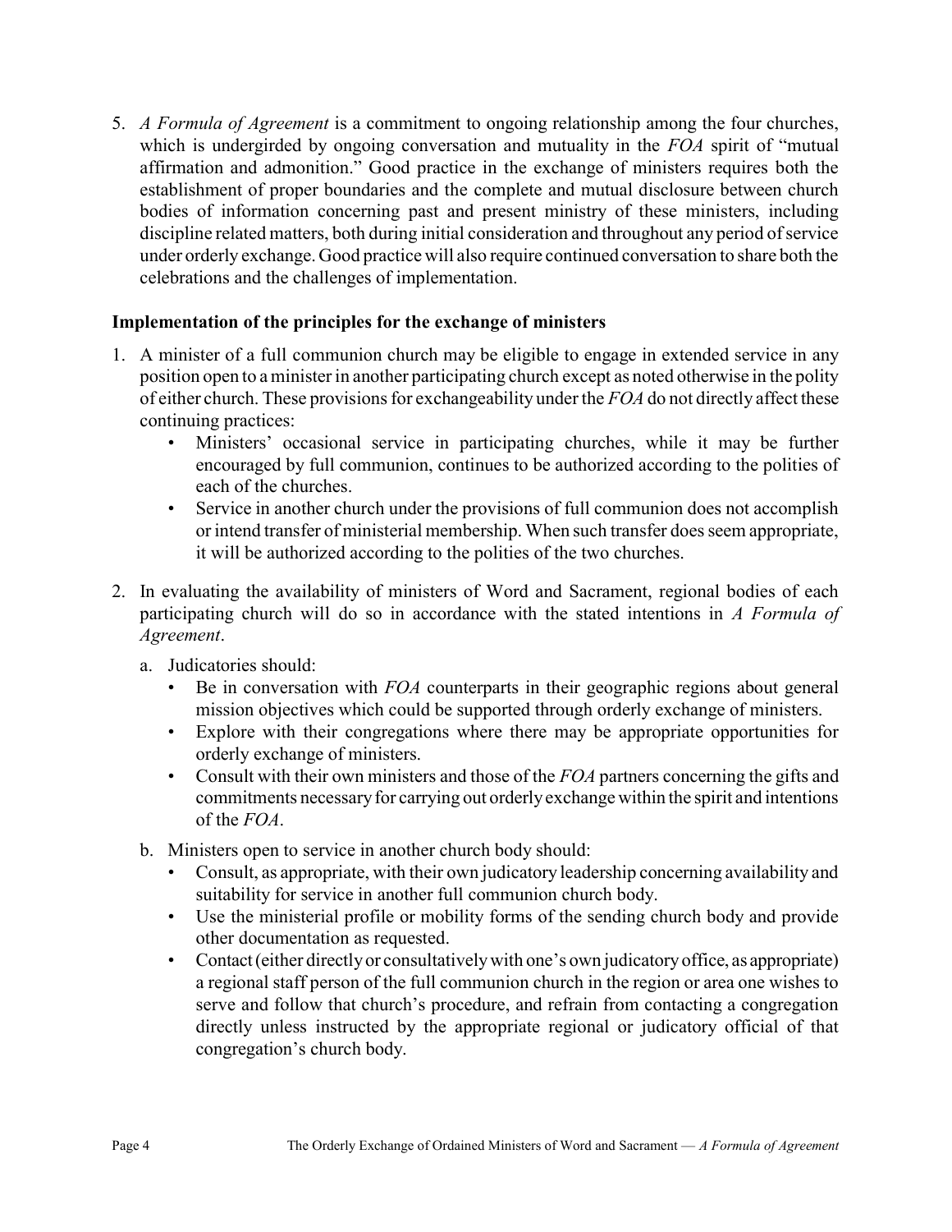5. *A Formula of Agreement* is a commitment to ongoing relationship among the four churches, which is undergirded by ongoing conversation and mutuality in the *FOA* spirit of "mutual affirmation and admonition." Good practice in the exchange of ministers requires both the establishment of proper boundaries and the complete and mutual disclosure between church bodies of information concerning past and present ministry of these ministers, including discipline related matters, both during initial consideration and throughout any period of service under orderly exchange. Good practice will also require continued conversation to share both the celebrations and the challenges of implementation.

**Implementation of the principles for the exchange of ministers**

1. A minister of a full communion church may be eligible to engage in extended service in any position open to a minister in another participating church except as noted otherwise in the polity of either church. These provisions for exchangeability under the *FOA* do not directly affect these continuing practices:
   - Ministers' occasional service in participating churches, while it may be further encouraged by full communion, continues to be authorized according to the polities of each of the churches.
   - Service in another church under the provisions of full communion does not accomplish or intend transfer of ministerial membership. When such transfer does seem appropriate, it will be authorized according to the polities of the two churches.

2. In evaluating the availability of ministers of Word and Sacrament, regional bodies of each participating church will do so in accordance with the stated intentions in *A Formula of Agreement*.

   a. Judicatories should:
      - Be in conversation with *FOA* counterparts in their geographic regions about general mission objectives which could be supported through orderly exchange of ministers.
      - Explore with their congregations where there may be appropriate opportunities for orderly exchange of ministers.
      - Consult with their own ministers and those of the *FOA* partners concerning the gifts and commitments necessary for carrying out orderly exchange within the spirit and intentions of the *FOA*.

   b. Ministers open to service in another church body should:
      - Consult, as appropriate, with their own judicatory leadership concerning availability and suitability for service in another full communion church body.
      - Use the ministerial profile or mobility forms of the sending church body and provide other documentation as requested.
      - Contact (either directly or consultatively with one's own judicatory office, as appropriate) a regional staff person of the full communion church in the region or area one wishes to serve and follow that church's procedure, and refrain from contacting a congregation directly unless instructed by the appropriate regional or judicatory official of that congregation's church body.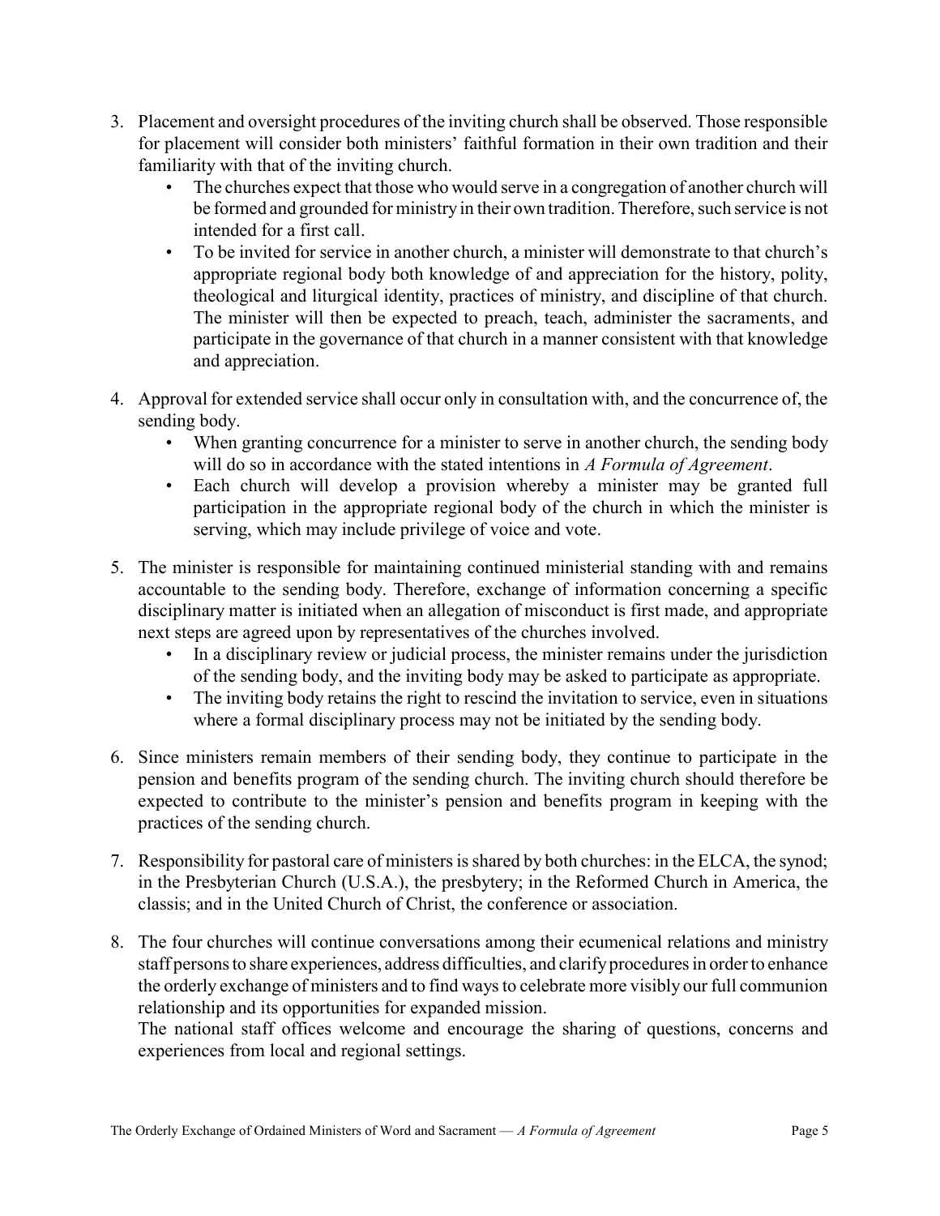3. Placement and oversight procedures of the inviting church shall be observed. Those responsible for placement will consider both ministers' faithful formation in their own tradition and their familiarity with that of the inviting church.
   - The churches expect that those who would serve in a congregation of another church will be formed and grounded for ministry in their own tradition. Therefore, such service is not intended for a first call.
   - To be invited for service in another church, a minister will demonstrate to that church's appropriate regional body both knowledge of and appreciation for the history, polity, theological and liturgical identity, practices of ministry, and discipline of that church. The minister will then be expected to preach, teach, administer the sacraments, and participate in the governance of that church in a manner consistent with that knowledge and appreciation.

4. Approval for extended service shall occur only in consultation with, and the concurrence of, the sending body.
   - When granting concurrence for a minister to serve in another church, the sending body will do so in accordance with the stated intentions in *A Formula of Agreement*.
   - Each church will develop a provision whereby a minister may be granted full participation in the appropriate regional body of the church in which the minister is serving, which may include privilege of voice and vote.

5. The minister is responsible for maintaining continued ministerial standing with and remains accountable to the sending body. Therefore, exchange of information concerning a specific disciplinary matter is initiated when an allegation of misconduct is first made, and appropriate next steps are agreed upon by representatives of the churches involved.
   - In a disciplinary review or judicial process, the minister remains under the jurisdiction of the sending body, and the inviting body may be asked to participate as appropriate.
   - The inviting body retains the right to rescind the invitation to service, even in situations where a formal disciplinary process may not be initiated by the sending body.

6. Since ministers remain members of their sending body, they continue to participate in the pension and benefits program of the sending church. The inviting church should therefore be expected to contribute to the minister's pension and benefits program in keeping with the practices of the sending church.

7. Responsibility for pastoral care of ministers is shared by both churches: in the ELCA, the synod; in the Presbyterian Church (U.S.A.), the presbytery; in the Reformed Church in America, the classis; and in the United Church of Christ, the conference or association.

8. The four churches will continue conversations among their ecumenical relations and ministry staff persons to share experiences, address difficulties, and clarify procedures in order to enhance the orderly exchange of ministers and to find ways to celebrate more visibly our full communion relationship and its opportunities for expanded mission.

   The national staff offices welcome and encourage the sharing of questions, concerns and experiences from local and regional settings.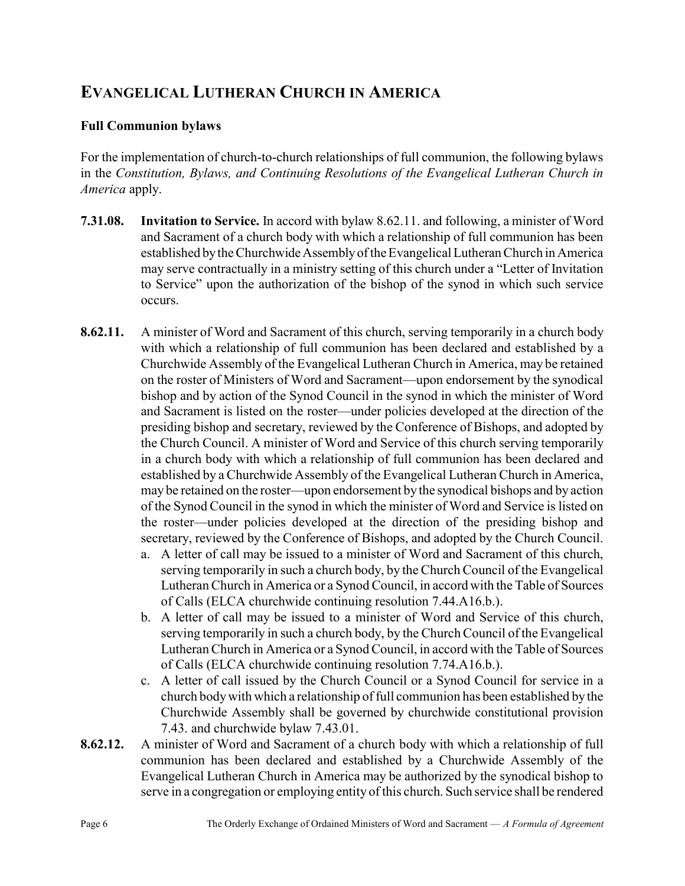## EVANGELICAL LUTHERAN CHURCH IN AMERICA

### Full Communion bylaws

For the implementation of church-to-church relationships of full communion, the following bylaws in the *Constitution, Bylaws, and Continuing Resolutions of the Evangelical Lutheran Church in America* apply.

**7.31.08. Invitation to Service.** In accord with bylaw 8.62.11. and following, a minister of Word and Sacrament of a church body with which a relationship of full communion has been established by the Churchwide Assembly of the Evangelical Lutheran Church in America may serve contractually in a ministry setting of this church under a "Letter of Invitation to Service" upon the authorization of the bishop of the synod in which such service occurs.

**8.62.11.** A minister of Word and Sacrament of this church, serving temporarily in a church body with which a relationship of full communion has been declared and established by a Churchwide Assembly of the Evangelical Lutheran Church in America, may be retained on the roster of Ministers of Word and Sacrament—upon endorsement by the synodical bishop and by action of the Synod Council in the synod in which the minister of Word and Sacrament is listed on the roster—under policies developed at the direction of the presiding bishop and secretary, reviewed by the Conference of Bishops, and adopted by the Church Council. A minister of Word and Service of this church serving temporarily in a church body with which a relationship of full communion has been declared and established by a Churchwide Assembly of the Evangelical Lutheran Church in America, may be retained on the roster—upon endorsement by the synodical bishops and by action of the Synod Council in the synod in which the minister of Word and Service is listed on the roster—under policies developed at the direction of the presiding bishop and secretary, reviewed by the Conference of Bishops, and adopted by the Church Council.

a. A letter of call may be issued to a minister of Word and Sacrament of this church, serving temporarily in such a church body, by the Church Council of the Evangelical Lutheran Church in America or a Synod Council, in accord with the Table of Sources of Calls (ELCA churchwide continuing resolution 7.44.A16.b.).

b. A letter of call may be issued to a minister of Word and Service of this church, serving temporarily in such a church body, by the Church Council of the Evangelical Lutheran Church in America or a Synod Council, in accord with the Table of Sources of Calls (ELCA churchwide continuing resolution 7.74.A16.b.).

c. A letter of call issued by the Church Council or a Synod Council for service in a church body with which a relationship of full communion has been established by the Churchwide Assembly shall be governed by churchwide constitutional provision 7.43. and churchwide bylaw 7.43.01.

**8.62.12.** A minister of Word and Sacrament of a church body with which a relationship of full communion has been declared and established by a Churchwide Assembly of the Evangelical Lutheran Church in America may be authorized by the synodical bishop to serve in a congregation or employing entity of this church. Such service shall be rendered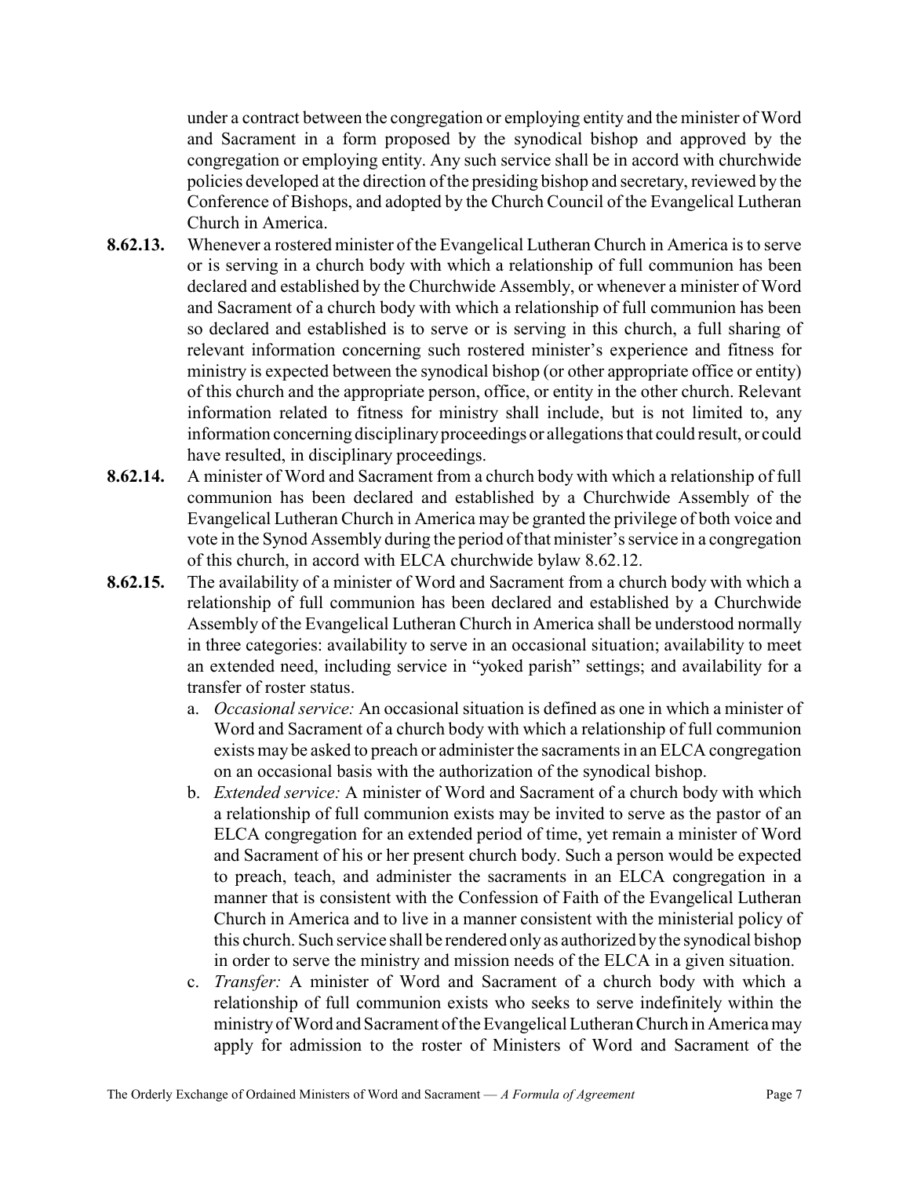under a contract between the congregation or employing entity and the minister of Word and Sacrament in a form proposed by the synodical bishop and approved by the congregation or employing entity. Any such service shall be in accord with churchwide policies developed at the direction of the presiding bishop and secretary, reviewed by the Conference of Bishops, and adopted by the Church Council of the Evangelical Lutheran Church in America.

**8.62.13.** Whenever a rostered minister of the Evangelical Lutheran Church in America is to serve or is serving in a church body with which a relationship of full communion has been declared and established by the Churchwide Assembly, or whenever a minister of Word and Sacrament of a church body with which a relationship of full communion has been so declared and established is to serve or is serving in this church, a full sharing of relevant information concerning such rostered minister's experience and fitness for ministry is expected between the synodical bishop (or other appropriate office or entity) of this church and the appropriate person, office, or entity in the other church. Relevant information related to fitness for ministry shall include, but is not limited to, any information concerning disciplinary proceedings or allegations that could result, or could have resulted, in disciplinary proceedings.

**8.62.14.** A minister of Word and Sacrament from a church body with which a relationship of full communion has been declared and established by a Churchwide Assembly of the Evangelical Lutheran Church in America may be granted the privilege of both voice and vote in the Synod Assembly during the period of that minister's service in a congregation of this church, in accord with ELCA churchwide bylaw 8.62.12.

**8.62.15.** The availability of a minister of Word and Sacrament from a church body with which a relationship of full communion has been declared and established by a Churchwide Assembly of the Evangelical Lutheran Church in America shall be understood normally in three categories: availability to serve in an occasional situation; availability to meet an extended need, including service in "yoked parish" settings; and availability for a transfer of roster status.

a. *Occasional service:* An occasional situation is defined as one in which a minister of Word and Sacrament of a church body with which a relationship of full communion exists may be asked to preach or administer the sacraments in an ELCA congregation on an occasional basis with the authorization of the synodical bishop.

b. *Extended service:* A minister of Word and Sacrament of a church body with which a relationship of full communion exists may be invited to serve as the pastor of an ELCA congregation for an extended period of time, yet remain a minister of Word and Sacrament of his or her present church body. Such a person would be expected to preach, teach, and administer the sacraments in an ELCA congregation in a manner that is consistent with the Confession of Faith of the Evangelical Lutheran Church in America and to live in a manner consistent with the ministerial policy of this church. Such service shall be rendered only as authorized by the synodical bishop in order to serve the ministry and mission needs of the ELCA in a given situation.

c. *Transfer:* A minister of Word and Sacrament of a church body with which a relationship of full communion exists who seeks to serve indefinitely within the ministry of Word and Sacrament of the Evangelical Lutheran Church in America may apply for admission to the roster of Ministers of Word and Sacrament of the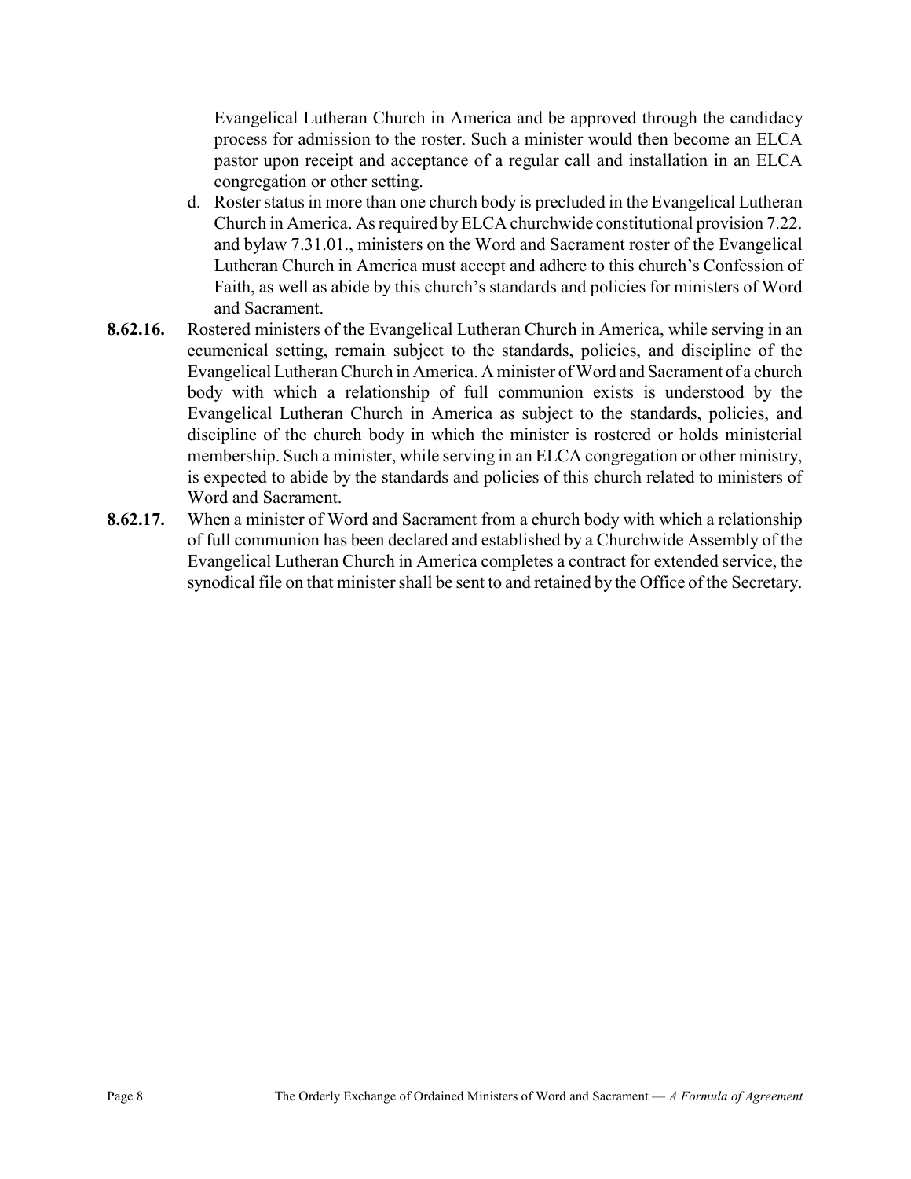Evangelical Lutheran Church in America and be approved through the candidacy process for admission to the roster. Such a minister would then become an ELCA pastor upon receipt and acceptance of a regular call and installation in an ELCA congregation or other setting.

d. Roster status in more than one church body is precluded in the Evangelical Lutheran Church in America. As required by ELCA churchwide constitutional provision 7.22. and bylaw 7.31.01., ministers on the Word and Sacrament roster of the Evangelical Lutheran Church in America must accept and adhere to this church's Confession of Faith, as well as abide by this church's standards and policies for ministers of Word and Sacrament.

**8.62.16.** Rostered ministers of the Evangelical Lutheran Church in America, while serving in an ecumenical setting, remain subject to the standards, policies, and discipline of the Evangelical Lutheran Church in America. A minister of Word and Sacrament of a church body with which a relationship of full communion exists is understood by the Evangelical Lutheran Church in America as subject to the standards, policies, and discipline of the church body in which the minister is rostered or holds ministerial membership. Such a minister, while serving in an ELCA congregation or other ministry, is expected to abide by the standards and policies of this church related to ministers of Word and Sacrament.

**8.62.17.** When a minister of Word and Sacrament from a church body with which a relationship of full communion has been declared and established by a Churchwide Assembly of the Evangelical Lutheran Church in America completes a contract for extended service, the synodical file on that minister shall be sent to and retained by the Office of the Secretary.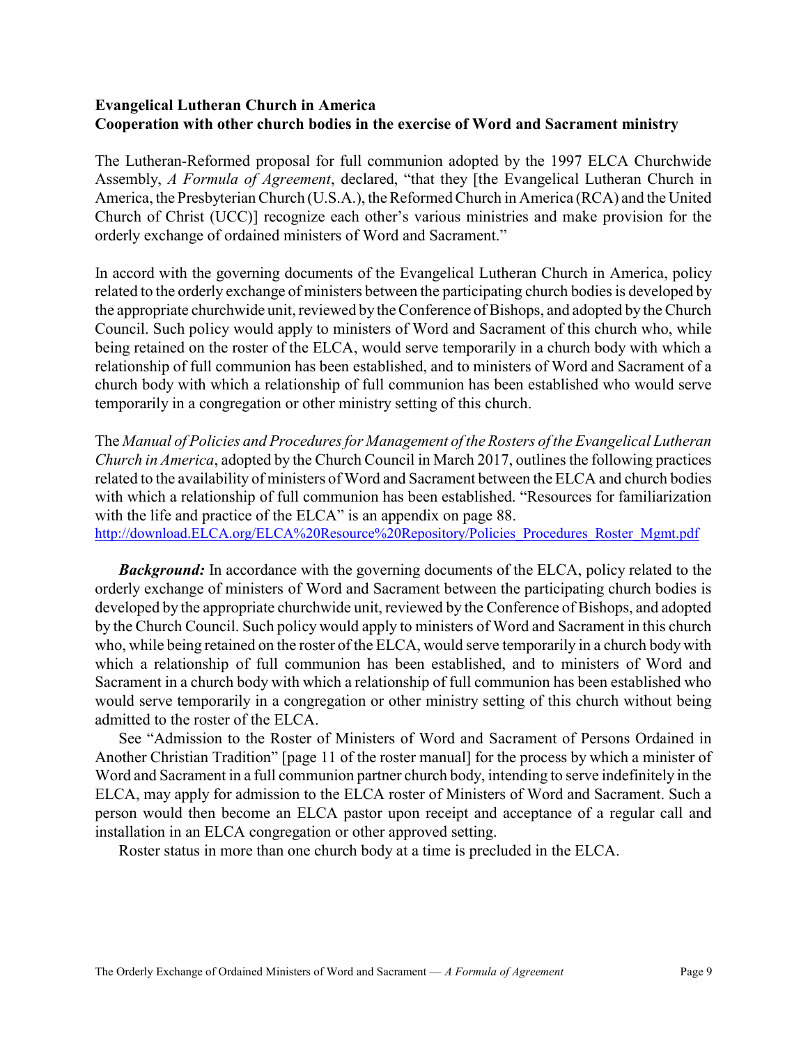**Evangelical Lutheran Church in America**
**Cooperation with other church bodies in the exercise of Word and Sacrament ministry**

The Lutheran-Reformed proposal for full communion adopted by the 1997 ELCA Churchwide Assembly, *A Formula of Agreement*, declared, “that they [the Evangelical Lutheran Church in America, the Presbyterian Church (U.S.A.), the Reformed Church in America (RCA) and the United Church of Christ (UCC)] recognize each other’s various ministries and make provision for the orderly exchange of ordained ministers of Word and Sacrament.”

In accord with the governing documents of the Evangelical Lutheran Church in America, policy related to the orderly exchange of ministers between the participating church bodies is developed by the appropriate churchwide unit, reviewed by the Conference of Bishops, and adopted by the Church Council. Such policy would apply to ministers of Word and Sacrament of this church who, while being retained on the roster of the ELCA, would serve temporarily in a church body with which a relationship of full communion has been established, and to ministers of Word and Sacrament of a church body with which a relationship of full communion has been established who would serve temporarily in a congregation or other ministry setting of this church.

The *Manual of Policies and Procedures for Management of the Rosters of the Evangelical Lutheran Church in America*, adopted by the Church Council in March 2017, outlines the following practices related to the availability of ministers of Word and Sacrament between the ELCA and church bodies with which a relationship of full communion has been established. “Resources for familiarization with the life and practice of the ELCA” is an appendix on page 88.
http://download.ELCA.org/ELCA%20Resource%20Repository/Policies_Procedures_Roster_Mgmt.pdf

***Background:*** In accordance with the governing documents of the ELCA, policy related to the orderly exchange of ministers of Word and Sacrament between the participating church bodies is developed by the appropriate churchwide unit, reviewed by the Conference of Bishops, and adopted by the Church Council. Such policy would apply to ministers of Word and Sacrament in this church who, while being retained on the roster of the ELCA, would serve temporarily in a church body with which a relationship of full communion has been established, and to ministers of Word and Sacrament in a church body with which a relationship of full communion has been established who would serve temporarily in a congregation or other ministry setting of this church without being admitted to the roster of the ELCA.

See “Admission to the Roster of Ministers of Word and Sacrament of Persons Ordained in Another Christian Tradition” [page 11 of the roster manual] for the process by which a minister of Word and Sacrament in a full communion partner church body, intending to serve indefinitely in the ELCA, may apply for admission to the ELCA roster of Ministers of Word and Sacrament. Such a person would then become an ELCA pastor upon receipt and acceptance of a regular call and installation in an ELCA congregation or other approved setting.

Roster status in more than one church body at a time is precluded in the ELCA.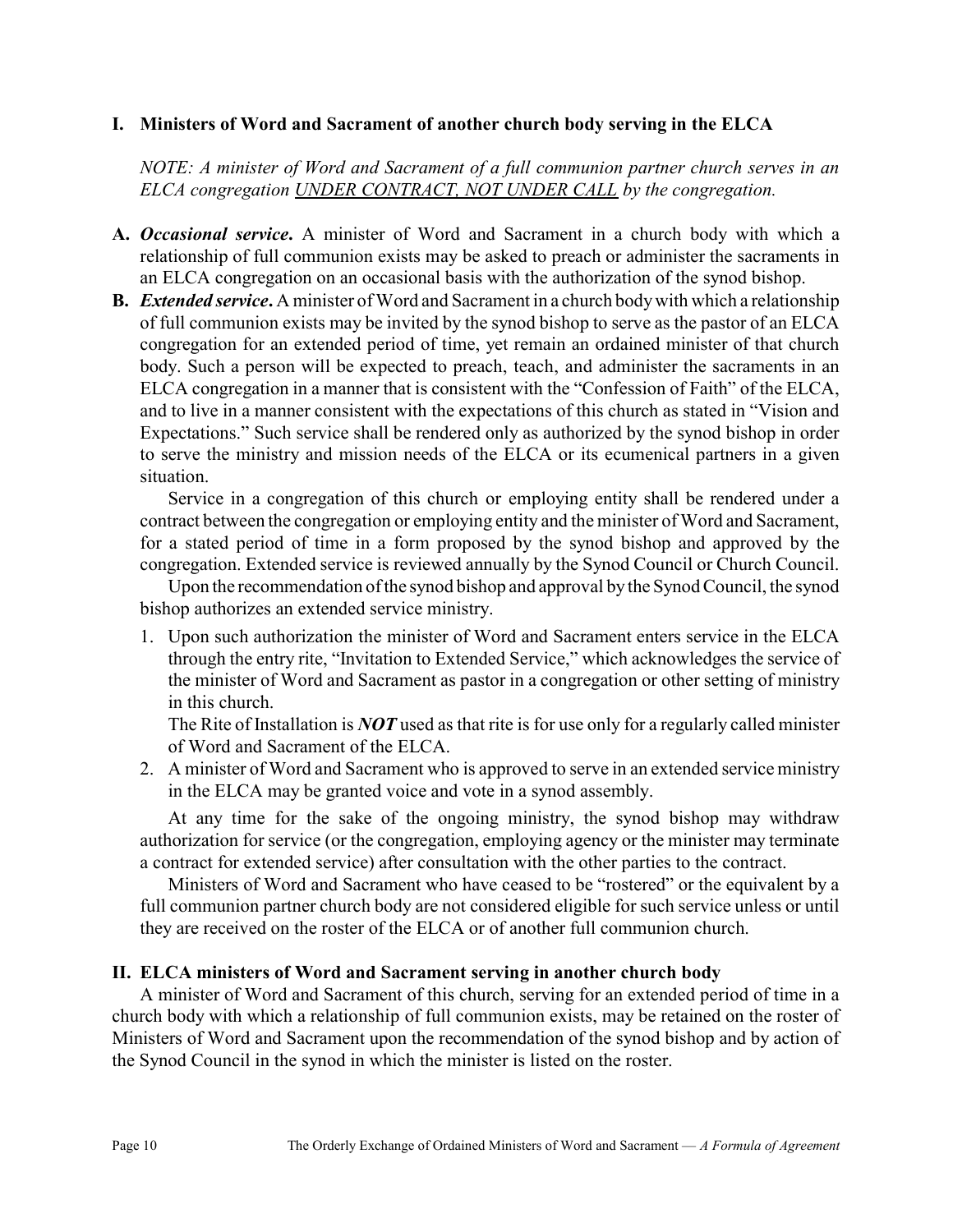## I. Ministers of Word and Sacrament of another church body serving in the ELCA

*NOTE: A minister of Word and Sacrament of a full communion partner church serves in an ELCA congregation <u>UNDER CONTRACT, NOT UNDER CALL</u> by the congregation.*

**A.** ***Occasional service*.** A minister of Word and Sacrament in a church body with which a relationship of full communion exists may be asked to preach or administer the sacraments in an ELCA congregation on an occasional basis with the authorization of the synod bishop.

**B.** ***Extended service*.** A minister of Word and Sacrament in a church body with which a relationship of full communion exists may be invited by the synod bishop to serve as the pastor of an ELCA congregation for an extended period of time, yet remain an ordained minister of that church body. Such a person will be expected to preach, teach, and administer the sacraments in an ELCA congregation in a manner that is consistent with the "Confession of Faith" of the ELCA, and to live in a manner consistent with the expectations of this church as stated in "Vision and Expectations." Such service shall be rendered only as authorized by the synod bishop in order to serve the ministry and mission needs of the ELCA or its ecumenical partners in a given situation.

Service in a congregation of this church or employing entity shall be rendered under a contract between the congregation or employing entity and the minister of Word and Sacrament, for a stated period of time in a form proposed by the synod bishop and approved by the congregation. Extended service is reviewed annually by the Synod Council or Church Council.

Upon the recommendation of the synod bishop and approval by the Synod Council, the synod bishop authorizes an extended service ministry.

1. Upon such authorization the minister of Word and Sacrament enters service in the ELCA through the entry rite, "Invitation to Extended Service," which acknowledges the service of the minister of Word and Sacrament as pastor in a congregation or other setting of ministry in this church.

   The Rite of Installation is ***NOT*** used as that rite is for use only for a regularly called minister of Word and Sacrament of the ELCA.

2. A minister of Word and Sacrament who is approved to serve in an extended service ministry in the ELCA may be granted voice and vote in a synod assembly.

At any time for the sake of the ongoing ministry, the synod bishop may withdraw authorization for service (or the congregation, employing agency or the minister may terminate a contract for extended service) after consultation with the other parties to the contract.

Ministers of Word and Sacrament who have ceased to be "rostered" or the equivalent by a full communion partner church body are not considered eligible for such service unless or until they are received on the roster of the ELCA or of another full communion church.

## II. ELCA ministers of Word and Sacrament serving in another church body

A minister of Word and Sacrament of this church, serving for an extended period of time in a church body with which a relationship of full communion exists, may be retained on the roster of Ministers of Word and Sacrament upon the recommendation of the synod bishop and by action of the Synod Council in the synod in which the minister is listed on the roster.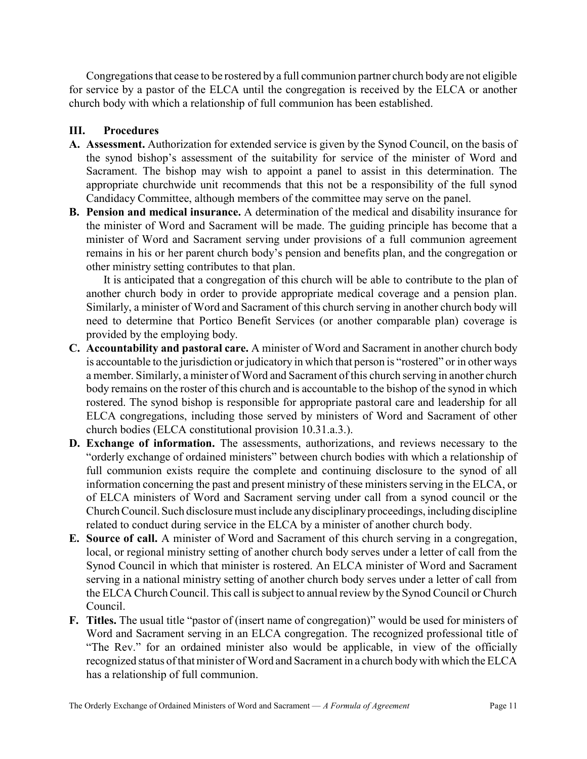Congregations that cease to be rostered by a full communion partner church body are not eligible for service by a pastor of the ELCA until the congregation is received by the ELCA or another church body with which a relationship of full communion has been established.

## III. Procedures

**A. Assessment.** Authorization for extended service is given by the Synod Council, on the basis of the synod bishop's assessment of the suitability for service of the minister of Word and Sacrament. The bishop may wish to appoint a panel to assist in this determination. The appropriate churchwide unit recommends that this not be a responsibility of the full synod Candidacy Committee, although members of the committee may serve on the panel.

**B. Pension and medical insurance.** A determination of the medical and disability insurance for the minister of Word and Sacrament will be made. The guiding principle has become that a minister of Word and Sacrament serving under provisions of a full communion agreement remains in his or her parent church body's pension and benefits plan, and the congregation or other ministry setting contributes to that plan.

It is anticipated that a congregation of this church will be able to contribute to the plan of another church body in order to provide appropriate medical coverage and a pension plan. Similarly, a minister of Word and Sacrament of this church serving in another church body will need to determine that Portico Benefit Services (or another comparable plan) coverage is provided by the employing body.

**C. Accountability and pastoral care.** A minister of Word and Sacrament in another church body is accountable to the jurisdiction or judicatory in which that person is "rostered" or in other ways a member. Similarly, a minister of Word and Sacrament of this church serving in another church body remains on the roster of this church and is accountable to the bishop of the synod in which rostered. The synod bishop is responsible for appropriate pastoral care and leadership for all ELCA congregations, including those served by ministers of Word and Sacrament of other church bodies (ELCA constitutional provision 10.31.a.3.).

**D. Exchange of information.** The assessments, authorizations, and reviews necessary to the "orderly exchange of ordained ministers" between church bodies with which a relationship of full communion exists require the complete and continuing disclosure to the synod of all information concerning the past and present ministry of these ministers serving in the ELCA, or of ELCA ministers of Word and Sacrament serving under call from a synod council or the Church Council. Such disclosure must include any disciplinary proceedings, including discipline related to conduct during service in the ELCA by a minister of another church body.

**E. Source of call.** A minister of Word and Sacrament of this church serving in a congregation, local, or regional ministry setting of another church body serves under a letter of call from the Synod Council in which that minister is rostered. An ELCA minister of Word and Sacrament serving in a national ministry setting of another church body serves under a letter of call from the ELCA Church Council. This call is subject to annual review by the Synod Council or Church Council.

**F. Titles.** The usual title "pastor of (insert name of congregation)" would be used for ministers of Word and Sacrament serving in an ELCA congregation. The recognized professional title of "The Rev." for an ordained minister also would be applicable, in view of the officially recognized status of that minister of Word and Sacrament in a church body with which the ELCA has a relationship of full communion.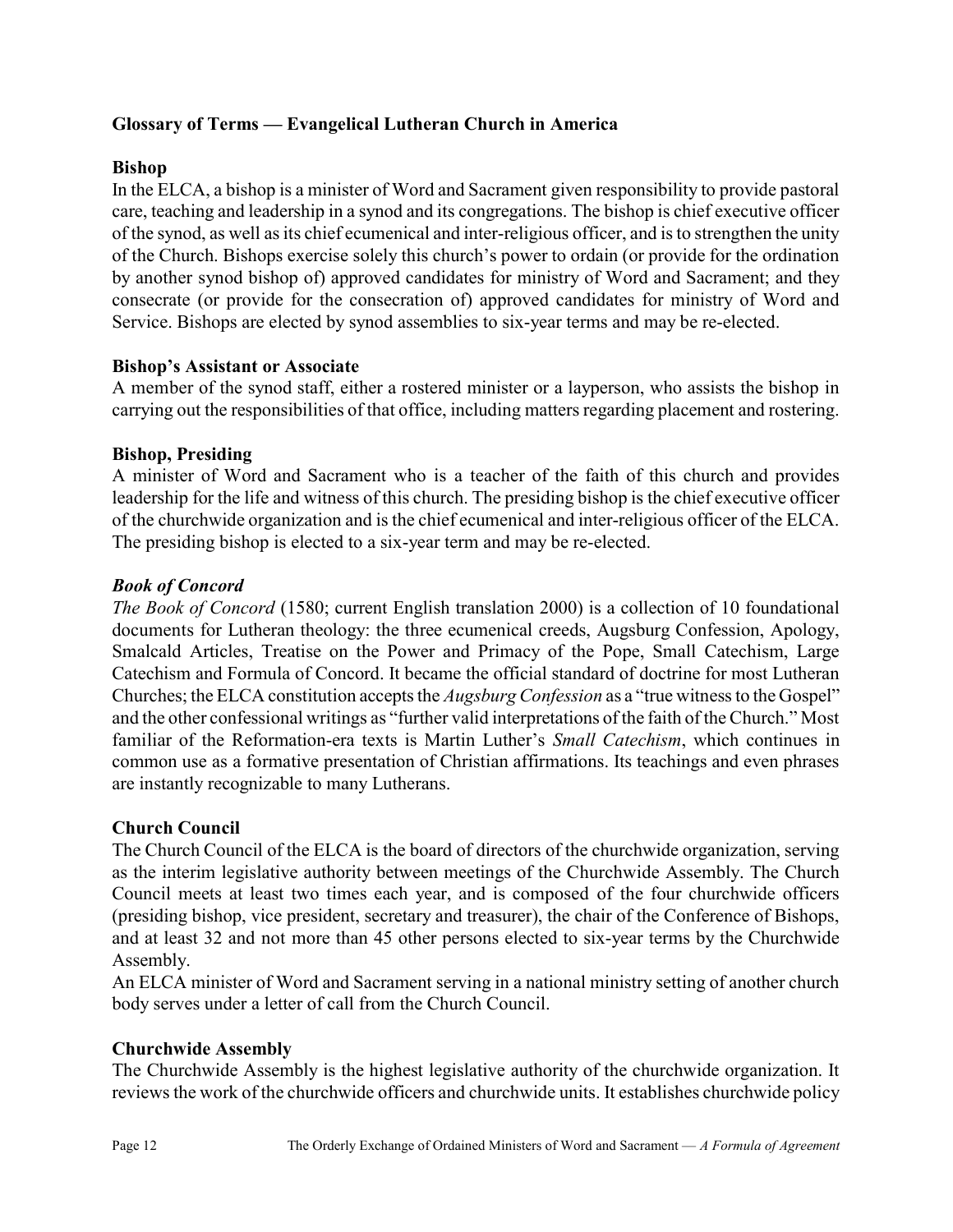**Glossary of Terms — Evangelical Lutheran Church in America**

**Bishop**
In the ELCA, a bishop is a minister of Word and Sacrament given responsibility to provide pastoral care, teaching and leadership in a synod and its congregations. The bishop is chief executive officer of the synod, as well as its chief ecumenical and inter-religious officer, and is to strengthen the unity of the Church. Bishops exercise solely this church's power to ordain (or provide for the ordination by another synod bishop of) approved candidates for ministry of Word and Sacrament; and they consecrate (or provide for the consecration of) approved candidates for ministry of Word and Service. Bishops are elected by synod assemblies to six-year terms and may be re-elected.

**Bishop's Assistant or Associate**
A member of the synod staff, either a rostered minister or a layperson, who assists the bishop in carrying out the responsibilities of that office, including matters regarding placement and rostering.

**Bishop, Presiding**
A minister of Word and Sacrament who is a teacher of the faith of this church and provides leadership for the life and witness of this church. The presiding bishop is the chief executive officer of the churchwide organization and is the chief ecumenical and inter-religious officer of the ELCA. The presiding bishop is elected to a six-year term and may be re-elected.

***Book of Concord***
*The Book of Concord* (1580; current English translation 2000) is a collection of 10 foundational documents for Lutheran theology: the three ecumenical creeds, Augsburg Confession, Apology, Smalcald Articles, Treatise on the Power and Primacy of the Pope, Small Catechism, Large Catechism and Formula of Concord. It became the official standard of doctrine for most Lutheran Churches; the ELCA constitution accepts the *Augsburg Confession* as a "true witness to the Gospel" and the other confessional writings as "further valid interpretations of the faith of the Church." Most familiar of the Reformation-era texts is Martin Luther's *Small Catechism*, which continues in common use as a formative presentation of Christian affirmations. Its teachings and even phrases are instantly recognizable to many Lutherans.

**Church Council**
The Church Council of the ELCA is the board of directors of the churchwide organization, serving as the interim legislative authority between meetings of the Churchwide Assembly. The Church Council meets at least two times each year, and is composed of the four churchwide officers (presiding bishop, vice president, secretary and treasurer), the chair of the Conference of Bishops, and at least 32 and not more than 45 other persons elected to six-year terms by the Churchwide Assembly.
An ELCA minister of Word and Sacrament serving in a national ministry setting of another church body serves under a letter of call from the Church Council.

**Churchwide Assembly**
The Churchwide Assembly is the highest legislative authority of the churchwide organization. It reviews the work of the churchwide officers and churchwide units. It establishes churchwide policy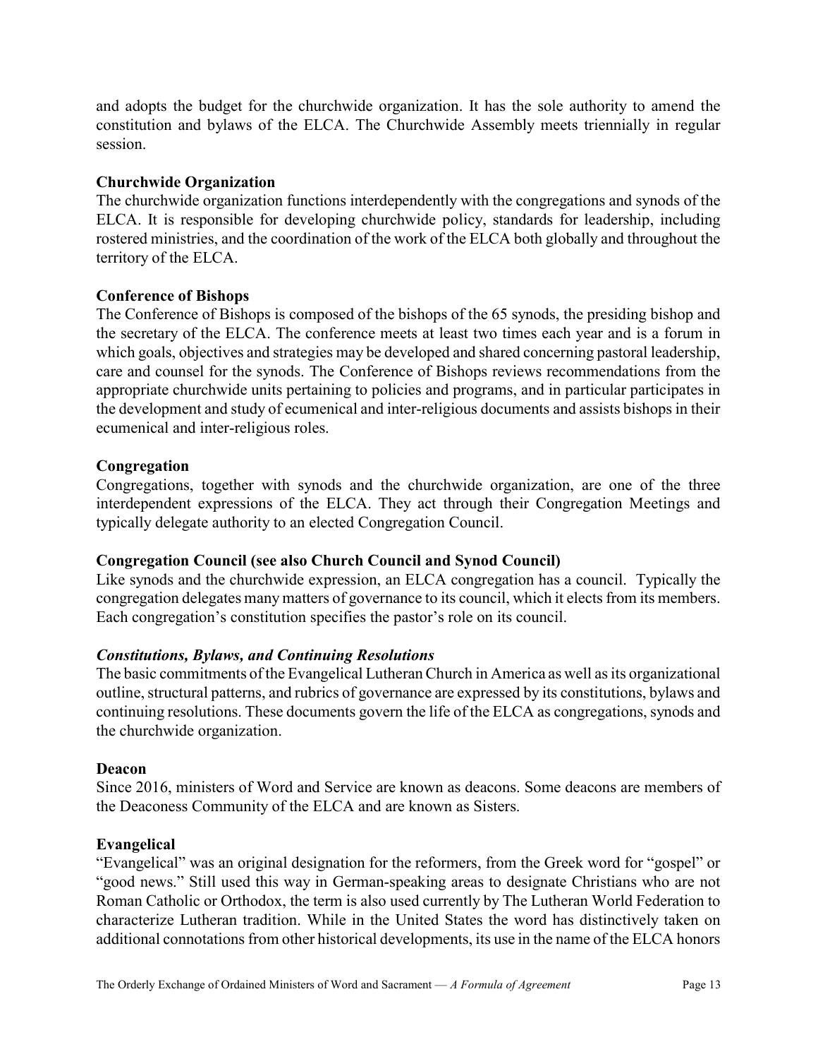and adopts the budget for the churchwide organization. It has the sole authority to amend the constitution and bylaws of the ELCA. The Churchwide Assembly meets triennially in regular session.

**Churchwide Organization**
The churchwide organization functions interdependently with the congregations and synods of the ELCA. It is responsible for developing churchwide policy, standards for leadership, including rostered ministries, and the coordination of the work of the ELCA both globally and throughout the territory of the ELCA.

**Conference of Bishops**
The Conference of Bishops is composed of the bishops of the 65 synods, the presiding bishop and the secretary of the ELCA. The conference meets at least two times each year and is a forum in which goals, objectives and strategies may be developed and shared concerning pastoral leadership, care and counsel for the synods. The Conference of Bishops reviews recommendations from the appropriate churchwide units pertaining to policies and programs, and in particular participates in the development and study of ecumenical and inter-religious documents and assists bishops in their ecumenical and inter-religious roles.

**Congregation**
Congregations, together with synods and the churchwide organization, are one of the three interdependent expressions of the ELCA. They act through their Congregation Meetings and typically delegate authority to an elected Congregation Council.

**Congregation Council (see also Church Council and Synod Council)**
Like synods and the churchwide expression, an ELCA congregation has a council. Typically the congregation delegates many matters of governance to its council, which it elects from its members. Each congregation's constitution specifies the pastor's role on its council.

***Constitutions, Bylaws, and Continuing Resolutions***
The basic commitments of the Evangelical Lutheran Church in America as well as its organizational outline, structural patterns, and rubrics of governance are expressed by its constitutions, bylaws and continuing resolutions. These documents govern the life of the ELCA as congregations, synods and the churchwide organization.

**Deacon**
Since 2016, ministers of Word and Service are known as deacons. Some deacons are members of the Deaconess Community of the ELCA and are known as Sisters.

**Evangelical**
"Evangelical" was an original designation for the reformers, from the Greek word for "gospel" or "good news." Still used this way in German-speaking areas to designate Christians who are not Roman Catholic or Orthodox, the term is also used currently by The Lutheran World Federation to characterize Lutheran tradition. While in the United States the word has distinctively taken on additional connotations from other historical developments, its use in the name of the ELCA honors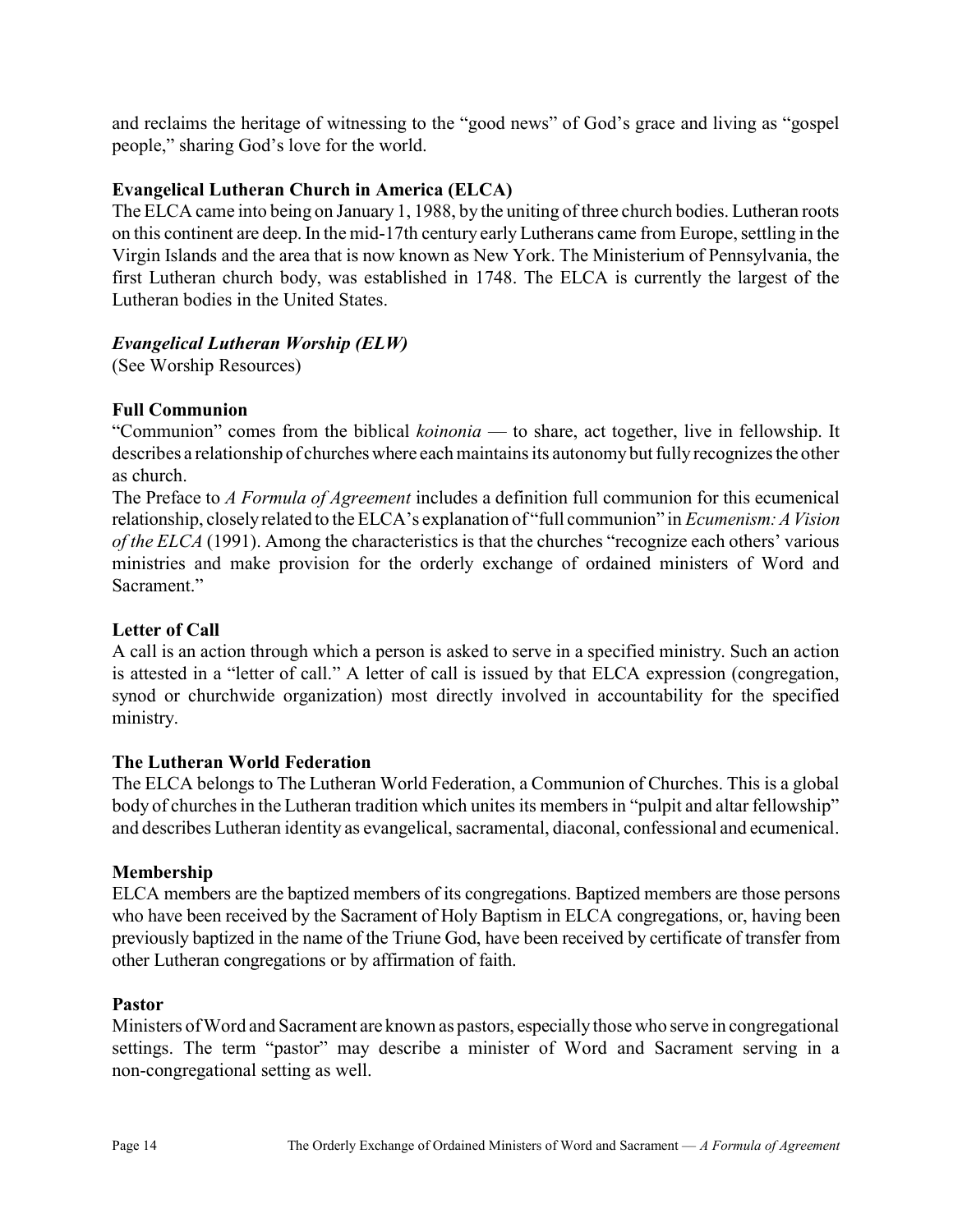and reclaims the heritage of witnessing to the "good news" of God's grace and living as "gospel people," sharing God's love for the world.

**Evangelical Lutheran Church in America (ELCA)**

The ELCA came into being on January 1, 1988, by the uniting of three church bodies. Lutheran roots on this continent are deep. In the mid-17th century early Lutherans came from Europe, settling in the Virgin Islands and the area that is now known as New York. The Ministerium of Pennsylvania, the first Lutheran church body, was established in 1748. The ELCA is currently the largest of the Lutheran bodies in the United States.

***Evangelical Lutheran Worship (ELW)***

(See Worship Resources)

**Full Communion**

"Communion" comes from the biblical *koinonia* — to share, act together, live in fellowship. It describes a relationship of churches where each maintains its autonomy but fully recognizes the other as church.

The Preface to *A Formula of Agreement* includes a definition full communion for this ecumenical relationship, closely related to the ELCA's explanation of "full communion" in *Ecumenism: A Vision of the ELCA* (1991). Among the characteristics is that the churches "recognize each others' various ministries and make provision for the orderly exchange of ordained ministers of Word and Sacrament."

**Letter of Call**

A call is an action through which a person is asked to serve in a specified ministry. Such an action is attested in a "letter of call." A letter of call is issued by that ELCA expression (congregation, synod or churchwide organization) most directly involved in accountability for the specified ministry.

**The Lutheran World Federation**

The ELCA belongs to The Lutheran World Federation, a Communion of Churches. This is a global body of churches in the Lutheran tradition which unites its members in "pulpit and altar fellowship" and describes Lutheran identity as evangelical, sacramental, diaconal, confessional and ecumenical.

**Membership**

ELCA members are the baptized members of its congregations. Baptized members are those persons who have been received by the Sacrament of Holy Baptism in ELCA congregations, or, having been previously baptized in the name of the Triune God, have been received by certificate of transfer from other Lutheran congregations or by affirmation of faith.

**Pastor**

Ministers of Word and Sacrament are known as pastors, especially those who serve in congregational settings. The term "pastor" may describe a minister of Word and Sacrament serving in a non-congregational setting as well.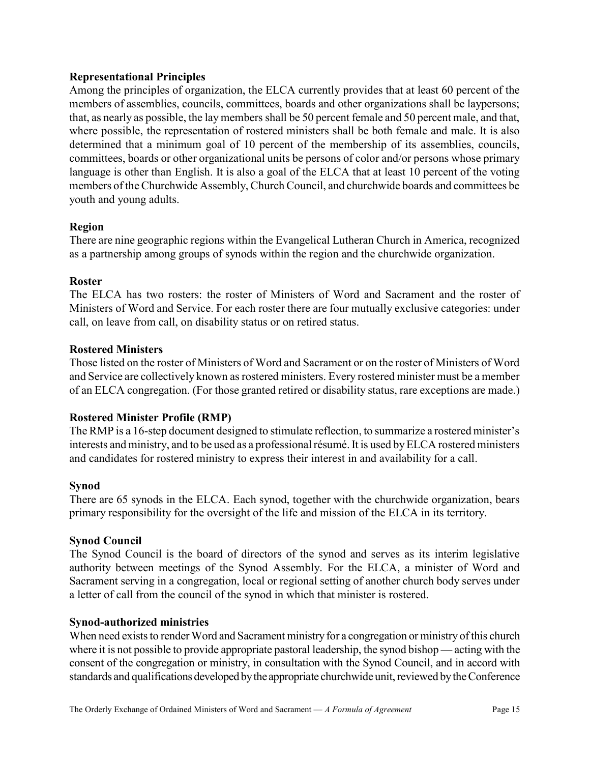**Representational Principles**

Among the principles of organization, the ELCA currently provides that at least 60 percent of the members of assemblies, councils, committees, boards and other organizations shall be laypersons; that, as nearly as possible, the lay members shall be 50 percent female and 50 percent male, and that, where possible, the representation of rostered ministers shall be both female and male. It is also determined that a minimum goal of 10 percent of the membership of its assemblies, councils, committees, boards or other organizational units be persons of color and/or persons whose primary language is other than English. It is also a goal of the ELCA that at least 10 percent of the voting members of the Churchwide Assembly, Church Council, and churchwide boards and committees be youth and young adults.

**Region**

There are nine geographic regions within the Evangelical Lutheran Church in America, recognized as a partnership among groups of synods within the region and the churchwide organization.

**Roster**

The ELCA has two rosters: the roster of Ministers of Word and Sacrament and the roster of Ministers of Word and Service. For each roster there are four mutually exclusive categories: under call, on leave from call, on disability status or on retired status.

**Rostered Ministers**

Those listed on the roster of Ministers of Word and Sacrament or on the roster of Ministers of Word and Service are collectively known as rostered ministers. Every rostered minister must be a member of an ELCA congregation. (For those granted retired or disability status, rare exceptions are made.)

**Rostered Minister Profile (RMP)**

The RMP is a 16-step document designed to stimulate reflection, to summarize a rostered minister's interests and ministry, and to be used as a professional résumé. It is used by ELCA rostered ministers and candidates for rostered ministry to express their interest in and availability for a call.

**Synod**

There are 65 synods in the ELCA. Each synod, together with the churchwide organization, bears primary responsibility for the oversight of the life and mission of the ELCA in its territory.

**Synod Council**

The Synod Council is the board of directors of the synod and serves as its interim legislative authority between meetings of the Synod Assembly. For the ELCA, a minister of Word and Sacrament serving in a congregation, local or regional setting of another church body serves under a letter of call from the council of the synod in which that minister is rostered.

**Synod-authorized ministries**

When need exists to render Word and Sacrament ministry for a congregation or ministry of this church where it is not possible to provide appropriate pastoral leadership, the synod bishop — acting with the consent of the congregation or ministry, in consultation with the Synod Council, and in accord with standards and qualifications developed by the appropriate churchwide unit, reviewed by the Conference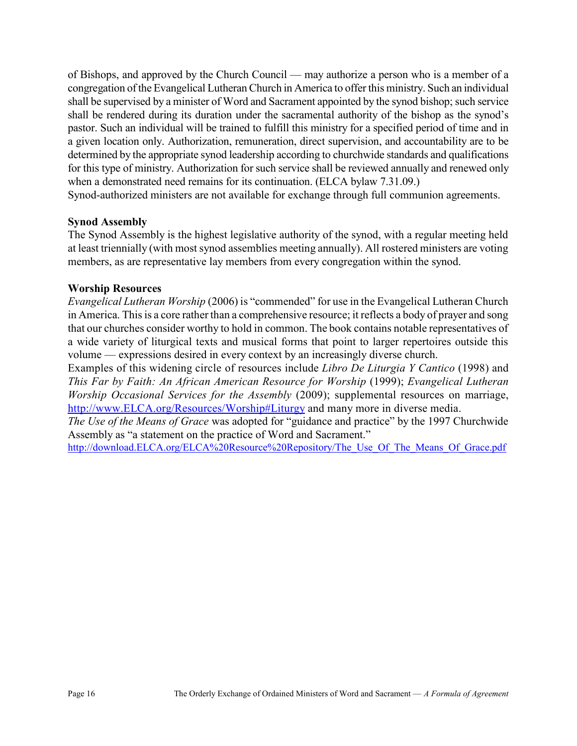of Bishops, and approved by the Church Council — may authorize a person who is a member of a congregation of the Evangelical Lutheran Church in America to offer this ministry. Such an individual shall be supervised by a minister of Word and Sacrament appointed by the synod bishop; such service shall be rendered during its duration under the sacramental authority of the bishop as the synod's pastor. Such an individual will be trained to fulfill this ministry for a specified period of time and in a given location only. Authorization, remuneration, direct supervision, and accountability are to be determined by the appropriate synod leadership according to churchwide standards and qualifications for this type of ministry. Authorization for such service shall be reviewed annually and renewed only when a demonstrated need remains for its continuation. (ELCA bylaw 7.31.09.)

Synod-authorized ministers are not available for exchange through full communion agreements.

**Synod Assembly**

The Synod Assembly is the highest legislative authority of the synod, with a regular meeting held at least triennially (with most synod assemblies meeting annually). All rostered ministers are voting members, as are representative lay members from every congregation within the synod.

**Worship Resources**

*Evangelical Lutheran Worship* (2006) is "commended" for use in the Evangelical Lutheran Church in America. This is a core rather than a comprehensive resource; it reflects a body of prayer and song that our churches consider worthy to hold in common. The book contains notable representatives of a wide variety of liturgical texts and musical forms that point to larger repertoires outside this volume — expressions desired in every context by an increasingly diverse church.

Examples of this widening circle of resources include *Libro De Liturgia Y Cantico* (1998) and *This Far by Faith: An African American Resource for Worship* (1999); *Evangelical Lutheran Worship Occasional Services for the Assembly* (2009); supplemental resources on marriage, http://www.ELCA.org/Resources/Worship#Liturgy and many more in diverse media.

*The Use of the Means of Grace* was adopted for "guidance and practice" by the 1997 Churchwide Assembly as "a statement on the practice of Word and Sacrament."

http://download.ELCA.org/ELCA%20Resource%20Repository/The_Use_Of_The_Means_Of_Grace.pdf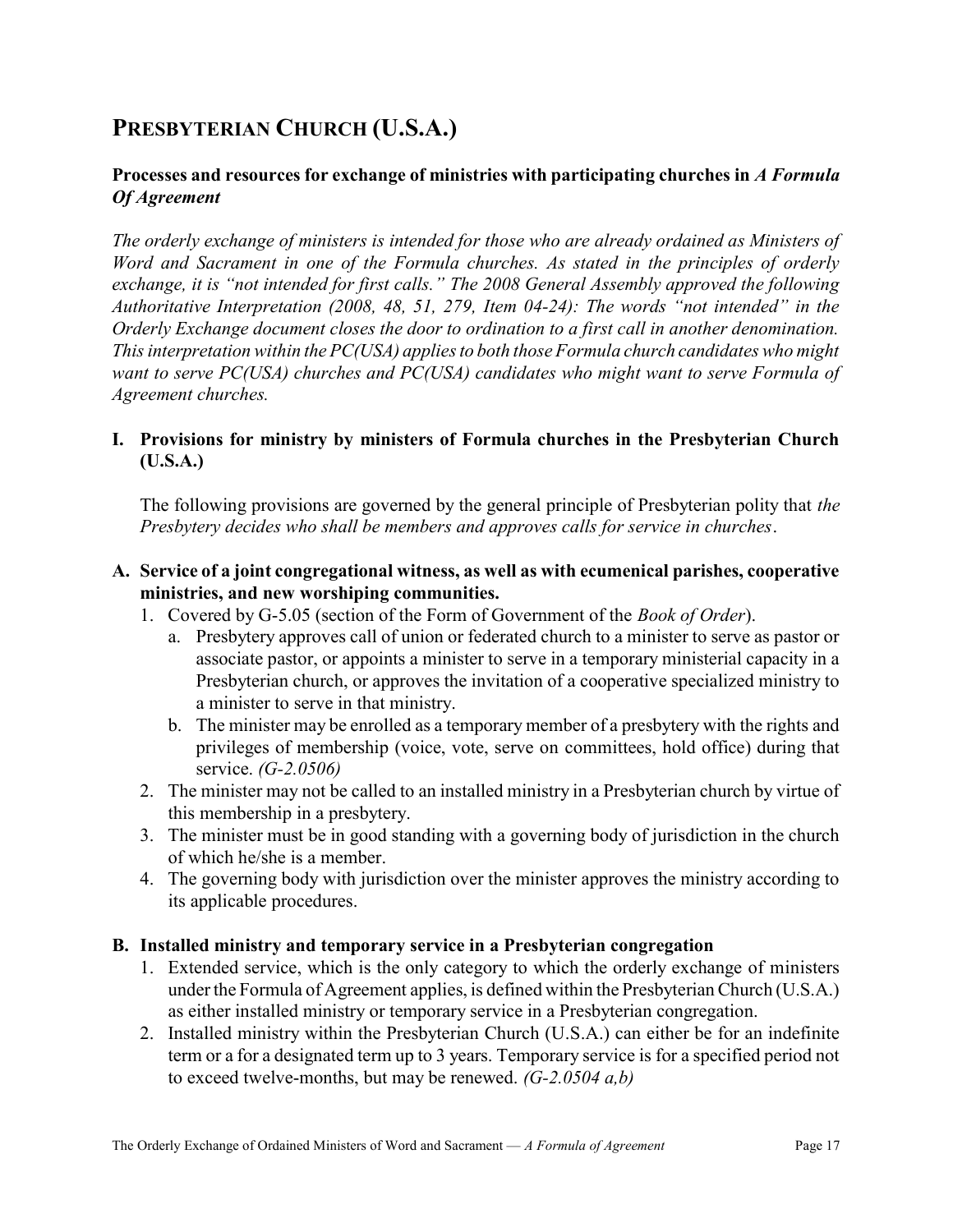# Presbyterian Church (U.S.A.)

### Processes and resources for exchange of ministries with participating churches in *A Formula Of Agreement*

*The orderly exchange of ministers is intended for those who are already ordained as Ministers of Word and Sacrament in one of the Formula churches. As stated in the principles of orderly exchange, it is "not intended for first calls." The 2008 General Assembly approved the following Authoritative Interpretation (2008, 48, 51, 279, Item 04-24): The words "not intended" in the Orderly Exchange document closes the door to ordination to a first call in another denomination. This interpretation within the PC(USA) applies to both those Formula church candidates who might want to serve PC(USA) churches and PC(USA) candidates who might want to serve Formula of Agreement churches.*

### I. Provisions for ministry by ministers of Formula churches in the Presbyterian Church (U.S.A.)

The following provisions are governed by the general principle of Presbyterian polity that *the Presbytery decides who shall be members and approves calls for service in churches*.

### A. Service of a joint congregational witness, as well as with ecumenical parishes, cooperative ministries, and new worshiping communities.

1. Covered by G-5.05 (section of the Form of Government of the *Book of Order*).
   a. Presbytery approves call of union or federated church to a minister to serve as pastor or associate pastor, or appoints a minister to serve in a temporary ministerial capacity in a Presbyterian church, or approves the invitation of a cooperative specialized ministry to a minister to serve in that ministry.
   b. The minister may be enrolled as a temporary member of a presbytery with the rights and privileges of membership (voice, vote, serve on committees, hold office) during that service. *(G-2.0506)*
2. The minister may not be called to an installed ministry in a Presbyterian church by virtue of this membership in a presbytery.
3. The minister must be in good standing with a governing body of jurisdiction in the church of which he/she is a member.
4. The governing body with jurisdiction over the minister approves the ministry according to its applicable procedures.

### B. Installed ministry and temporary service in a Presbyterian congregation

1. Extended service, which is the only category to which the orderly exchange of ministers under the Formula of Agreement applies, is defined within the Presbyterian Church (U.S.A.) as either installed ministry or temporary service in a Presbyterian congregation.
2. Installed ministry within the Presbyterian Church (U.S.A.) can either be for an indefinite term or a for a designated term up to 3 years. Temporary service is for a specified period not to exceed twelve-months, but may be renewed. *(G-2.0504 a,b)*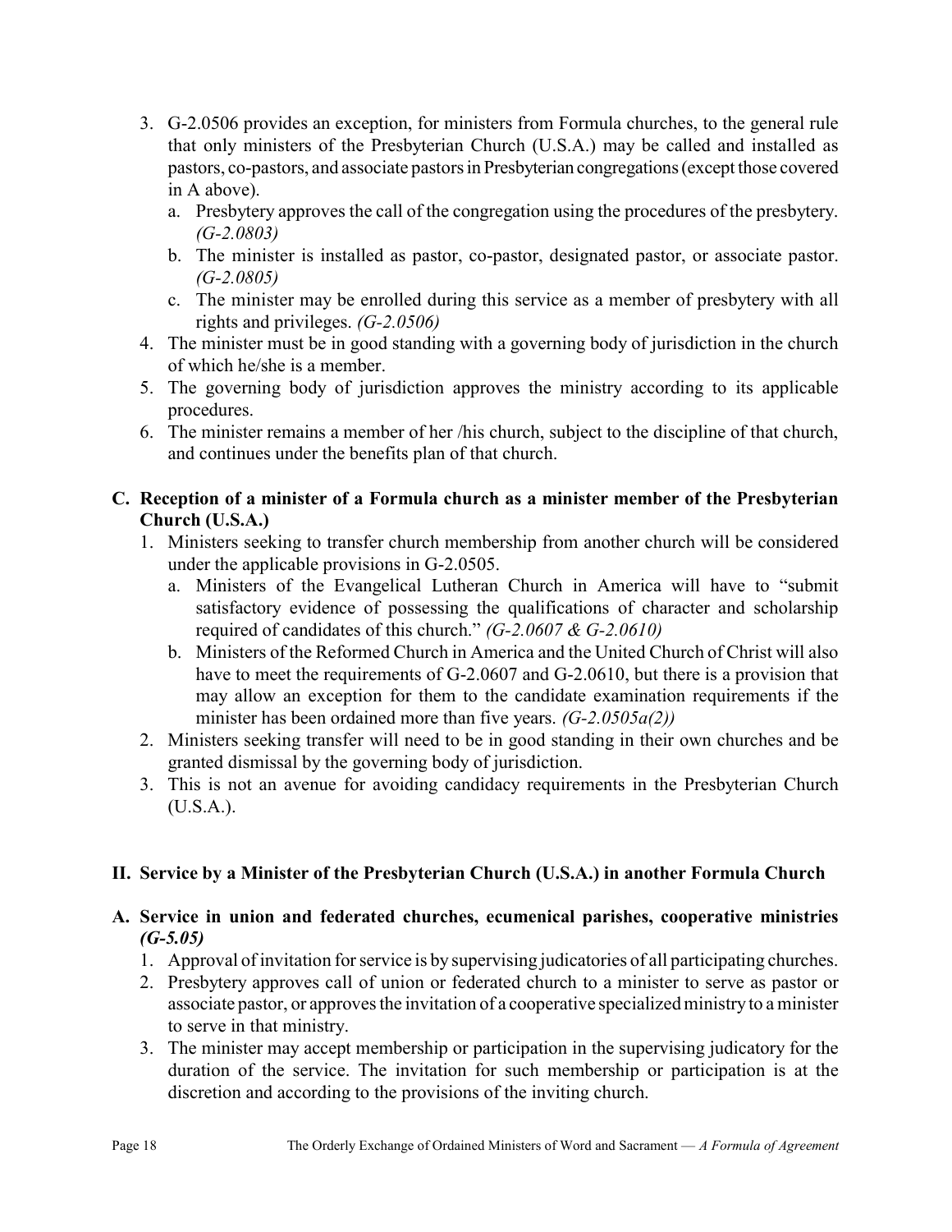3. G-2.0506 provides an exception, for ministers from Formula churches, to the general rule that only ministers of the Presbyterian Church (U.S.A.) may be called and installed as pastors, co-pastors, and associate pastors in Presbyterian congregations (except those covered in A above).
   a. Presbytery approves the call of the congregation using the procedures of the presbytery. *(G-2.0803)*
   b. The minister is installed as pastor, co-pastor, designated pastor, or associate pastor. *(G-2.0805)*
   c. The minister may be enrolled during this service as a member of presbytery with all rights and privileges. *(G-2.0506)*
4. The minister must be in good standing with a governing body of jurisdiction in the church of which he/she is a member.
5. The governing body of jurisdiction approves the ministry according to its applicable procedures.
6. The minister remains a member of her /his church, subject to the discipline of that church, and continues under the benefits plan of that church.

### C. Reception of a minister of a Formula church as a minister member of the Presbyterian Church (U.S.A.)

1. Ministers seeking to transfer church membership from another church will be considered under the applicable provisions in G-2.0505.
   a. Ministers of the Evangelical Lutheran Church in America will have to "submit satisfactory evidence of possessing the qualifications of character and scholarship required of candidates of this church." *(G-2.0607 & G-2.0610)*
   b. Ministers of the Reformed Church in America and the United Church of Christ will also have to meet the requirements of G-2.0607 and G-2.0610, but there is a provision that may allow an exception for them to the candidate examination requirements if the minister has been ordained more than five years. *(G-2.0505a(2))*
2. Ministers seeking transfer will need to be in good standing in their own churches and be granted dismissal by the governing body of jurisdiction.
3. This is not an avenue for avoiding candidacy requirements in the Presbyterian Church (U.S.A.).

## II. Service by a Minister of the Presbyterian Church (U.S.A.) in another Formula Church

### A. Service in union and federated churches, ecumenical parishes, cooperative ministries *(G-5.05)*

1. Approval of invitation for service is by supervising judicatories of all participating churches.
2. Presbytery approves call of union or federated church to a minister to serve as pastor or associate pastor, or approves the invitation of a cooperative specialized ministry to a minister to serve in that ministry.
3. The minister may accept membership or participation in the supervising judicatory for the duration of the service. The invitation for such membership or participation is at the discretion and according to the provisions of the inviting church.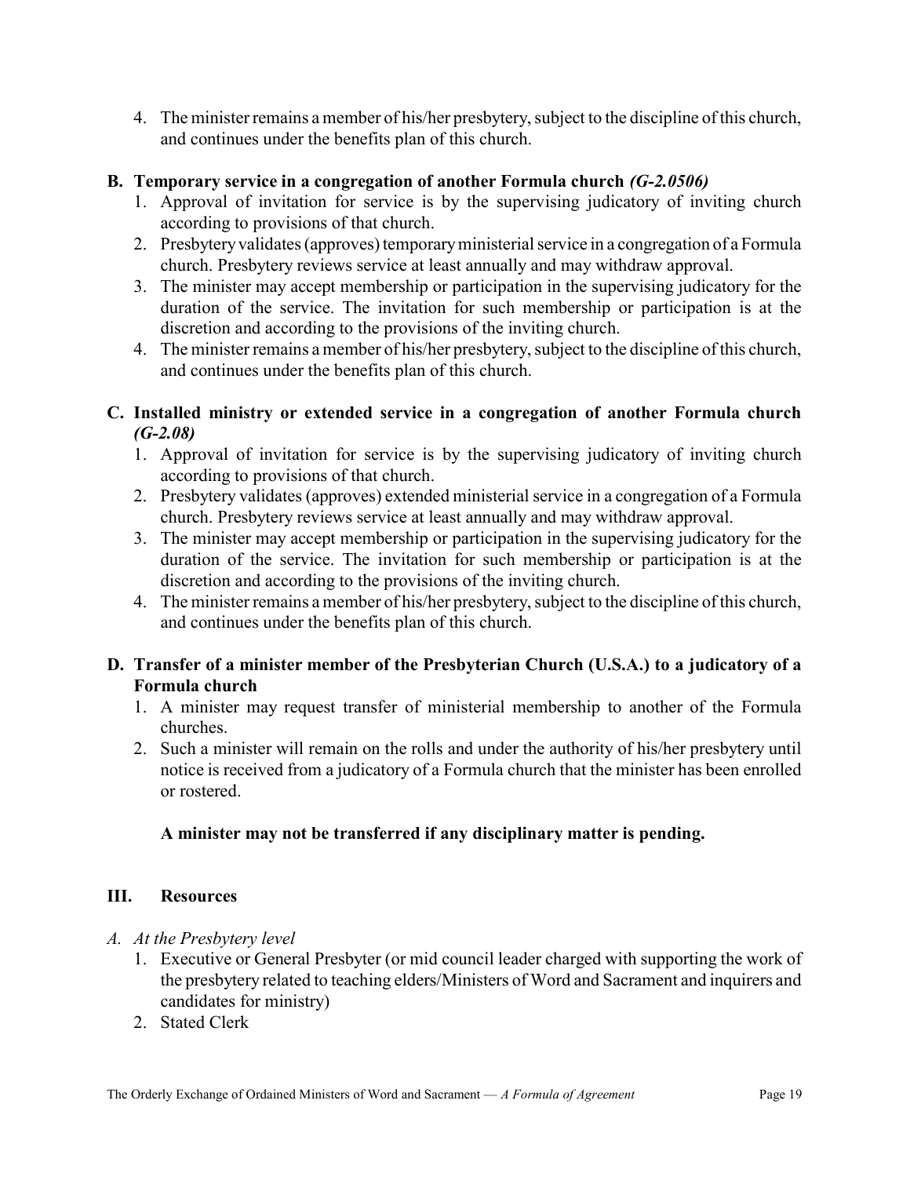4. The minister remains a member of his/her presbytery, subject to the discipline of this church, and continues under the benefits plan of this church.

### B. Temporary service in a congregation of another Formula church *(G-2.0506)*

1. Approval of invitation for service is by the supervising judicatory of inviting church according to provisions of that church.
2. Presbytery validates (approves) temporary ministerial service in a congregation of a Formula church. Presbytery reviews service at least annually and may withdraw approval.
3. The minister may accept membership or participation in the supervising judicatory for the duration of the service. The invitation for such membership or participation is at the discretion and according to the provisions of the inviting church.
4. The minister remains a member of his/her presbytery, subject to the discipline of this church, and continues under the benefits plan of this church.

### C. Installed ministry or extended service in a congregation of another Formula church *(G-2.08)*

1. Approval of invitation for service is by the supervising judicatory of inviting church according to provisions of that church.
2. Presbytery validates (approves) extended ministerial service in a congregation of a Formula church. Presbytery reviews service at least annually and may withdraw approval.
3. The minister may accept membership or participation in the supervising judicatory for the duration of the service. The invitation for such membership or participation is at the discretion and according to the provisions of the inviting church.
4. The minister remains a member of his/her presbytery, subject to the discipline of this church, and continues under the benefits plan of this church.

### D. Transfer of a minister member of the Presbyterian Church (U.S.A.) to a judicatory of a Formula church

1. A minister may request transfer of ministerial membership to another of the Formula churches.
2. Such a minister will remain on the rolls and under the authority of his/her presbytery until notice is received from a judicatory of a Formula church that the minister has been enrolled or rostered.

**A minister may not be transferred if any disciplinary matter is pending.**

## III. Resources

*A. At the Presbytery level*

1. Executive or General Presbyter (or mid council leader charged with supporting the work of the presbytery related to teaching elders/Ministers of Word and Sacrament and inquirers and candidates for ministry)
2. Stated Clerk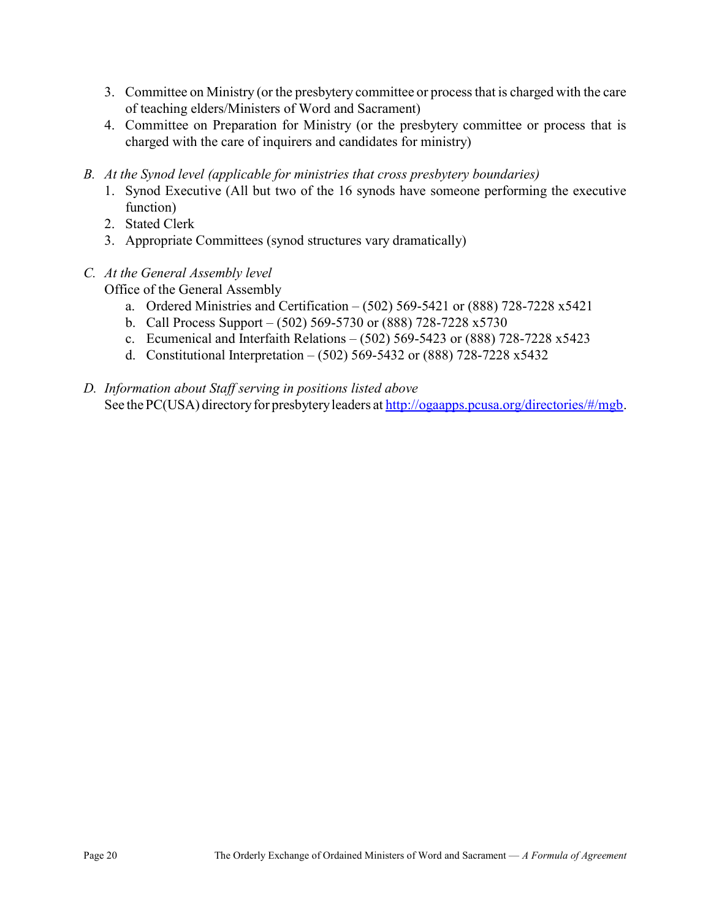3. Committee on Ministry (or the presbytery committee or process that is charged with the care of teaching elders/Ministers of Word and Sacrament)
4. Committee on Preparation for Ministry (or the presbytery committee or process that is charged with the care of inquirers and candidates for ministry)

*B. At the Synod level (applicable for ministries that cross presbytery boundaries)*

1. Synod Executive (All but two of the 16 synods have someone performing the executive function)
2. Stated Clerk
3. Appropriate Committees (synod structures vary dramatically)

*C. At the General Assembly level*

Office of the General Assembly

a. Ordered Ministries and Certification – (502) 569-5421 or (888) 728-7228 x5421
b. Call Process Support – (502) 569-5730 or (888) 728-7228 x5730
c. Ecumenical and Interfaith Relations – (502) 569-5423 or (888) 728-7228 x5423
d. Constitutional Interpretation – (502) 569-5432 or (888) 728-7228 x5432

*D. Information about Staff serving in positions listed above*

See the PC(USA) directory for presbytery leaders at [http://ogaapps.pcusa.org/directories/#/mgb](http://ogaapps.pcusa.org/directories/#/mgb).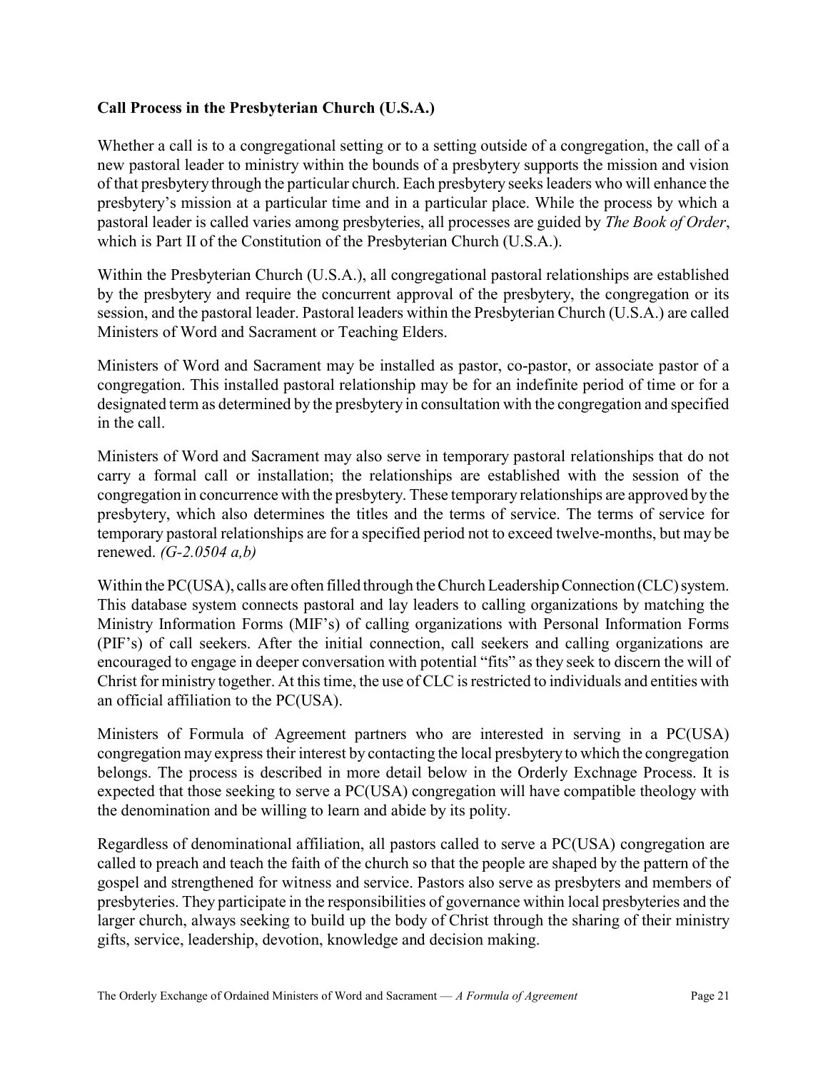**Call Process in the Presbyterian Church (U.S.A.)**

Whether a call is to a congregational setting or to a setting outside of a congregation, the call of a new pastoral leader to ministry within the bounds of a presbytery supports the mission and vision of that presbytery through the particular church. Each presbytery seeks leaders who will enhance the presbytery's mission at a particular time and in a particular place. While the process by which a pastoral leader is called varies among presbyteries, all processes are guided by *The Book of Order*, which is Part II of the Constitution of the Presbyterian Church (U.S.A.).

Within the Presbyterian Church (U.S.A.), all congregational pastoral relationships are established by the presbytery and require the concurrent approval of the presbytery, the congregation or its session, and the pastoral leader. Pastoral leaders within the Presbyterian Church (U.S.A.) are called Ministers of Word and Sacrament or Teaching Elders.

Ministers of Word and Sacrament may be installed as pastor, co-pastor, or associate pastor of a congregation. This installed pastoral relationship may be for an indefinite period of time or for a designated term as determined by the presbytery in consultation with the congregation and specified in the call.

Ministers of Word and Sacrament may also serve in temporary pastoral relationships that do not carry a formal call or installation; the relationships are established with the session of the congregation in concurrence with the presbytery. These temporary relationships are approved by the presbytery, which also determines the titles and the terms of service. The terms of service for temporary pastoral relationships are for a specified period not to exceed twelve-months, but may be renewed. *(G-2.0504 a,b)*

Within the PC(USA), calls are often filled through the Church Leadership Connection (CLC) system. This database system connects pastoral and lay leaders to calling organizations by matching the Ministry Information Forms (MIF's) of calling organizations with Personal Information Forms (PIF's) of call seekers. After the initial connection, call seekers and calling organizations are encouraged to engage in deeper conversation with potential "fits" as they seek to discern the will of Christ for ministry together. At this time, the use of CLC is restricted to individuals and entities with an official affiliation to the PC(USA).

Ministers of Formula of Agreement partners who are interested in serving in a PC(USA) congregation may express their interest by contacting the local presbytery to which the congregation belongs. The process is described in more detail below in the Orderly Exchnage Process. It is expected that those seeking to serve a PC(USA) congregation will have compatible theology with the denomination and be willing to learn and abide by its polity.

Regardless of denominational affiliation, all pastors called to serve a PC(USA) congregation are called to preach and teach the faith of the church so that the people are shaped by the pattern of the gospel and strengthened for witness and service. Pastors also serve as presbyters and members of presbyteries. They participate in the responsibilities of governance within local presbyteries and the larger church, always seeking to build up the body of Christ through the sharing of their ministry gifts, service, leadership, devotion, knowledge and decision making.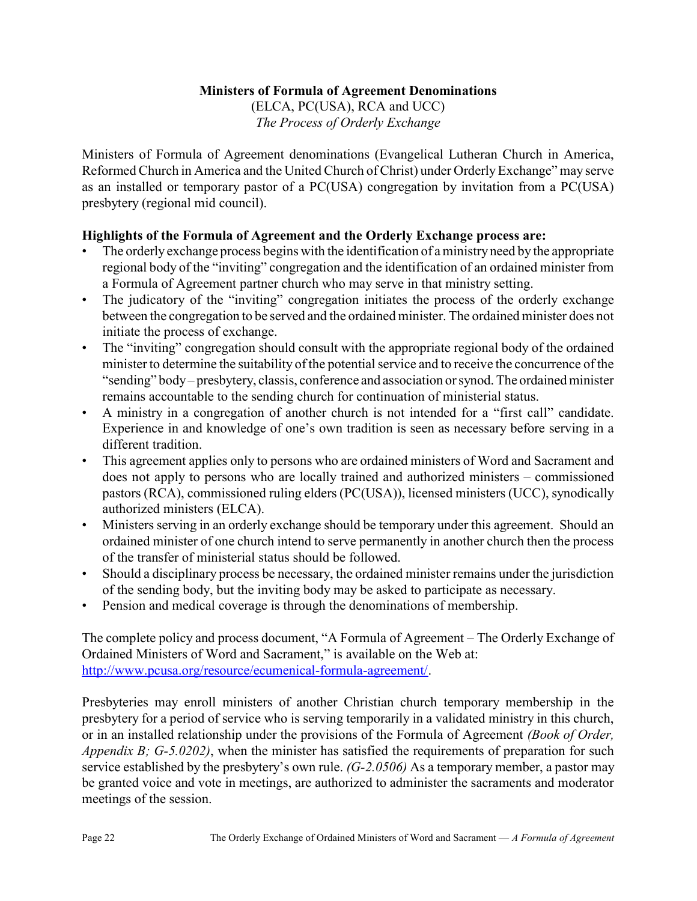**Ministers of Formula of Agreement Denominations**
(ELCA, PC(USA), RCA and UCC)
*The Process of Orderly Exchange*

Ministers of Formula of Agreement denominations (Evangelical Lutheran Church in America, Reformed Church in America and the United Church of Christ) under Orderly Exchange" may serve as an installed or temporary pastor of a PC(USA) congregation by invitation from a PC(USA) presbytery (regional mid council).

**Highlights of the Formula of Agreement and the Orderly Exchange process are:**

- The orderly exchange process begins with the identification of a ministry need by the appropriate regional body of the "inviting" congregation and the identification of an ordained minister from a Formula of Agreement partner church who may serve in that ministry setting.
- The judicatory of the "inviting" congregation initiates the process of the orderly exchange between the congregation to be served and the ordained minister. The ordained minister does not initiate the process of exchange.
- The "inviting" congregation should consult with the appropriate regional body of the ordained minister to determine the suitability of the potential service and to receive the concurrence of the "sending" body – presbytery, classis, conference and association or synod. The ordained minister remains accountable to the sending church for continuation of ministerial status.
- A ministry in a congregation of another church is not intended for a "first call" candidate. Experience in and knowledge of one's own tradition is seen as necessary before serving in a different tradition.
- This agreement applies only to persons who are ordained ministers of Word and Sacrament and does not apply to persons who are locally trained and authorized ministers – commissioned pastors (RCA), commissioned ruling elders (PC(USA)), licensed ministers (UCC), synodically authorized ministers (ELCA).
- Ministers serving in an orderly exchange should be temporary under this agreement. Should an ordained minister of one church intend to serve permanently in another church then the process of the transfer of ministerial status should be followed.
- Should a disciplinary process be necessary, the ordained minister remains under the jurisdiction of the sending body, but the inviting body may be asked to participate as necessary.
- Pension and medical coverage is through the denominations of membership.

The complete policy and process document, "A Formula of Agreement – The Orderly Exchange of Ordained Ministers of Word and Sacrament," is available on the Web at: http://www.pcusa.org/resource/ecumenical-formula-agreement/.

Presbyteries may enroll ministers of another Christian church temporary membership in the presbytery for a period of service who is serving temporarily in a validated ministry in this church, or in an installed relationship under the provisions of the Formula of Agreement *(Book of Order, Appendix B; G-5.0202)*, when the minister has satisfied the requirements of preparation for such service established by the presbytery's own rule. *(G-2.0506)* As a temporary member, a pastor may be granted voice and vote in meetings, are authorized to administer the sacraments and moderator meetings of the session.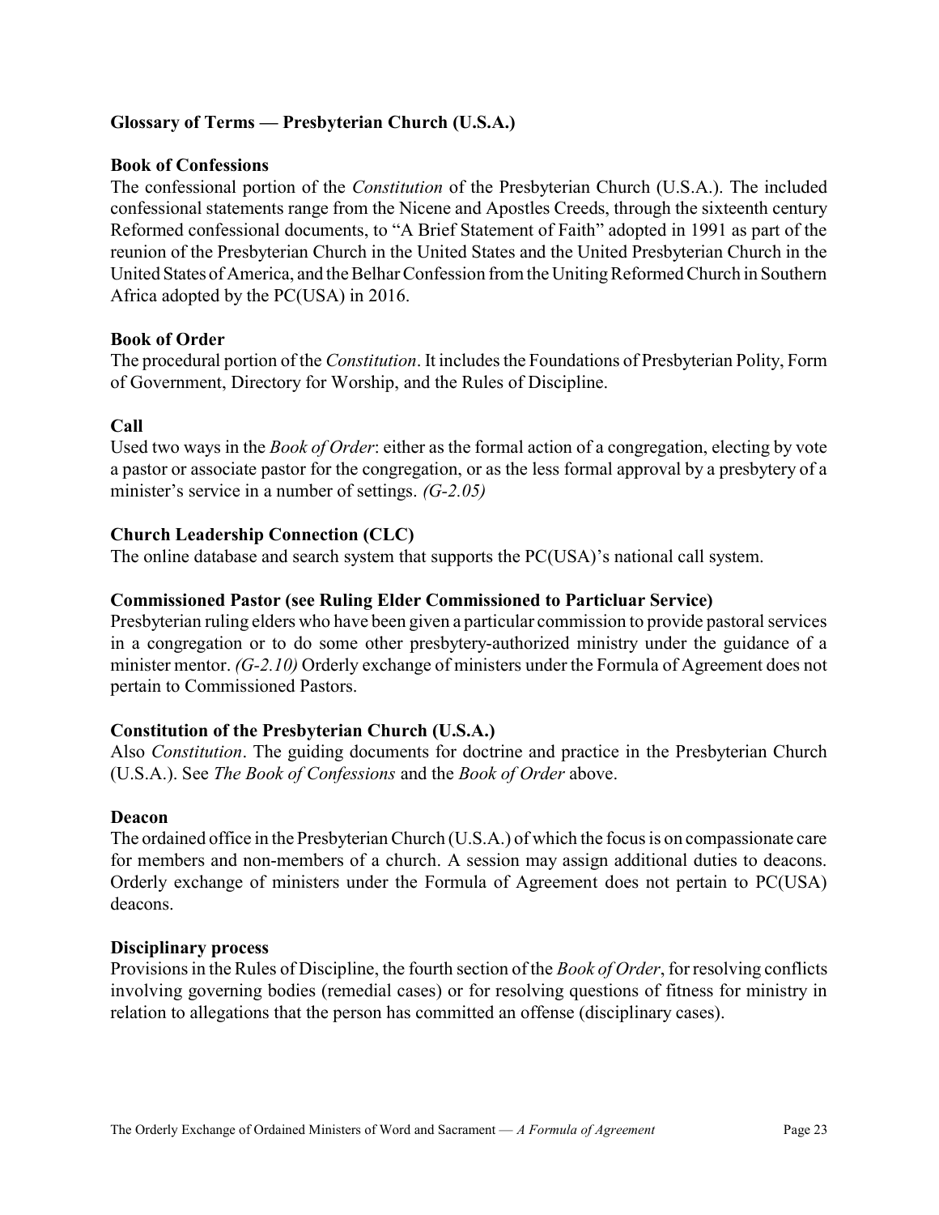**Glossary of Terms — Presbyterian Church (U.S.A.)**

**Book of Confessions**

The confessional portion of the *Constitution* of the Presbyterian Church (U.S.A.). The included confessional statements range from the Nicene and Apostles Creeds, through the sixteenth century Reformed confessional documents, to "A Brief Statement of Faith" adopted in 1991 as part of the reunion of the Presbyterian Church in the United States and the United Presbyterian Church in the United States of America, and the Belhar Confession from the Uniting Reformed Church in Southern Africa adopted by the PC(USA) in 2016.

**Book of Order**

The procedural portion of the *Constitution*. It includes the Foundations of Presbyterian Polity, Form of Government, Directory for Worship, and the Rules of Discipline.

**Call**

Used two ways in the *Book of Order*: either as the formal action of a congregation, electing by vote a pastor or associate pastor for the congregation, or as the less formal approval by a presbytery of a minister's service in a number of settings. *(G-2.05)*

**Church Leadership Connection (CLC)**

The online database and search system that supports the PC(USA)'s national call system.

**Commissioned Pastor (see Ruling Elder Commissioned to Particluar Service)**

Presbyterian ruling elders who have been given a particular commission to provide pastoral services in a congregation or to do some other presbytery-authorized ministry under the guidance of a minister mentor. *(G-2.10)* Orderly exchange of ministers under the Formula of Agreement does not pertain to Commissioned Pastors.

**Constitution of the Presbyterian Church (U.S.A.)**

Also *Constitution*. The guiding documents for doctrine and practice in the Presbyterian Church (U.S.A.). See *The Book of Confessions* and the *Book of Order* above.

**Deacon**

The ordained office in the Presbyterian Church (U.S.A.) of which the focus is on compassionate care for members and non-members of a church. A session may assign additional duties to deacons. Orderly exchange of ministers under the Formula of Agreement does not pertain to PC(USA) deacons.

**Disciplinary process**

Provisions in the Rules of Discipline, the fourth section of the *Book of Order*, for resolving conflicts involving governing bodies (remedial cases) or for resolving questions of fitness for ministry in relation to allegations that the person has committed an offense (disciplinary cases).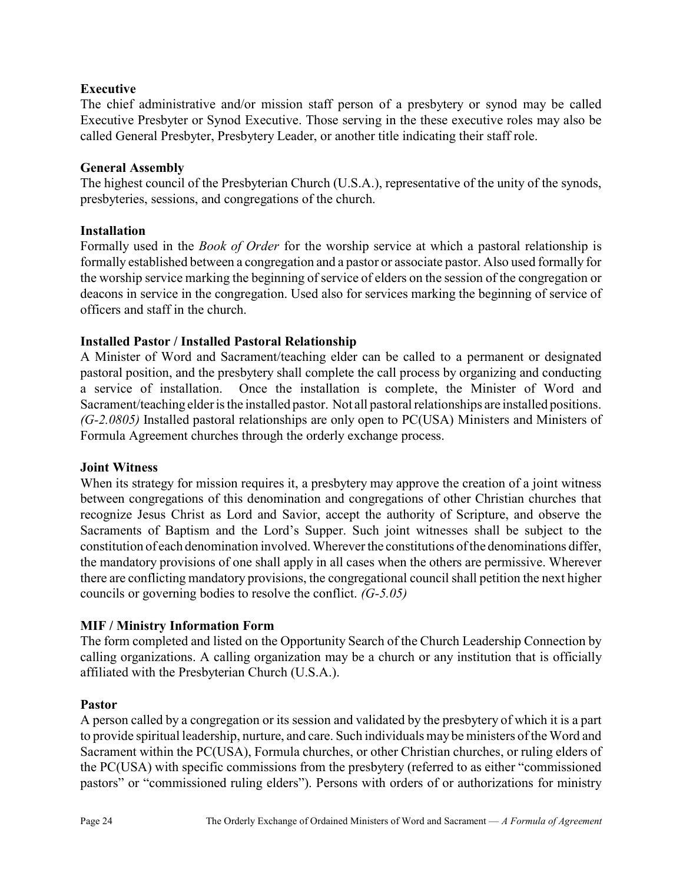**Executive**
The chief administrative and/or mission staff person of a presbytery or synod may be called Executive Presbyter or Synod Executive. Those serving in the these executive roles may also be called General Presbyter, Presbytery Leader, or another title indicating their staff role.

**General Assembly**
The highest council of the Presbyterian Church (U.S.A.), representative of the unity of the synods, presbyteries, sessions, and congregations of the church.

**Installation**
Formally used in the *Book of Order* for the worship service at which a pastoral relationship is formally established between a congregation and a pastor or associate pastor. Also used formally for the worship service marking the beginning of service of elders on the session of the congregation or deacons in service in the congregation. Used also for services marking the beginning of service of officers and staff in the church.

**Installed Pastor / Installed Pastoral Relationship**
A Minister of Word and Sacrament/teaching elder can be called to a permanent or designated pastoral position, and the presbytery shall complete the call process by organizing and conducting a service of installation. Once the installation is complete, the Minister of Word and Sacrament/teaching elder is the installed pastor. Not all pastoral relationships are installed positions. *(G-2.0805)* Installed pastoral relationships are only open to PC(USA) Ministers and Ministers of Formula Agreement churches through the orderly exchange process.

**Joint Witness**
When its strategy for mission requires it, a presbytery may approve the creation of a joint witness between congregations of this denomination and congregations of other Christian churches that recognize Jesus Christ as Lord and Savior, accept the authority of Scripture, and observe the Sacraments of Baptism and the Lord's Supper. Such joint witnesses shall be subject to the constitution of each denomination involved. Wherever the constitutions of the denominations differ, the mandatory provisions of one shall apply in all cases when the others are permissive. Wherever there are conflicting mandatory provisions, the congregational council shall petition the next higher councils or governing bodies to resolve the conflict. *(G-5.05)*

**MIF / Ministry Information Form**
The form completed and listed on the Opportunity Search of the Church Leadership Connection by calling organizations. A calling organization may be a church or any institution that is officially affiliated with the Presbyterian Church (U.S.A.).

**Pastor**
A person called by a congregation or its session and validated by the presbytery of which it is a part to provide spiritual leadership, nurture, and care. Such individuals may be ministers of the Word and Sacrament within the PC(USA), Formula churches, or other Christian churches, or ruling elders of the PC(USA) with specific commissions from the presbytery (referred to as either "commissioned pastors" or "commissioned ruling elders"). Persons with orders of or authorizations for ministry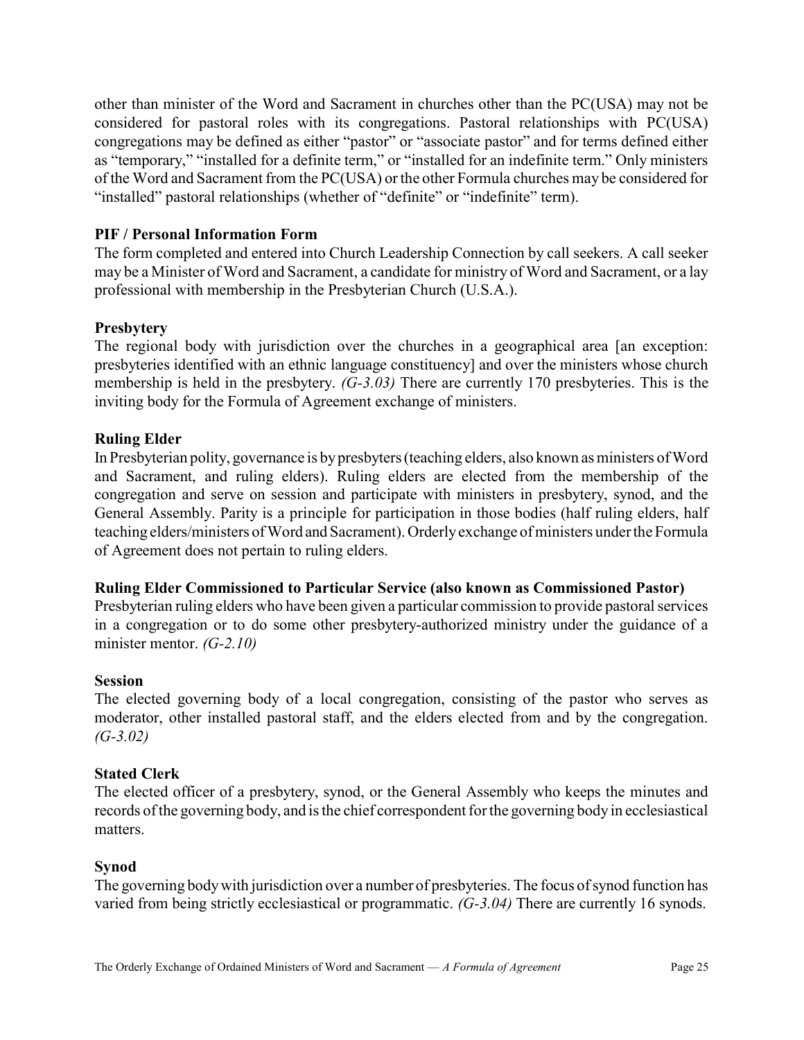other than minister of the Word and Sacrament in churches other than the PC(USA) may not be considered for pastoral roles with its congregations. Pastoral relationships with PC(USA) congregations may be defined as either "pastor" or "associate pastor" and for terms defined either as "temporary," "installed for a definite term," or "installed for an indefinite term." Only ministers of the Word and Sacrament from the PC(USA) or the other Formula churches may be considered for "installed" pastoral relationships (whether of "definite" or "indefinite" term).

**PIF / Personal Information Form**
The form completed and entered into Church Leadership Connection by call seekers. A call seeker may be a Minister of Word and Sacrament, a candidate for ministry of Word and Sacrament, or a lay professional with membership in the Presbyterian Church (U.S.A.).

**Presbytery**
The regional body with jurisdiction over the churches in a geographical area [an exception: presbyteries identified with an ethnic language constituency] and over the ministers whose church membership is held in the presbytery. *(G-3.03)* There are currently 170 presbyteries. This is the inviting body for the Formula of Agreement exchange of ministers.

**Ruling Elder**
In Presbyterian polity, governance is by presbyters (teaching elders, also known as ministers of Word and Sacrament, and ruling elders). Ruling elders are elected from the membership of the congregation and serve on session and participate with ministers in presbytery, synod, and the General Assembly. Parity is a principle for participation in those bodies (half ruling elders, half teaching elders/ministers of Word and Sacrament). Orderly exchange of ministers under the Formula of Agreement does not pertain to ruling elders.

**Ruling Elder Commissioned to Particular Service (also known as Commissioned Pastor)**
Presbyterian ruling elders who have been given a particular commission to provide pastoral services in a congregation or to do some other presbytery-authorized ministry under the guidance of a minister mentor. *(G-2.10)*

**Session**
The elected governing body of a local congregation, consisting of the pastor who serves as moderator, other installed pastoral staff, and the elders elected from and by the congregation. *(G-3.02)*

**Stated Clerk**
The elected officer of a presbytery, synod, or the General Assembly who keeps the minutes and records of the governing body, and is the chief correspondent for the governing body in ecclesiastical matters.

**Synod**
The governing body with jurisdiction over a number of presbyteries. The focus of synod function has varied from being strictly ecclesiastical or programmatic. *(G-3.04)* There are currently 16 synods.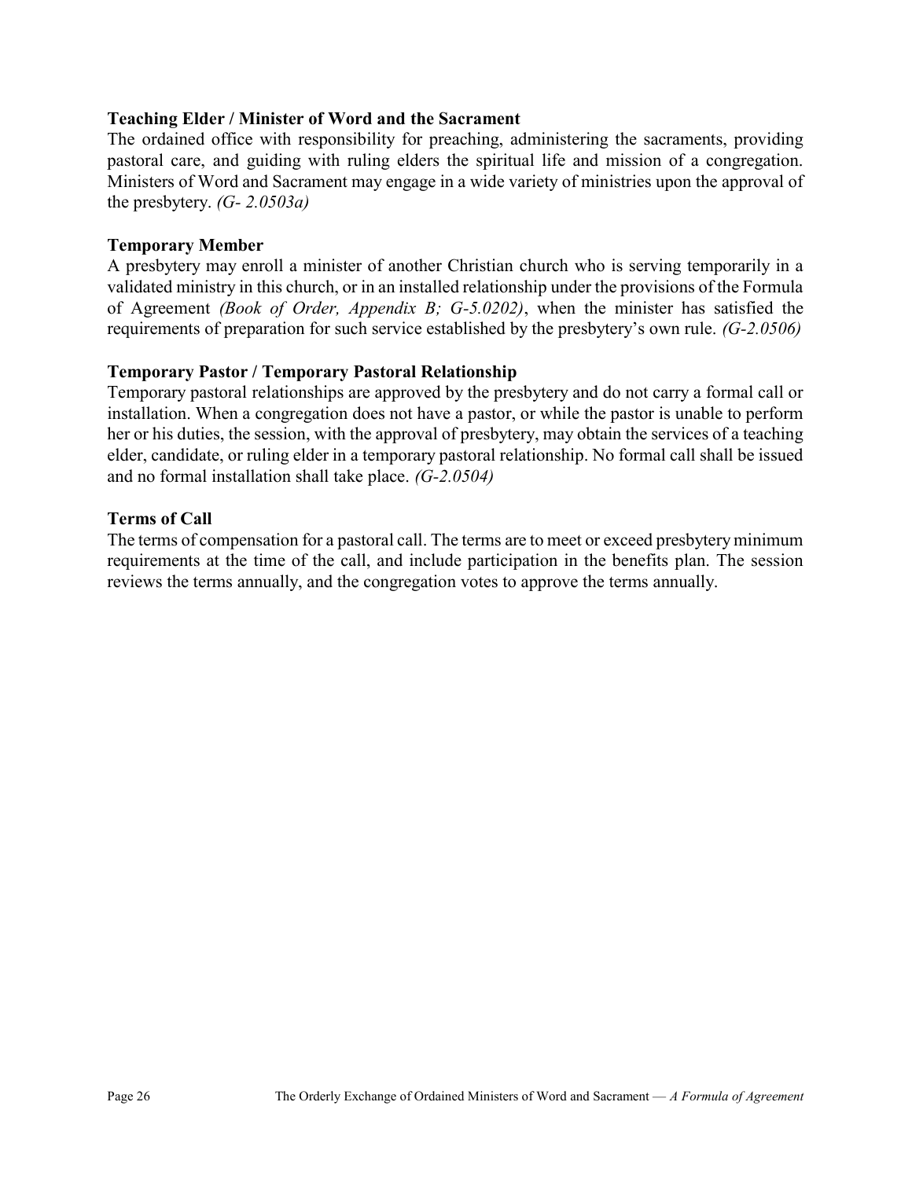**Teaching Elder / Minister of Word and the Sacrament**

The ordained office with responsibility for preaching, administering the sacraments, providing pastoral care, and guiding with ruling elders the spiritual life and mission of a congregation. Ministers of Word and Sacrament may engage in a wide variety of ministries upon the approval of the presbytery. *(G- 2.0503a)*

**Temporary Member**

A presbytery may enroll a minister of another Christian church who is serving temporarily in a validated ministry in this church, or in an installed relationship under the provisions of the Formula of Agreement *(Book of Order, Appendix B; G-5.0202)*, when the minister has satisfied the requirements of preparation for such service established by the presbytery's own rule. *(G-2.0506)*

**Temporary Pastor / Temporary Pastoral Relationship**

Temporary pastoral relationships are approved by the presbytery and do not carry a formal call or installation. When a congregation does not have a pastor, or while the pastor is unable to perform her or his duties, the session, with the approval of presbytery, may obtain the services of a teaching elder, candidate, or ruling elder in a temporary pastoral relationship. No formal call shall be issued and no formal installation shall take place. *(G-2.0504)*

**Terms of Call**

The terms of compensation for a pastoral call. The terms are to meet or exceed presbytery minimum requirements at the time of the call, and include participation in the benefits plan. The session reviews the terms annually, and the congregation votes to approve the terms annually.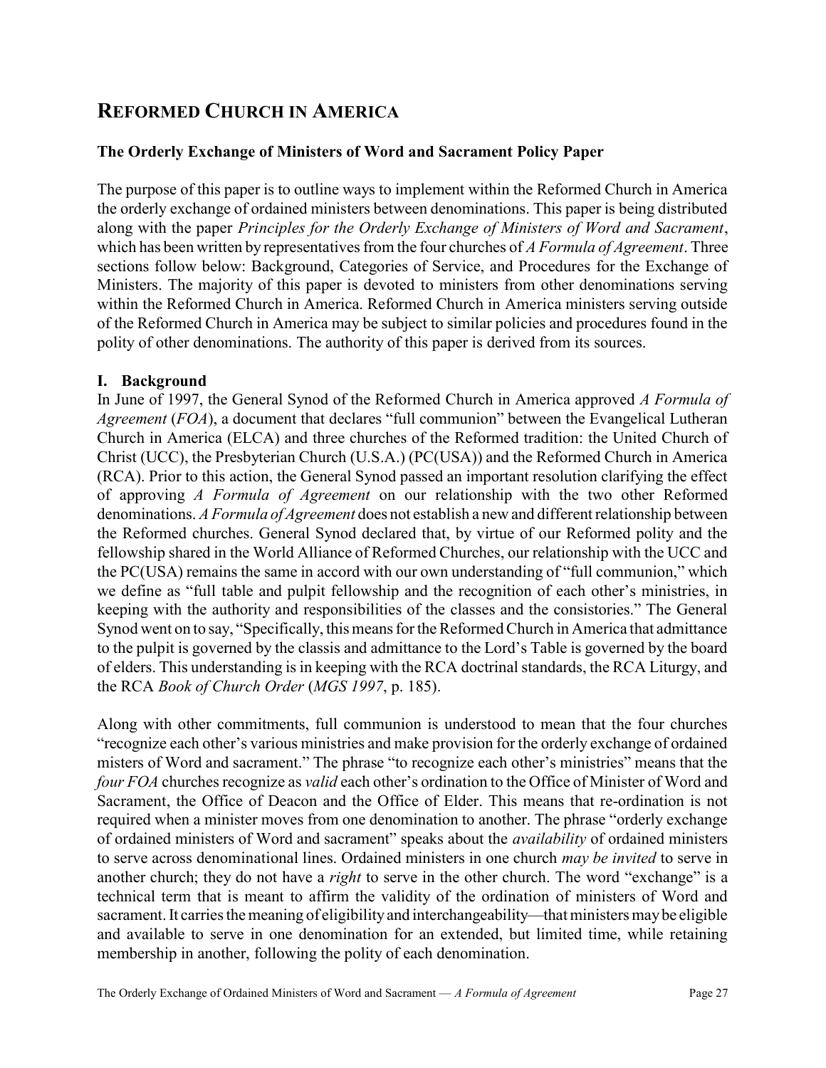# REFORMED CHURCH IN AMERICA

### The Orderly Exchange of Ministers of Word and Sacrament Policy Paper

The purpose of this paper is to outline ways to implement within the Reformed Church in America the orderly exchange of ordained ministers between denominations. This paper is being distributed along with the paper *Principles for the Orderly Exchange of Ministers of Word and Sacrament*, which has been written by representatives from the four churches of *A Formula of Agreement*. Three sections follow below: Background, Categories of Service, and Procedures for the Exchange of Ministers. The majority of this paper is devoted to ministers from other denominations serving within the Reformed Church in America. Reformed Church in America ministers serving outside of the Reformed Church in America may be subject to similar policies and procedures found in the polity of other denominations. The authority of this paper is derived from its sources.

### I. Background

In June of 1997, the General Synod of the Reformed Church in America approved *A Formula of Agreement* (*FOA*), a document that declares "full communion" between the Evangelical Lutheran Church in America (ELCA) and three churches of the Reformed tradition: the United Church of Christ (UCC), the Presbyterian Church (U.S.A.) (PC(USA)) and the Reformed Church in America (RCA). Prior to this action, the General Synod passed an important resolution clarifying the effect of approving *A Formula of Agreement* on our relationship with the two other Reformed denominations. *A Formula of Agreement* does not establish a new and different relationship between the Reformed churches. General Synod declared that, by virtue of our Reformed polity and the fellowship shared in the World Alliance of Reformed Churches, our relationship with the UCC and the PC(USA) remains the same in accord with our own understanding of "full communion," which we define as "full table and pulpit fellowship and the recognition of each other's ministries, in keeping with the authority and responsibilities of the classes and the consistories." The General Synod went on to say, "Specifically, this means for the Reformed Church in America that admittance to the pulpit is governed by the classis and admittance to the Lord's Table is governed by the board of elders. This understanding is in keeping with the RCA doctrinal standards, the RCA Liturgy, and the RCA *Book of Church Order* (*MGS 1997*, p. 185).

Along with other commitments, full communion is understood to mean that the four churches "recognize each other's various ministries and make provision for the orderly exchange of ordained misters of Word and sacrament." The phrase "to recognize each other's ministries" means that the *four FOA* churches recognize as *valid* each other's ordination to the Office of Minister of Word and Sacrament, the Office of Deacon and the Office of Elder. This means that re-ordination is not required when a minister moves from one denomination to another. The phrase "orderly exchange of ordained ministers of Word and sacrament" speaks about the *availability* of ordained ministers to serve across denominational lines. Ordained ministers in one church *may be invited* to serve in another church; they do not have a *right* to serve in the other church. The word "exchange" is a technical term that is meant to affirm the validity of the ordination of ministers of Word and sacrament. It carries the meaning of eligibility and interchangeability—that ministers may be eligible and available to serve in one denomination for an extended, but limited time, while retaining membership in another, following the polity of each denomination.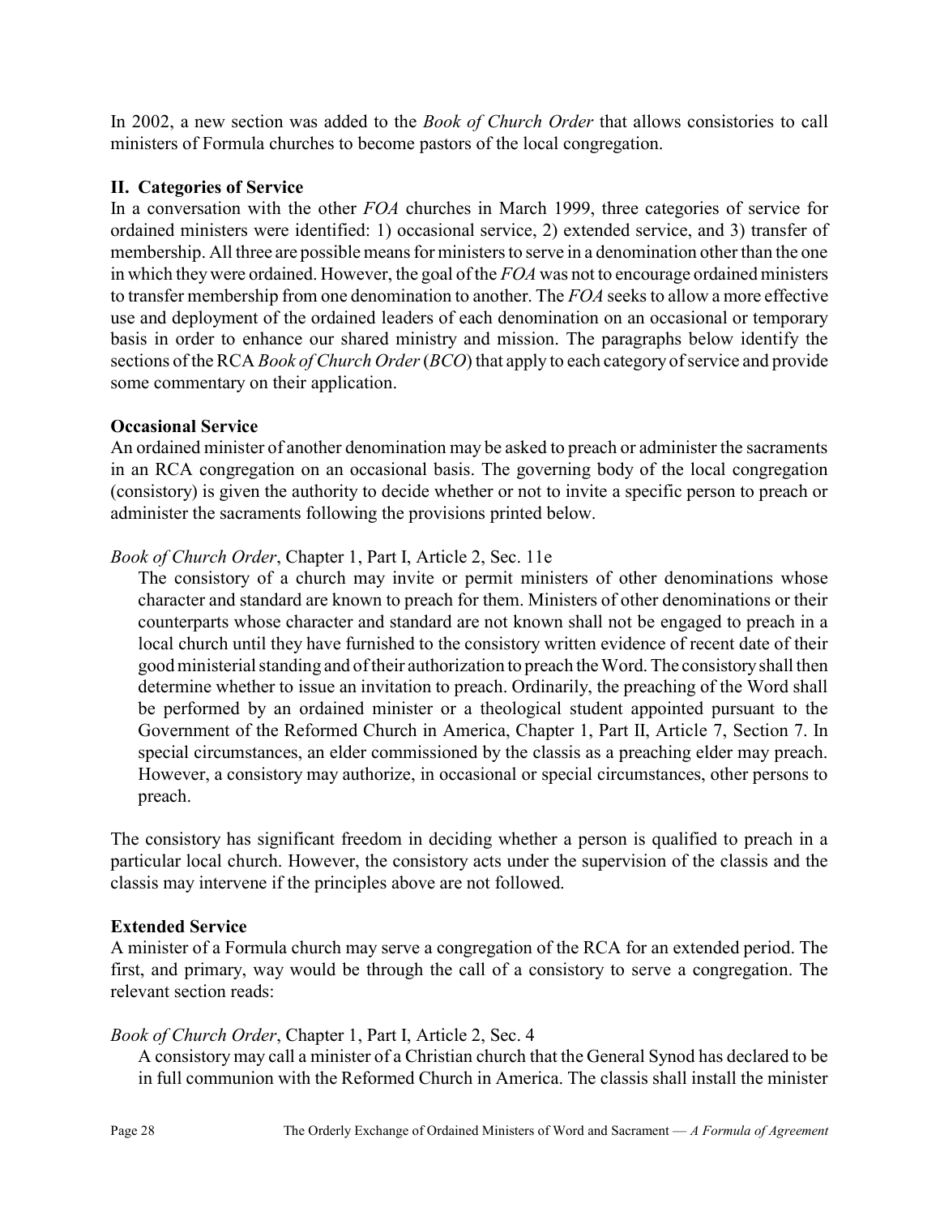In 2002, a new section was added to the *Book of Church Order* that allows consistories to call ministers of Formula churches to become pastors of the local congregation.

### II. Categories of Service

In a conversation with the other *FOA* churches in March 1999, three categories of service for ordained ministers were identified: 1) occasional service, 2) extended service, and 3) transfer of membership. All three are possible means for ministers to serve in a denomination other than the one in which they were ordained. However, the goal of the *FOA* was not to encourage ordained ministers to transfer membership from one denomination to another. The *FOA* seeks to allow a more effective use and deployment of the ordained leaders of each denomination on an occasional or temporary basis in order to enhance our shared ministry and mission. The paragraphs below identify the sections of the RCA *Book of Church Order* (*BCO*) that apply to each category of service and provide some commentary on their application.

**Occasional Service**

An ordained minister of another denomination may be asked to preach or administer the sacraments in an RCA congregation on an occasional basis. The governing body of the local congregation (consistory) is given the authority to decide whether or not to invite a specific person to preach or administer the sacraments following the provisions printed below.

*Book of Church Order*, Chapter 1, Part I, Article 2, Sec. 11e

> The consistory of a church may invite or permit ministers of other denominations whose character and standard are known to preach for them. Ministers of other denominations or their counterparts whose character and standard are not known shall not be engaged to preach in a local church until they have furnished to the consistory written evidence of recent date of their good ministerial standing and of their authorization to preach the Word. The consistory shall then determine whether to issue an invitation to preach. Ordinarily, the preaching of the Word shall be performed by an ordained minister or a theological student appointed pursuant to the Government of the Reformed Church in America, Chapter 1, Part II, Article 7, Section 7. In special circumstances, an elder commissioned by the classis as a preaching elder may preach. However, a consistory may authorize, in occasional or special circumstances, other persons to preach.

The consistory has significant freedom in deciding whether a person is qualified to preach in a particular local church. However, the consistory acts under the supervision of the classis and the classis may intervene if the principles above are not followed.

**Extended Service**

A minister of a Formula church may serve a congregation of the RCA for an extended period. The first, and primary, way would be through the call of a consistory to serve a congregation. The relevant section reads:

*Book of Church Order*, Chapter 1, Part I, Article 2, Sec. 4

> A consistory may call a minister of a Christian church that the General Synod has declared to be in full communion with the Reformed Church in America. The classis shall install the minister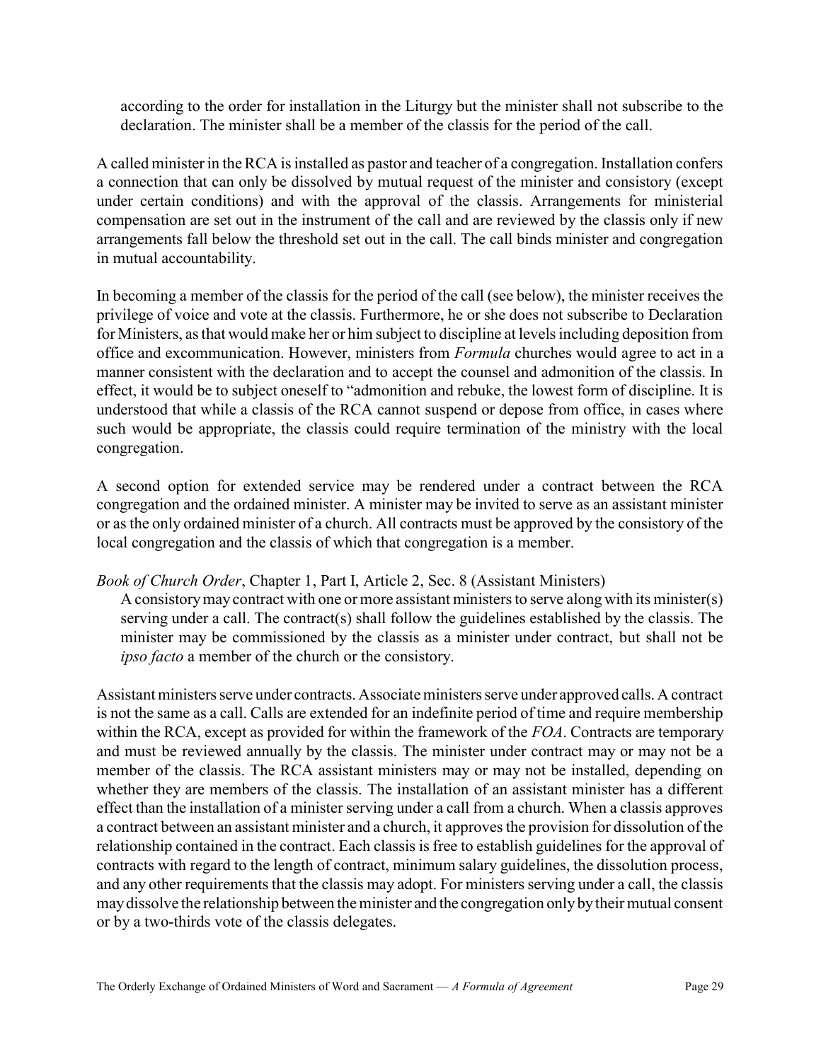according to the order for installation in the Liturgy but the minister shall not subscribe to the declaration. The minister shall be a member of the classis for the period of the call.

A called minister in the RCA is installed as pastor and teacher of a congregation. Installation confers a connection that can only be dissolved by mutual request of the minister and consistory (except under certain conditions) and with the approval of the classis. Arrangements for ministerial compensation are set out in the instrument of the call and are reviewed by the classis only if new arrangements fall below the threshold set out in the call. The call binds minister and congregation in mutual accountability.

In becoming a member of the classis for the period of the call (see below), the minister receives the privilege of voice and vote at the classis. Furthermore, he or she does not subscribe to Declaration for Ministers, as that would make her or him subject to discipline at levels including deposition from office and excommunication. However, ministers from *Formula* churches would agree to act in a manner consistent with the declaration and to accept the counsel and admonition of the classis. In effect, it would be to subject oneself to "admonition and rebuke, the lowest form of discipline. It is understood that while a classis of the RCA cannot suspend or depose from office, in cases where such would be appropriate, the classis could require termination of the ministry with the local congregation.

A second option for extended service may be rendered under a contract between the RCA congregation and the ordained minister. A minister may be invited to serve as an assistant minister or as the only ordained minister of a church. All contracts must be approved by the consistory of the local congregation and the classis of which that congregation is a member.

*Book of Church Order*, Chapter 1, Part I, Article 2, Sec. 8 (Assistant Ministers)

> A consistory may contract with one or more assistant ministers to serve along with its minister(s) serving under a call. The contract(s) shall follow the guidelines established by the classis. The minister may be commissioned by the classis as a minister under contract, but shall not be *ipso facto* a member of the church or the consistory.

Assistant ministers serve under contracts. Associate ministers serve under approved calls. A contract is not the same as a call. Calls are extended for an indefinite period of time and require membership within the RCA, except as provided for within the framework of the *FOA*. Contracts are temporary and must be reviewed annually by the classis. The minister under contract may or may not be a member of the classis. The RCA assistant ministers may or may not be installed, depending on whether they are members of the classis. The installation of an assistant minister has a different effect than the installation of a minister serving under a call from a church. When a classis approves a contract between an assistant minister and a church, it approves the provision for dissolution of the relationship contained in the contract. Each classis is free to establish guidelines for the approval of contracts with regard to the length of contract, minimum salary guidelines, the dissolution process, and any other requirements that the classis may adopt. For ministers serving under a call, the classis may dissolve the relationship between the minister and the congregation only by their mutual consent or by a two-thirds vote of the classis delegates.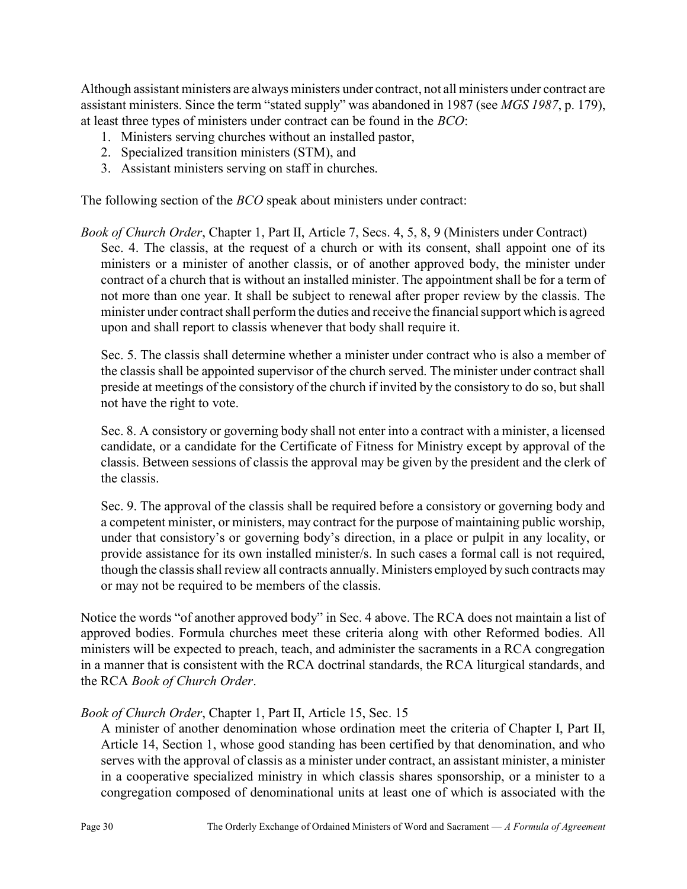Although assistant ministers are always ministers under contract, not all ministers under contract are assistant ministers. Since the term "stated supply" was abandoned in 1987 (see *MGS 1987*, p. 179), at least three types of ministers under contract can be found in the *BCO*:

1. Ministers serving churches without an installed pastor,
2. Specialized transition ministers (STM), and
3. Assistant ministers serving on staff in churches.

The following section of the *BCO* speak about ministers under contract:

*Book of Church Order*, Chapter 1, Part II, Article 7, Secs. 4, 5, 8, 9 (Ministers under Contract)

> Sec. 4. The classis, at the request of a church or with its consent, shall appoint one of its ministers or a minister of another classis, or of another approved body, the minister under contract of a church that is without an installed minister. The appointment shall be for a term of not more than one year. It shall be subject to renewal after proper review by the classis. The minister under contract shall perform the duties and receive the financial support which is agreed upon and shall report to classis whenever that body shall require it.
>
> Sec. 5. The classis shall determine whether a minister under contract who is also a member of the classis shall be appointed supervisor of the church served. The minister under contract shall preside at meetings of the consistory of the church if invited by the consistory to do so, but shall not have the right to vote.
>
> Sec. 8. A consistory or governing body shall not enter into a contract with a minister, a licensed candidate, or a candidate for the Certificate of Fitness for Ministry except by approval of the classis. Between sessions of classis the approval may be given by the president and the clerk of the classis.
>
> Sec. 9. The approval of the classis shall be required before a consistory or governing body and a competent minister, or ministers, may contract for the purpose of maintaining public worship, under that consistory's or governing body's direction, in a place or pulpit in any locality, or provide assistance for its own installed minister/s. In such cases a formal call is not required, though the classis shall review all contracts annually. Ministers employed by such contracts may or may not be required to be members of the classis.

Notice the words "of another approved body" in Sec. 4 above. The RCA does not maintain a list of approved bodies. Formula churches meet these criteria along with other Reformed bodies. All ministers will be expected to preach, teach, and administer the sacraments in a RCA congregation in a manner that is consistent with the RCA doctrinal standards, the RCA liturgical standards, and the RCA *Book of Church Order*.

*Book of Church Order*, Chapter 1, Part II, Article 15, Sec. 15

> A minister of another denomination whose ordination meet the criteria of Chapter I, Part II, Article 14, Section 1, whose good standing has been certified by that denomination, and who serves with the approval of classis as a minister under contract, an assistant minister, a minister in a cooperative specialized ministry in which classis shares sponsorship, or a minister to a congregation composed of denominational units at least one of which is associated with the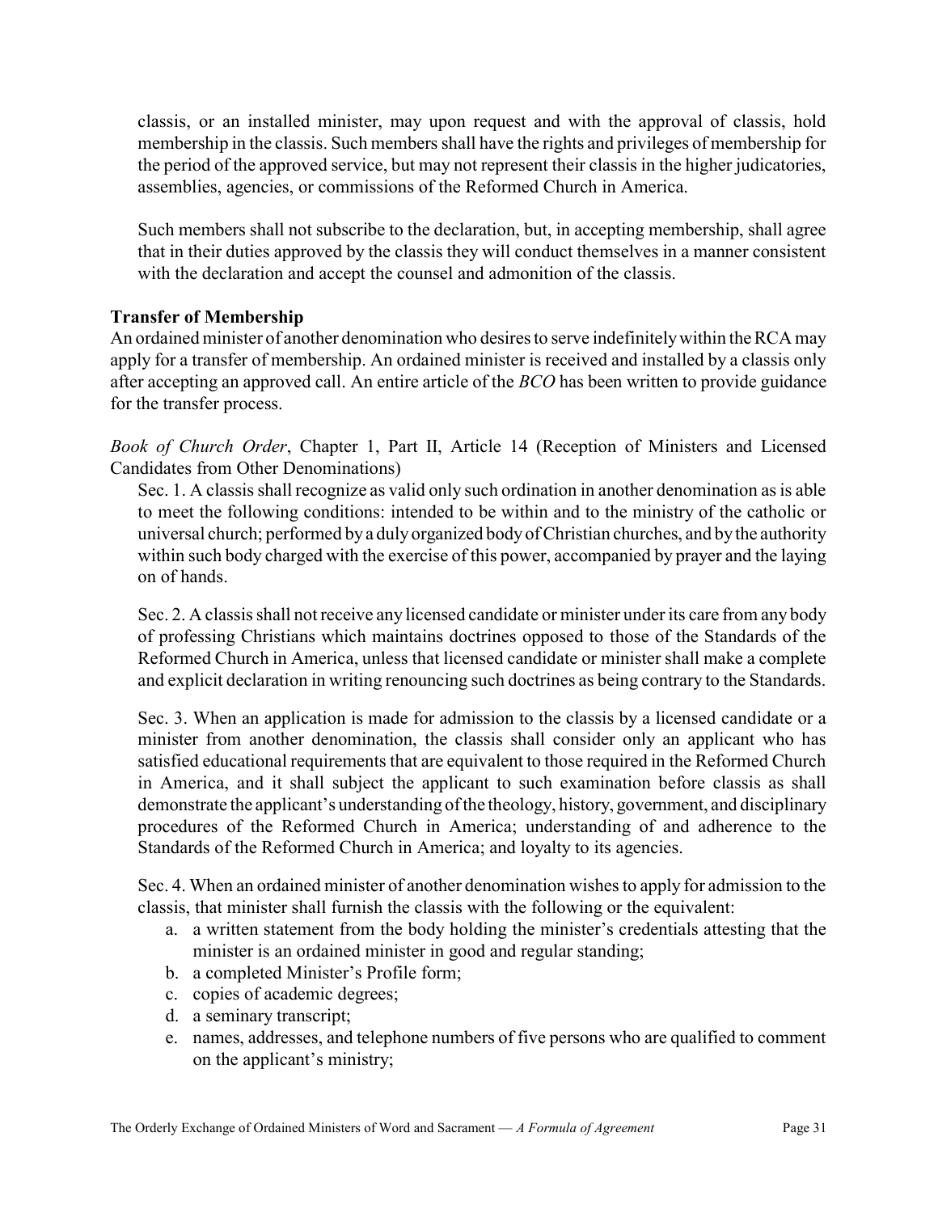classis, or an installed minister, may upon request and with the approval of classis, hold membership in the classis. Such members shall have the rights and privileges of membership for the period of the approved service, but may not represent their classis in the higher judicatories, assemblies, agencies, or commissions of the Reformed Church in America.

Such members shall not subscribe to the declaration, but, in accepting membership, shall agree that in their duties approved by the classis they will conduct themselves in a manner consistent with the declaration and accept the counsel and admonition of the classis.

**Transfer of Membership**

An ordained minister of another denomination who desires to serve indefinitely within the RCA may apply for a transfer of membership. An ordained minister is received and installed by a classis only after accepting an approved call. An entire article of the *BCO* has been written to provide guidance for the transfer process.

*Book of Church Order*, Chapter 1, Part II, Article 14 (Reception of Ministers and Licensed Candidates from Other Denominations)

Sec. 1. A classis shall recognize as valid only such ordination in another denomination as is able to meet the following conditions: intended to be within and to the ministry of the catholic or universal church; performed by a duly organized body of Christian churches, and by the authority within such body charged with the exercise of this power, accompanied by prayer and the laying on of hands.

Sec. 2. A classis shall not receive any licensed candidate or minister under its care from any body of professing Christians which maintains doctrines opposed to those of the Standards of the Reformed Church in America, unless that licensed candidate or minister shall make a complete and explicit declaration in writing renouncing such doctrines as being contrary to the Standards.

Sec. 3. When an application is made for admission to the classis by a licensed candidate or a minister from another denomination, the classis shall consider only an applicant who has satisfied educational requirements that are equivalent to those required in the Reformed Church in America, and it shall subject the applicant to such examination before classis as shall demonstrate the applicant's understanding of the theology, history, government, and disciplinary procedures of the Reformed Church in America; understanding of and adherence to the Standards of the Reformed Church in America; and loyalty to its agencies.

Sec. 4. When an ordained minister of another denomination wishes to apply for admission to the classis, that minister shall furnish the classis with the following or the equivalent:

a. a written statement from the body holding the minister's credentials attesting that the minister is an ordained minister in good and regular standing;
b. a completed Minister's Profile form;
c. copies of academic degrees;
d. a seminary transcript;
e. names, addresses, and telephone numbers of five persons who are qualified to comment on the applicant's ministry;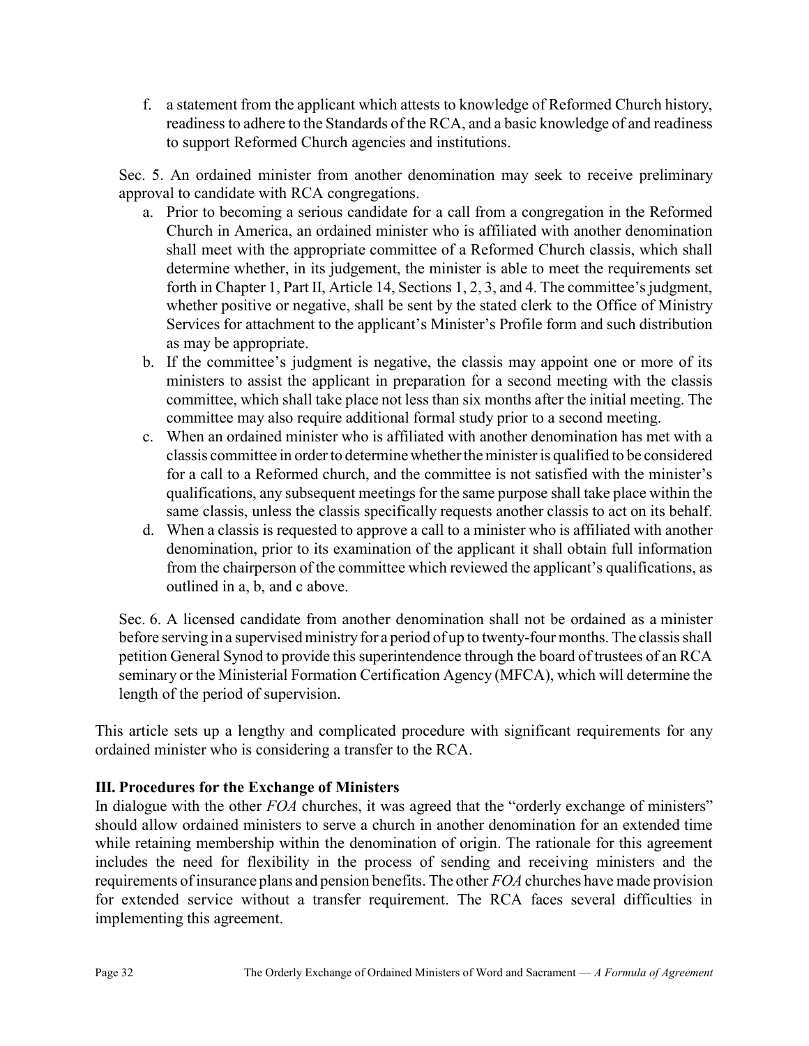f. a statement from the applicant which attests to knowledge of Reformed Church history, readiness to adhere to the Standards of the RCA, and a basic knowledge of and readiness to support Reformed Church agencies and institutions.

Sec. 5. An ordained minister from another denomination may seek to receive preliminary approval to candidate with RCA congregations.

a. Prior to becoming a serious candidate for a call from a congregation in the Reformed Church in America, an ordained minister who is affiliated with another denomination shall meet with the appropriate committee of a Reformed Church classis, which shall determine whether, in its judgement, the minister is able to meet the requirements set forth in Chapter 1, Part II, Article 14, Sections 1, 2, 3, and 4. The committee's judgment, whether positive or negative, shall be sent by the stated clerk to the Office of Ministry Services for attachment to the applicant's Minister's Profile form and such distribution as may be appropriate.
b. If the committee's judgment is negative, the classis may appoint one or more of its ministers to assist the applicant in preparation for a second meeting with the classis committee, which shall take place not less than six months after the initial meeting. The committee may also require additional formal study prior to a second meeting.
c. When an ordained minister who is affiliated with another denomination has met with a classis committee in order to determine whether the minister is qualified to be considered for a call to a Reformed church, and the committee is not satisfied with the minister's qualifications, any subsequent meetings for the same purpose shall take place within the same classis, unless the classis specifically requests another classis to act on its behalf.
d. When a classis is requested to approve a call to a minister who is affiliated with another denomination, prior to its examination of the applicant it shall obtain full information from the chairperson of the committee which reviewed the applicant's qualifications, as outlined in a, b, and c above.

Sec. 6. A licensed candidate from another denomination shall not be ordained as a minister before serving in a supervised ministry for a period of up to twenty-four months. The classis shall petition General Synod to provide this superintendence through the board of trustees of an RCA seminary or the Ministerial Formation Certification Agency (MFCA), which will determine the length of the period of supervision.

This article sets up a lengthy and complicated procedure with significant requirements for any ordained minister who is considering a transfer to the RCA.

### III. Procedures for the Exchange of Ministers

In dialogue with the other *FOA* churches, it was agreed that the "orderly exchange of ministers" should allow ordained ministers to serve a church in another denomination for an extended time while retaining membership within the denomination of origin. The rationale for this agreement includes the need for flexibility in the process of sending and receiving ministers and the requirements of insurance plans and pension benefits. The other *FOA* churches have made provision for extended service without a transfer requirement. The RCA faces several difficulties in implementing this agreement.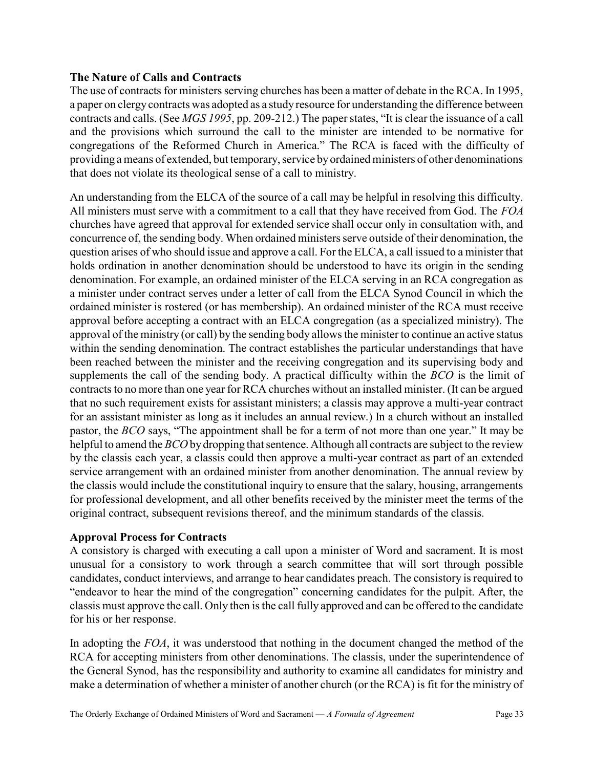### The Nature of Calls and Contracts

The use of contracts for ministers serving churches has been a matter of debate in the RCA. In 1995, a paper on clergy contracts was adopted as a study resource for understanding the difference between contracts and calls. (See *MGS 1995*, pp. 209-212.) The paper states, "It is clear the issuance of a call and the provisions which surround the call to the minister are intended to be normative for congregations of the Reformed Church in America." The RCA is faced with the difficulty of providing a means of extended, but temporary, service by ordained ministers of other denominations that does not violate its theological sense of a call to ministry.

An understanding from the ELCA of the source of a call may be helpful in resolving this difficulty. All ministers must serve with a commitment to a call that they have received from God. The *FOA* churches have agreed that approval for extended service shall occur only in consultation with, and concurrence of, the sending body. When ordained ministers serve outside of their denomination, the question arises of who should issue and approve a call. For the ELCA, a call issued to a minister that holds ordination in another denomination should be understood to have its origin in the sending denomination. For example, an ordained minister of the ELCA serving in an RCA congregation as a minister under contract serves under a letter of call from the ELCA Synod Council in which the ordained minister is rostered (or has membership). An ordained minister of the RCA must receive approval before accepting a contract with an ELCA congregation (as a specialized ministry). The approval of the ministry (or call) by the sending body allows the minister to continue an active status within the sending denomination. The contract establishes the particular understandings that have been reached between the minister and the receiving congregation and its supervising body and supplements the call of the sending body. A practical difficulty within the *BCO* is the limit of contracts to no more than one year for RCA churches without an installed minister. (It can be argued that no such requirement exists for assistant ministers; a classis may approve a multi-year contract for an assistant minister as long as it includes an annual review.) In a church without an installed pastor, the *BCO* says, "The appointment shall be for a term of not more than one year." It may be helpful to amend the *BCO* by dropping that sentence. Although all contracts are subject to the review by the classis each year, a classis could then approve a multi-year contract as part of an extended service arrangement with an ordained minister from another denomination. The annual review by the classis would include the constitutional inquiry to ensure that the salary, housing, arrangements for professional development, and all other benefits received by the minister meet the terms of the original contract, subsequent revisions thereof, and the minimum standards of the classis.

### Approval Process for Contracts

A consistory is charged with executing a call upon a minister of Word and sacrament. It is most unusual for a consistory to work through a search committee that will sort through possible candidates, conduct interviews, and arrange to hear candidates preach. The consistory is required to "endeavor to hear the mind of the congregation" concerning candidates for the pulpit. After, the classis must approve the call. Only then is the call fully approved and can be offered to the candidate for his or her response.

In adopting the *FOA*, it was understood that nothing in the document changed the method of the RCA for accepting ministers from other denominations. The classis, under the superintendence of the General Synod, has the responsibility and authority to examine all candidates for ministry and make a determination of whether a minister of another church (or the RCA) is fit for the ministry of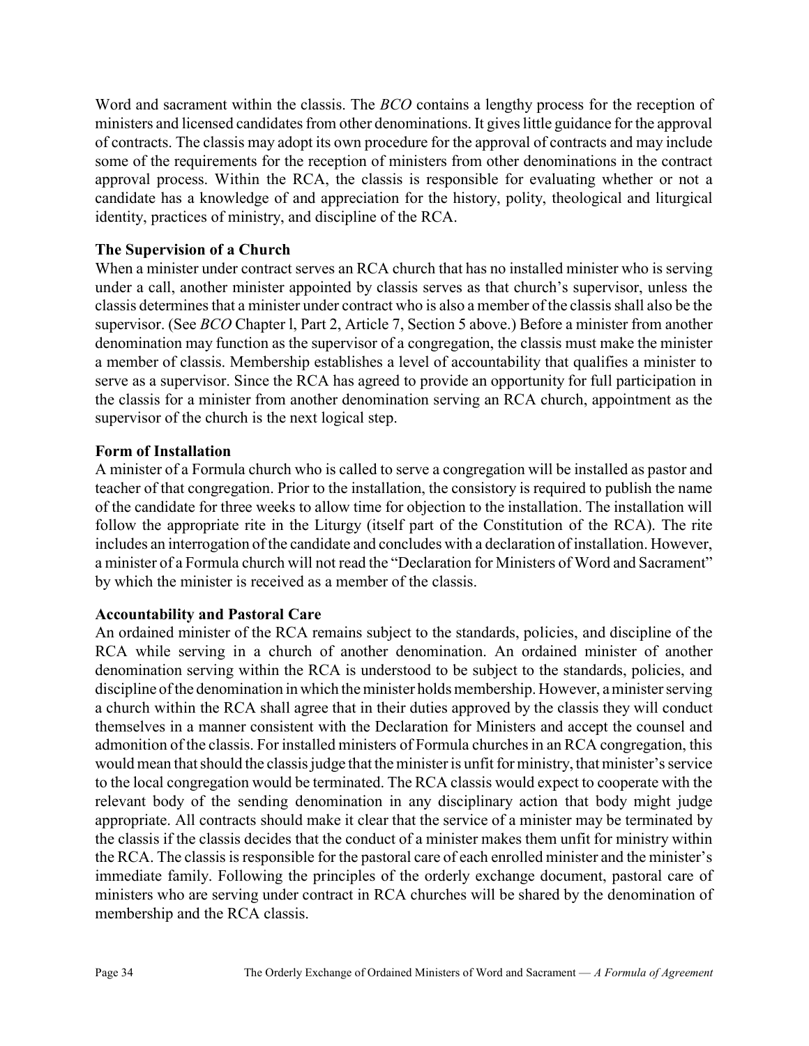Word and sacrament within the classis. The *BCO* contains a lengthy process for the reception of ministers and licensed candidates from other denominations. It gives little guidance for the approval of contracts. The classis may adopt its own procedure for the approval of contracts and may include some of the requirements for the reception of ministers from other denominations in the contract approval process. Within the RCA, the classis is responsible for evaluating whether or not a candidate has a knowledge of and appreciation for the history, polity, theological and liturgical identity, practices of ministry, and discipline of the RCA.

**The Supervision of a Church**

When a minister under contract serves an RCA church that has no installed minister who is serving under a call, another minister appointed by classis serves as that church's supervisor, unless the classis determines that a minister under contract who is also a member of the classis shall also be the supervisor. (See *BCO* Chapter l, Part 2, Article 7, Section 5 above.) Before a minister from another denomination may function as the supervisor of a congregation, the classis must make the minister a member of classis. Membership establishes a level of accountability that qualifies a minister to serve as a supervisor. Since the RCA has agreed to provide an opportunity for full participation in the classis for a minister from another denomination serving an RCA church, appointment as the supervisor of the church is the next logical step.

**Form of Installation**

A minister of a Formula church who is called to serve a congregation will be installed as pastor and teacher of that congregation. Prior to the installation, the consistory is required to publish the name of the candidate for three weeks to allow time for objection to the installation. The installation will follow the appropriate rite in the Liturgy (itself part of the Constitution of the RCA). The rite includes an interrogation of the candidate and concludes with a declaration of installation. However, a minister of a Formula church will not read the "Declaration for Ministers of Word and Sacrament" by which the minister is received as a member of the classis.

**Accountability and Pastoral Care**

An ordained minister of the RCA remains subject to the standards, policies, and discipline of the RCA while serving in a church of another denomination. An ordained minister of another denomination serving within the RCA is understood to be subject to the standards, policies, and discipline of the denomination in which the minister holds membership. However, a minister serving a church within the RCA shall agree that in their duties approved by the classis they will conduct themselves in a manner consistent with the Declaration for Ministers and accept the counsel and admonition of the classis. For installed ministers of Formula churches in an RCA congregation, this would mean that should the classis judge that the minister is unfit for ministry, that minister's service to the local congregation would be terminated. The RCA classis would expect to cooperate with the relevant body of the sending denomination in any disciplinary action that body might judge appropriate. All contracts should make it clear that the service of a minister may be terminated by the classis if the classis decides that the conduct of a minister makes them unfit for ministry within the RCA. The classis is responsible for the pastoral care of each enrolled minister and the minister's immediate family. Following the principles of the orderly exchange document, pastoral care of ministers who are serving under contract in RCA churches will be shared by the denomination of membership and the RCA classis.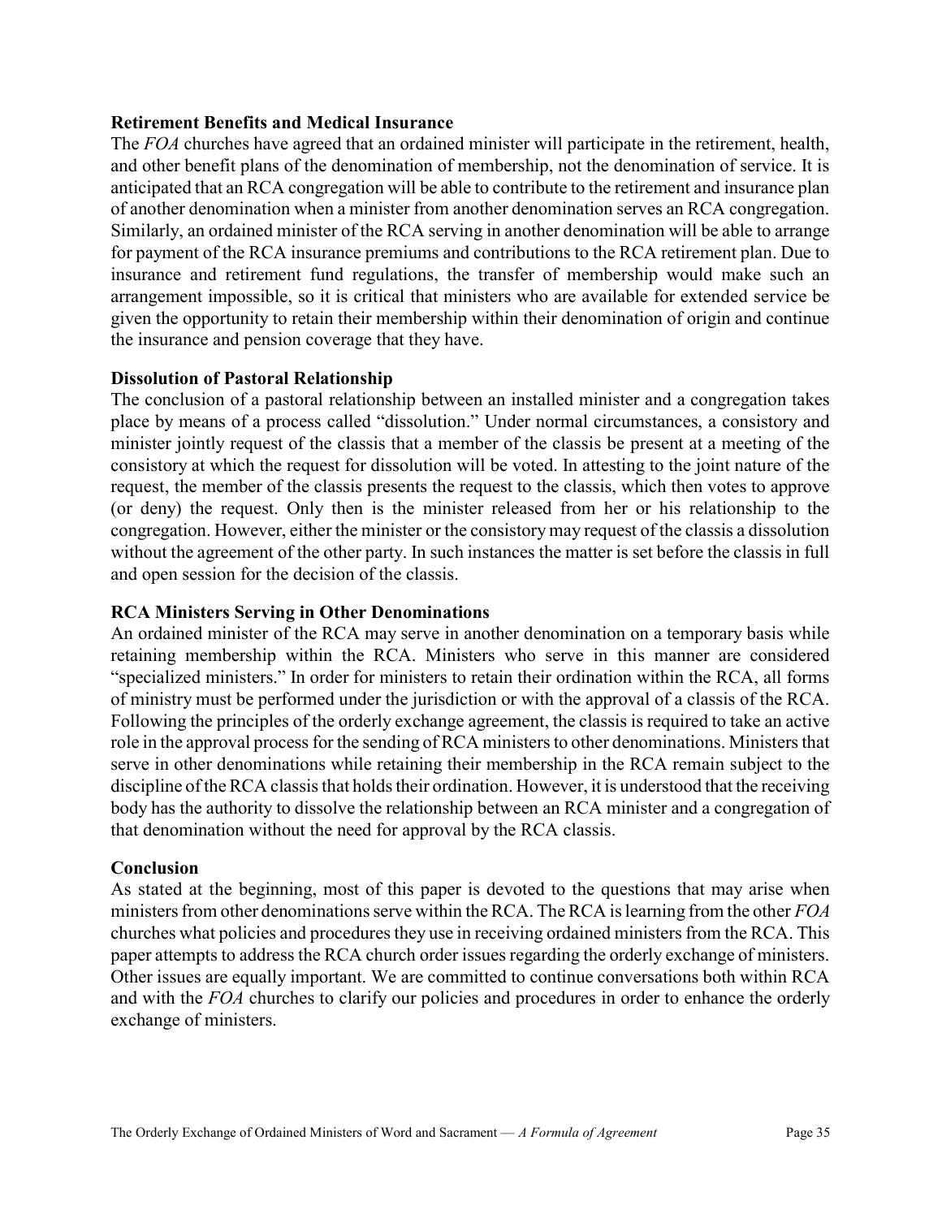**Retirement Benefits and Medical Insurance**

The *FOA* churches have agreed that an ordained minister will participate in the retirement, health, and other benefit plans of the denomination of membership, not the denomination of service. It is anticipated that an RCA congregation will be able to contribute to the retirement and insurance plan of another denomination when a minister from another denomination serves an RCA congregation. Similarly, an ordained minister of the RCA serving in another denomination will be able to arrange for payment of the RCA insurance premiums and contributions to the RCA retirement plan. Due to insurance and retirement fund regulations, the transfer of membership would make such an arrangement impossible, so it is critical that ministers who are available for extended service be given the opportunity to retain their membership within their denomination of origin and continue the insurance and pension coverage that they have.

**Dissolution of Pastoral Relationship**

The conclusion of a pastoral relationship between an installed minister and a congregation takes place by means of a process called "dissolution." Under normal circumstances, a consistory and minister jointly request of the classis that a member of the classis be present at a meeting of the consistory at which the request for dissolution will be voted. In attesting to the joint nature of the request, the member of the classis presents the request to the classis, which then votes to approve (or deny) the request. Only then is the minister released from her or his relationship to the congregation. However, either the minister or the consistory may request of the classis a dissolution without the agreement of the other party. In such instances the matter is set before the classis in full and open session for the decision of the classis.

**RCA Ministers Serving in Other Denominations**

An ordained minister of the RCA may serve in another denomination on a temporary basis while retaining membership within the RCA. Ministers who serve in this manner are considered "specialized ministers." In order for ministers to retain their ordination within the RCA, all forms of ministry must be performed under the jurisdiction or with the approval of a classis of the RCA. Following the principles of the orderly exchange agreement, the classis is required to take an active role in the approval process for the sending of RCA ministers to other denominations. Ministers that serve in other denominations while retaining their membership in the RCA remain subject to the discipline of the RCA classis that holds their ordination. However, it is understood that the receiving body has the authority to dissolve the relationship between an RCA minister and a congregation of that denomination without the need for approval by the RCA classis.

**Conclusion**

As stated at the beginning, most of this paper is devoted to the questions that may arise when ministers from other denominations serve within the RCA. The RCA is learning from the other *FOA* churches what policies and procedures they use in receiving ordained ministers from the RCA. This paper attempts to address the RCA church order issues regarding the orderly exchange of ministers. Other issues are equally important. We are committed to continue conversations both within RCA and with the *FOA* churches to clarify our policies and procedures in order to enhance the orderly exchange of ministers.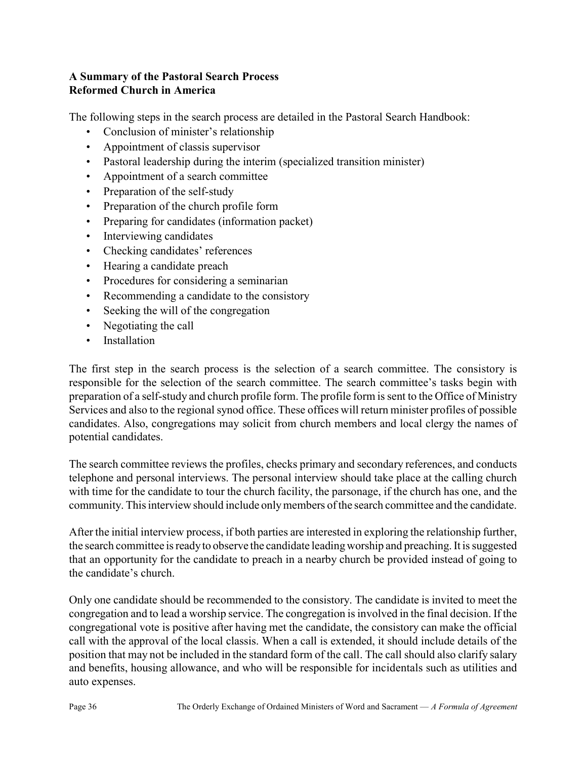**A Summary of the Pastoral Search Process**
**Reformed Church in America**

The following steps in the search process are detailed in the Pastoral Search Handbook:

- Conclusion of minister's relationship
- Appointment of classis supervisor
- Pastoral leadership during the interim (specialized transition minister)
- Appointment of a search committee
- Preparation of the self-study
- Preparation of the church profile form
- Preparing for candidates (information packet)
- Interviewing candidates
- Checking candidates' references
- Hearing a candidate preach
- Procedures for considering a seminarian
- Recommending a candidate to the consistory
- Seeking the will of the congregation
- Negotiating the call
- Installation

The first step in the search process is the selection of a search committee. The consistory is responsible for the selection of the search committee. The search committee's tasks begin with preparation of a self-study and church profile form. The profile form is sent to the Office of Ministry Services and also to the regional synod office. These offices will return minister profiles of possible candidates. Also, congregations may solicit from church members and local clergy the names of potential candidates.

The search committee reviews the profiles, checks primary and secondary references, and conducts telephone and personal interviews. The personal interview should take place at the calling church with time for the candidate to tour the church facility, the parsonage, if the church has one, and the community. This interview should include only members of the search committee and the candidate.

After the initial interview process, if both parties are interested in exploring the relationship further, the search committee is ready to observe the candidate leading worship and preaching. It is suggested that an opportunity for the candidate to preach in a nearby church be provided instead of going to the candidate's church.

Only one candidate should be recommended to the consistory. The candidate is invited to meet the congregation and to lead a worship service. The congregation is involved in the final decision. If the congregational vote is positive after having met the candidate, the consistory can make the official call with the approval of the local classis. When a call is extended, it should include details of the position that may not be included in the standard form of the call. The call should also clarify salary and benefits, housing allowance, and who will be responsible for incidentals such as utilities and auto expenses.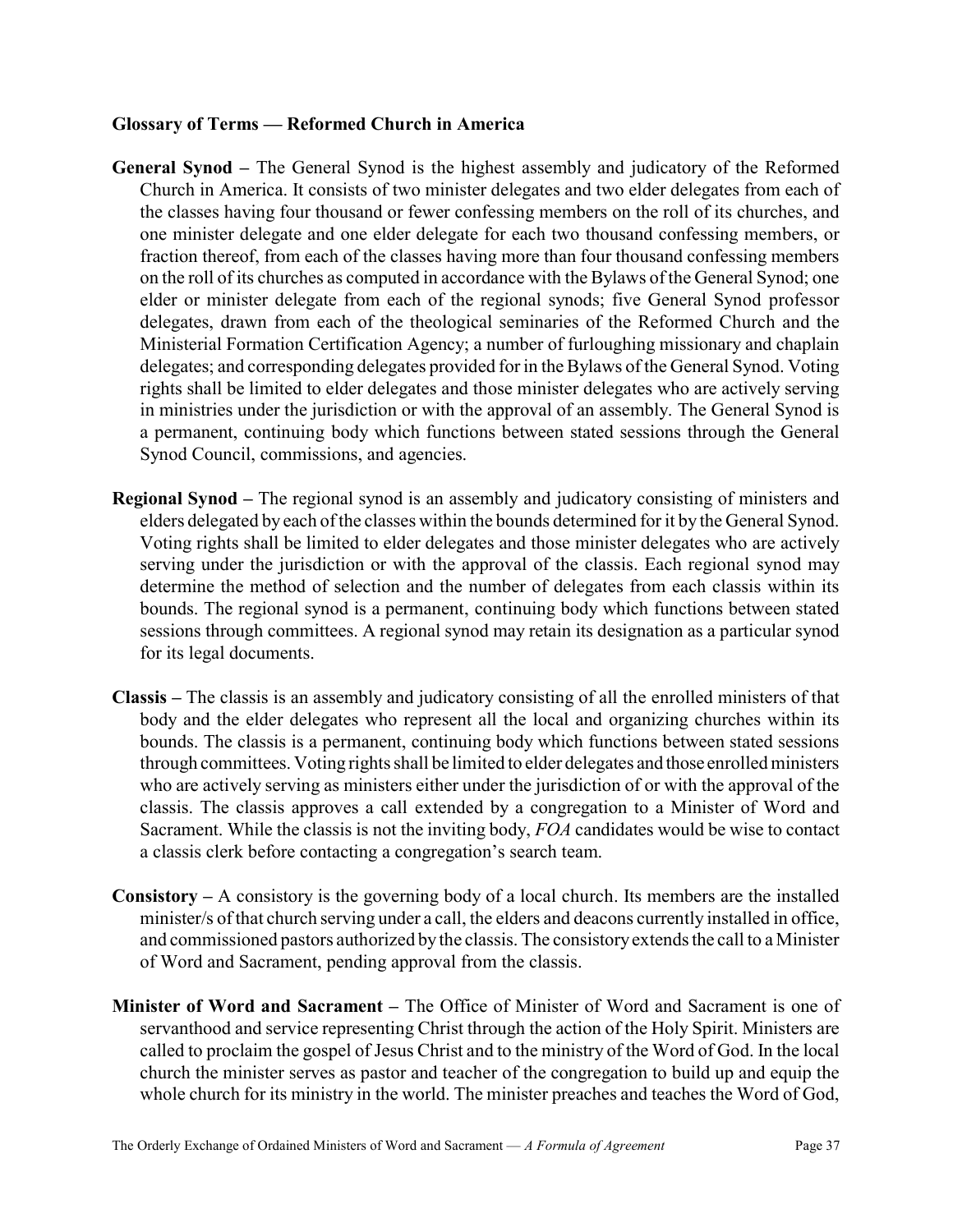**Glossary of Terms — Reformed Church in America**

**General Synod –** The General Synod is the highest assembly and judicatory of the Reformed Church in America. It consists of two minister delegates and two elder delegates from each of the classes having four thousand or fewer confessing members on the roll of its churches, and one minister delegate and one elder delegate for each two thousand confessing members, or fraction thereof, from each of the classes having more than four thousand confessing members on the roll of its churches as computed in accordance with the Bylaws of the General Synod; one elder or minister delegate from each of the regional synods; five General Synod professor delegates, drawn from each of the theological seminaries of the Reformed Church and the Ministerial Formation Certification Agency; a number of furloughing missionary and chaplain delegates; and corresponding delegates provided for in the Bylaws of the General Synod. Voting rights shall be limited to elder delegates and those minister delegates who are actively serving in ministries under the jurisdiction or with the approval of an assembly. The General Synod is a permanent, continuing body which functions between stated sessions through the General Synod Council, commissions, and agencies.

**Regional Synod –** The regional synod is an assembly and judicatory consisting of ministers and elders delegated by each of the classes within the bounds determined for it by the General Synod. Voting rights shall be limited to elder delegates and those minister delegates who are actively serving under the jurisdiction or with the approval of the classis. Each regional synod may determine the method of selection and the number of delegates from each classis within its bounds. The regional synod is a permanent, continuing body which functions between stated sessions through committees. A regional synod may retain its designation as a particular synod for its legal documents.

**Classis –** The classis is an assembly and judicatory consisting of all the enrolled ministers of that body and the elder delegates who represent all the local and organizing churches within its bounds. The classis is a permanent, continuing body which functions between stated sessions through committees. Voting rights shall be limited to elder delegates and those enrolled ministers who are actively serving as ministers either under the jurisdiction of or with the approval of the classis. The classis approves a call extended by a congregation to a Minister of Word and Sacrament. While the classis is not the inviting body, *FOA* candidates would be wise to contact a classis clerk before contacting a congregation's search team.

**Consistory –** A consistory is the governing body of a local church. Its members are the installed minister/s of that church serving under a call, the elders and deacons currently installed in office, and commissioned pastors authorized by the classis. The consistory extends the call to a Minister of Word and Sacrament, pending approval from the classis.

**Minister of Word and Sacrament –** The Office of Minister of Word and Sacrament is one of servanthood and service representing Christ through the action of the Holy Spirit. Ministers are called to proclaim the gospel of Jesus Christ and to the ministry of the Word of God. In the local church the minister serves as pastor and teacher of the congregation to build up and equip the whole church for its ministry in the world. The minister preaches and teaches the Word of God,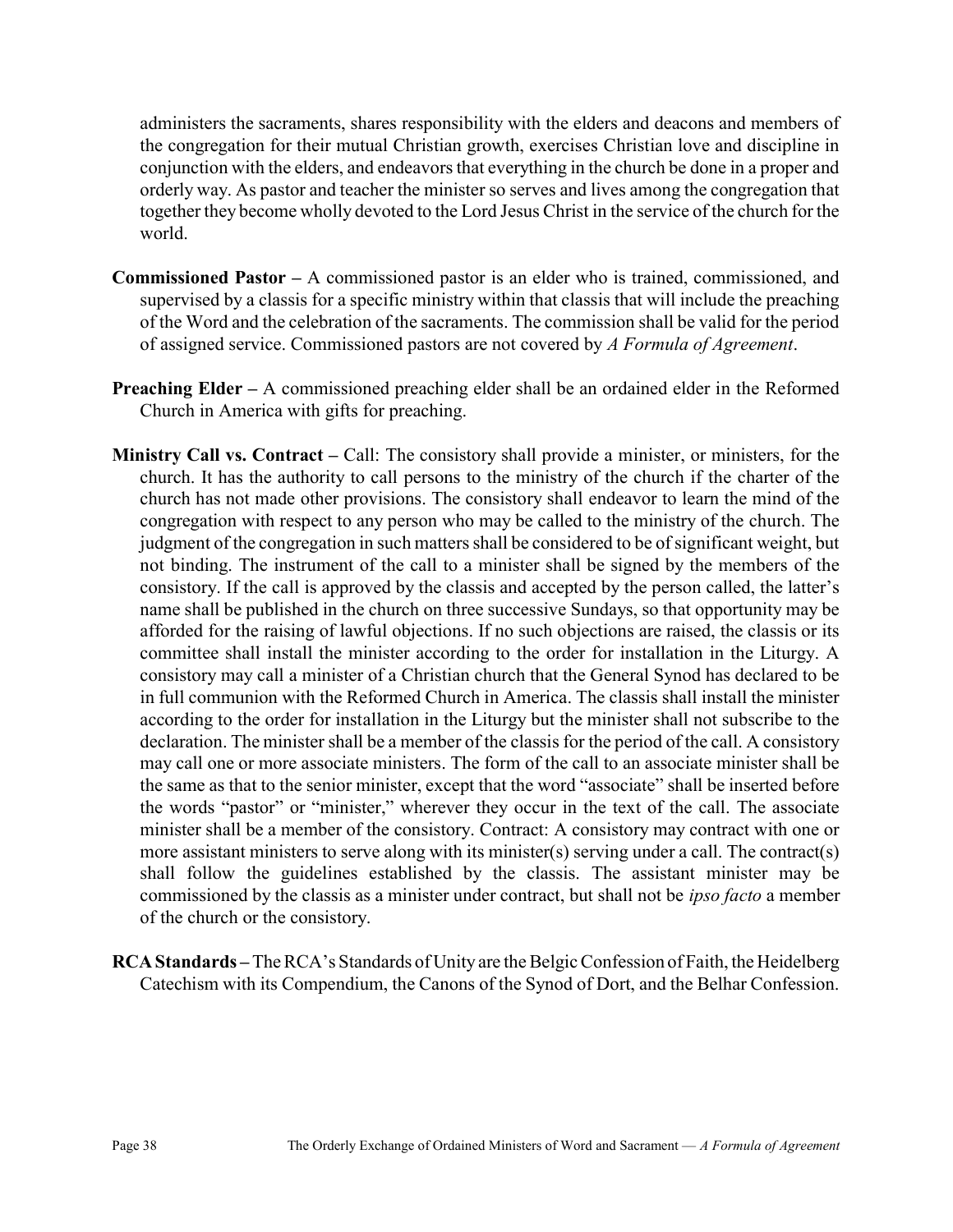administers the sacraments, shares responsibility with the elders and deacons and members of the congregation for their mutual Christian growth, exercises Christian love and discipline in conjunction with the elders, and endeavors that everything in the church be done in a proper and orderly way. As pastor and teacher the minister so serves and lives among the congregation that together they become wholly devoted to the Lord Jesus Christ in the service of the church for the world.

**Commissioned Pastor –** A commissioned pastor is an elder who is trained, commissioned, and supervised by a classis for a specific ministry within that classis that will include the preaching of the Word and the celebration of the sacraments. The commission shall be valid for the period of assigned service. Commissioned pastors are not covered by *A Formula of Agreement*.

**Preaching Elder –** A commissioned preaching elder shall be an ordained elder in the Reformed Church in America with gifts for preaching.

**Ministry Call vs. Contract –** Call: The consistory shall provide a minister, or ministers, for the church. It has the authority to call persons to the ministry of the church if the charter of the church has not made other provisions. The consistory shall endeavor to learn the mind of the congregation with respect to any person who may be called to the ministry of the church. The judgment of the congregation in such matters shall be considered to be of significant weight, but not binding. The instrument of the call to a minister shall be signed by the members of the consistory. If the call is approved by the classis and accepted by the person called, the latter's name shall be published in the church on three successive Sundays, so that opportunity may be afforded for the raising of lawful objections. If no such objections are raised, the classis or its committee shall install the minister according to the order for installation in the Liturgy. A consistory may call a minister of a Christian church that the General Synod has declared to be in full communion with the Reformed Church in America. The classis shall install the minister according to the order for installation in the Liturgy but the minister shall not subscribe to the declaration. The minister shall be a member of the classis for the period of the call. A consistory may call one or more associate ministers. The form of the call to an associate minister shall be the same as that to the senior minister, except that the word "associate" shall be inserted before the words "pastor" or "minister," wherever they occur in the text of the call. The associate minister shall be a member of the consistory. Contract: A consistory may contract with one or more assistant ministers to serve along with its minister(s) serving under a call. The contract(s) shall follow the guidelines established by the classis. The assistant minister may be commissioned by the classis as a minister under contract, but shall not be *ipso facto* a member of the church or the consistory.

**RCA Standards –** The RCA's Standards of Unity are the Belgic Confession of Faith, the Heidelberg Catechism with its Compendium, the Canons of the Synod of Dort, and the Belhar Confession.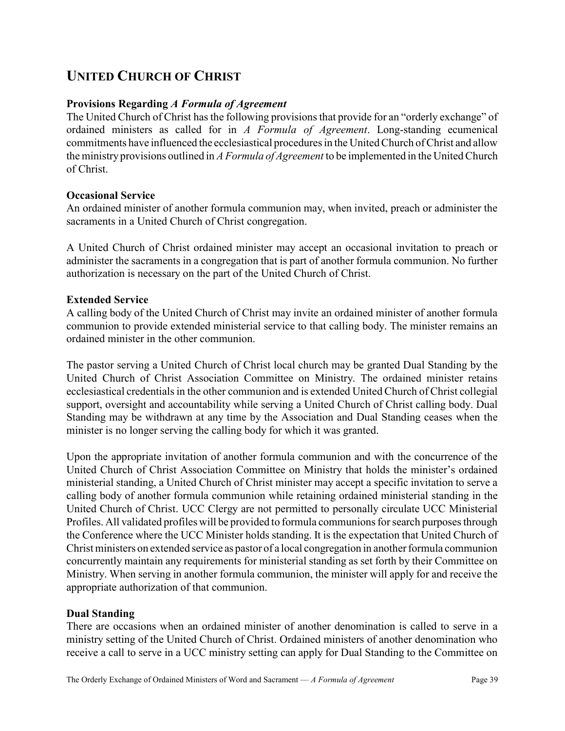## UNITED CHURCH OF CHRIST

### Provisions Regarding *A Formula of Agreement*

The United Church of Christ has the following provisions that provide for an "orderly exchange" of ordained ministers as called for in *A Formula of Agreement*. Long-standing ecumenical commitments have influenced the ecclesiastical procedures in the United Church of Christ and allow the ministry provisions outlined in *A Formula of Agreement* to be implemented in the United Church of Christ.

### Occasional Service

An ordained minister of another formula communion may, when invited, preach or administer the sacraments in a United Church of Christ congregation.

A United Church of Christ ordained minister may accept an occasional invitation to preach or administer the sacraments in a congregation that is part of another formula communion. No further authorization is necessary on the part of the United Church of Christ.

### Extended Service

A calling body of the United Church of Christ may invite an ordained minister of another formula communion to provide extended ministerial service to that calling body. The minister remains an ordained minister in the other communion.

The pastor serving a United Church of Christ local church may be granted Dual Standing by the United Church of Christ Association Committee on Ministry. The ordained minister retains ecclesiastical credentials in the other communion and is extended United Church of Christ collegial support, oversight and accountability while serving a United Church of Christ calling body. Dual Standing may be withdrawn at any time by the Association and Dual Standing ceases when the minister is no longer serving the calling body for which it was granted.

Upon the appropriate invitation of another formula communion and with the concurrence of the United Church of Christ Association Committee on Ministry that holds the minister's ordained ministerial standing, a United Church of Christ minister may accept a specific invitation to serve a calling body of another formula communion while retaining ordained ministerial standing in the United Church of Christ. UCC Clergy are not permitted to personally circulate UCC Ministerial Profiles. All validated profiles will be provided to formula communions for search purposes through the Conference where the UCC Minister holds standing. It is the expectation that United Church of Christ ministers on extended service as pastor of a local congregation in another formula communion concurrently maintain any requirements for ministerial standing as set forth by their Committee on Ministry. When serving in another formula communion, the minister will apply for and receive the appropriate authorization of that communion.

### Dual Standing

There are occasions when an ordained minister of another denomination is called to serve in a ministry setting of the United Church of Christ. Ordained ministers of another denomination who receive a call to serve in a UCC ministry setting can apply for Dual Standing to the Committee on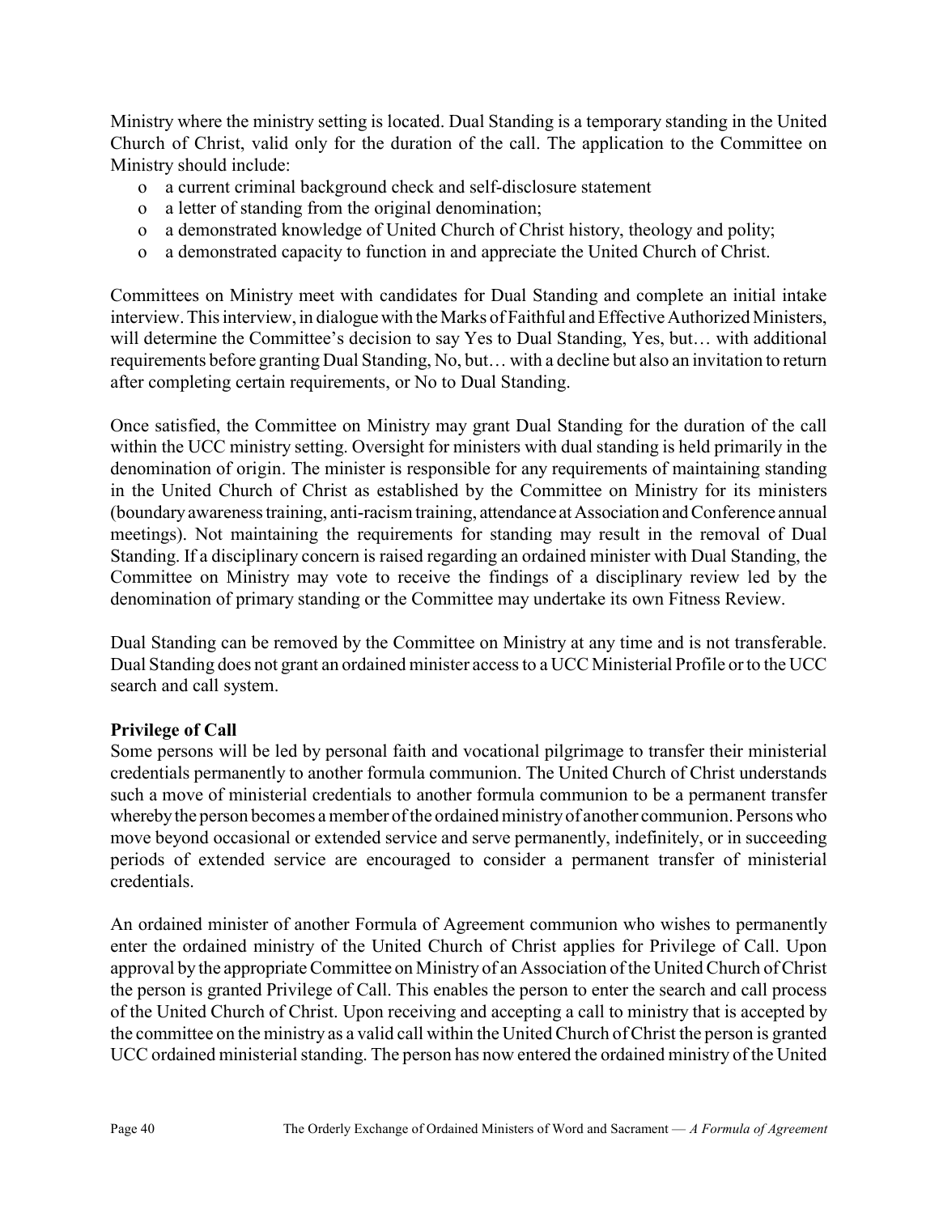Ministry where the ministry setting is located. Dual Standing is a temporary standing in the United Church of Christ, valid only for the duration of the call. The application to the Committee on Ministry should include:

- a current criminal background check and self-disclosure statement
- a letter of standing from the original denomination;
- a demonstrated knowledge of United Church of Christ history, theology and polity;
- a demonstrated capacity to function in and appreciate the United Church of Christ.

Committees on Ministry meet with candidates for Dual Standing and complete an initial intake interview. This interview, in dialogue with the Marks of Faithful and Effective Authorized Ministers, will determine the Committee's decision to say Yes to Dual Standing, Yes, but… with additional requirements before granting Dual Standing, No, but… with a decline but also an invitation to return after completing certain requirements, or No to Dual Standing.

Once satisfied, the Committee on Ministry may grant Dual Standing for the duration of the call within the UCC ministry setting. Oversight for ministers with dual standing is held primarily in the denomination of origin. The minister is responsible for any requirements of maintaining standing in the United Church of Christ as established by the Committee on Ministry for its ministers (boundary awareness training, anti-racism training, attendance at Association and Conference annual meetings). Not maintaining the requirements for standing may result in the removal of Dual Standing. If a disciplinary concern is raised regarding an ordained minister with Dual Standing, the Committee on Ministry may vote to receive the findings of a disciplinary review led by the denomination of primary standing or the Committee may undertake its own Fitness Review.

Dual Standing can be removed by the Committee on Ministry at any time and is not transferable. Dual Standing does not grant an ordained minister access to a UCC Ministerial Profile or to the UCC search and call system.

**Privilege of Call**

Some persons will be led by personal faith and vocational pilgrimage to transfer their ministerial credentials permanently to another formula communion. The United Church of Christ understands such a move of ministerial credentials to another formula communion to be a permanent transfer whereby the person becomes a member of the ordained ministry of another communion. Persons who move beyond occasional or extended service and serve permanently, indefinitely, or in succeeding periods of extended service are encouraged to consider a permanent transfer of ministerial credentials.

An ordained minister of another Formula of Agreement communion who wishes to permanently enter the ordained ministry of the United Church of Christ applies for Privilege of Call. Upon approval by the appropriate Committee on Ministry of an Association of the United Church of Christ the person is granted Privilege of Call. This enables the person to enter the search and call process of the United Church of Christ. Upon receiving and accepting a call to ministry that is accepted by the committee on the ministry as a valid call within the United Church of Christ the person is granted UCC ordained ministerial standing. The person has now entered the ordained ministry of the United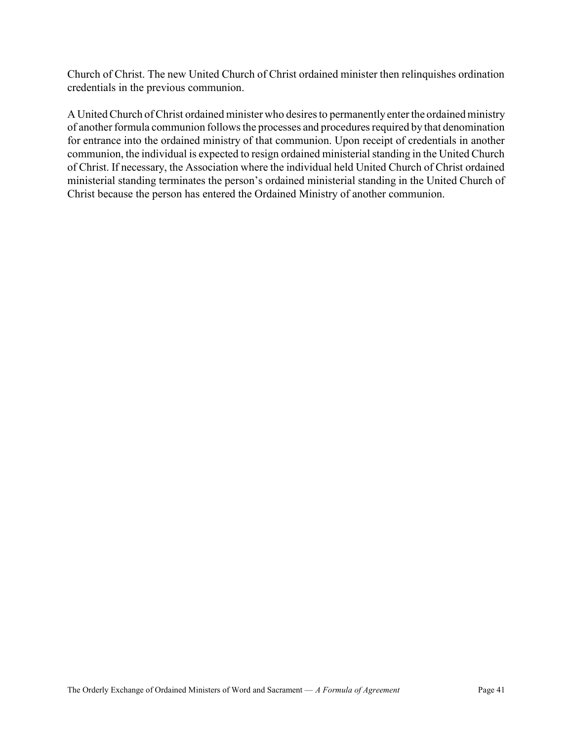Church of Christ. The new United Church of Christ ordained minister then relinquishes ordination credentials in the previous communion.

A United Church of Christ ordained minister who desires to permanently enter the ordained ministry of another formula communion follows the processes and procedures required by that denomination for entrance into the ordained ministry of that communion. Upon receipt of credentials in another communion, the individual is expected to resign ordained ministerial standing in the United Church of Christ. If necessary, the Association where the individual held United Church of Christ ordained ministerial standing terminates the person's ordained ministerial standing in the United Church of Christ because the person has entered the Ordained Ministry of another communion.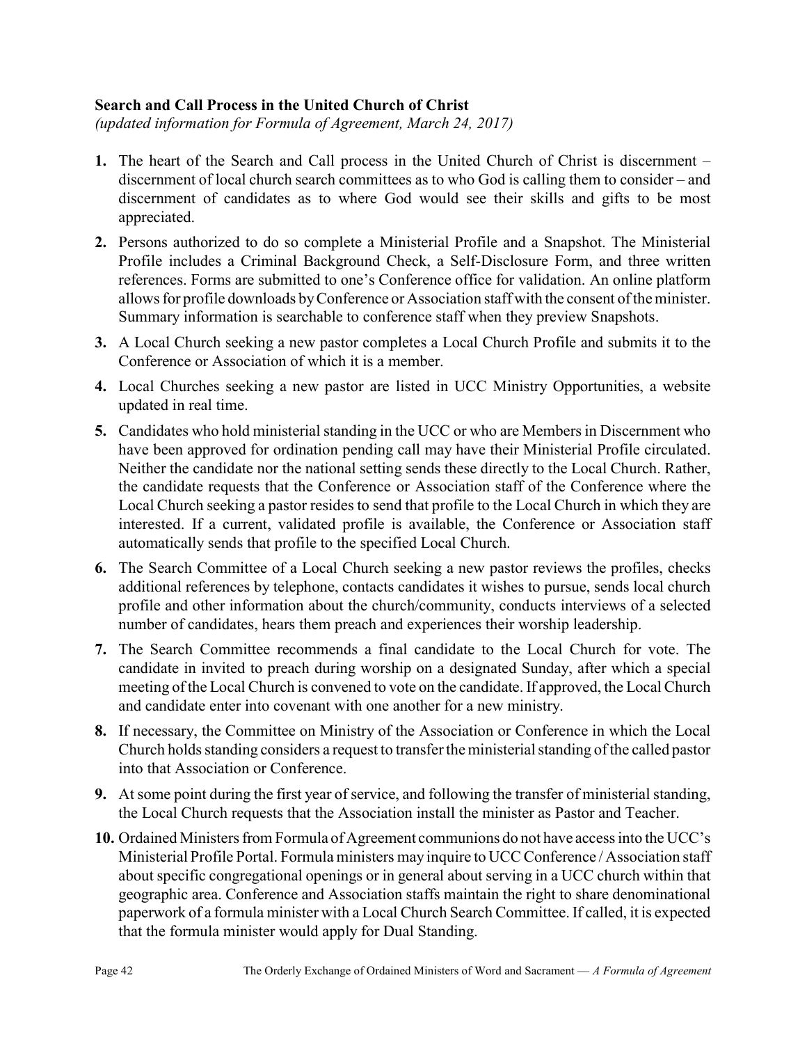**Search and Call Process in the United Church of Christ**
*(updated information for Formula of Agreement, March 24, 2017)*

1. The heart of the Search and Call process in the United Church of Christ is discernment – discernment of local church search committees as to who God is calling them to consider – and discernment of candidates as to where God would see their skills and gifts to be most appreciated.
2. Persons authorized to do so complete a Ministerial Profile and a Snapshot. The Ministerial Profile includes a Criminal Background Check, a Self-Disclosure Form, and three written references. Forms are submitted to one's Conference office for validation. An online platform allows for profile downloads by Conference or Association staff with the consent of the minister. Summary information is searchable to conference staff when they preview Snapshots.
3. A Local Church seeking a new pastor completes a Local Church Profile and submits it to the Conference or Association of which it is a member.
4. Local Churches seeking a new pastor are listed in UCC Ministry Opportunities, a website updated in real time.
5. Candidates who hold ministerial standing in the UCC or who are Members in Discernment who have been approved for ordination pending call may have their Ministerial Profile circulated. Neither the candidate nor the national setting sends these directly to the Local Church. Rather, the candidate requests that the Conference or Association staff of the Conference where the Local Church seeking a pastor resides to send that profile to the Local Church in which they are interested. If a current, validated profile is available, the Conference or Association staff automatically sends that profile to the specified Local Church.
6. The Search Committee of a Local Church seeking a new pastor reviews the profiles, checks additional references by telephone, contacts candidates it wishes to pursue, sends local church profile and other information about the church/community, conducts interviews of a selected number of candidates, hears them preach and experiences their worship leadership.
7. The Search Committee recommends a final candidate to the Local Church for vote. The candidate in invited to preach during worship on a designated Sunday, after which a special meeting of the Local Church is convened to vote on the candidate. If approved, the Local Church and candidate enter into covenant with one another for a new ministry.
8. If necessary, the Committee on Ministry of the Association or Conference in which the Local Church holds standing considers a request to transfer the ministerial standing of the called pastor into that Association or Conference.
9. At some point during the first year of service, and following the transfer of ministerial standing, the Local Church requests that the Association install the minister as Pastor and Teacher.
10. Ordained Ministers from Formula of Agreement communions do not have access into the UCC's Ministerial Profile Portal. Formula ministers may inquire to UCC Conference / Association staff about specific congregational openings or in general about serving in a UCC church within that geographic area. Conference and Association staffs maintain the right to share denominational paperwork of a formula minister with a Local Church Search Committee. If called, it is expected that the formula minister would apply for Dual Standing.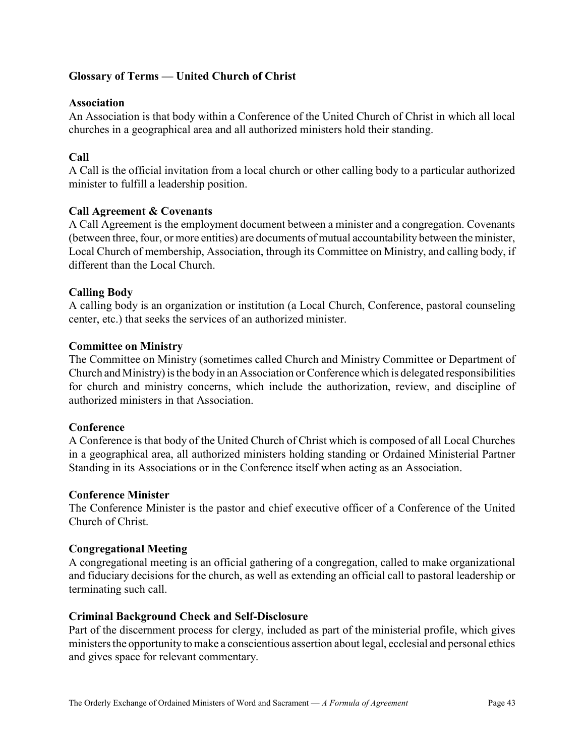## Glossary of Terms — United Church of Christ

### Association

An Association is that body within a Conference of the United Church of Christ in which all local churches in a geographical area and all authorized ministers hold their standing.

### Call

A Call is the official invitation from a local church or other calling body to a particular authorized minister to fulfill a leadership position.

### Call Agreement & Covenants

A Call Agreement is the employment document between a minister and a congregation. Covenants (between three, four, or more entities) are documents of mutual accountability between the minister, Local Church of membership, Association, through its Committee on Ministry, and calling body, if different than the Local Church.

### Calling Body

A calling body is an organization or institution (a Local Church, Conference, pastoral counseling center, etc.) that seeks the services of an authorized minister.

### Committee on Ministry

The Committee on Ministry (sometimes called Church and Ministry Committee or Department of Church and Ministry) is the body in an Association or Conference which is delegated responsibilities for church and ministry concerns, which include the authorization, review, and discipline of authorized ministers in that Association.

### Conference

A Conference is that body of the United Church of Christ which is composed of all Local Churches in a geographical area, all authorized ministers holding standing or Ordained Ministerial Partner Standing in its Associations or in the Conference itself when acting as an Association.

### Conference Minister

The Conference Minister is the pastor and chief executive officer of a Conference of the United Church of Christ.

### Congregational Meeting

A congregational meeting is an official gathering of a congregation, called to make organizational and fiduciary decisions for the church, as well as extending an official call to pastoral leadership or terminating such call.

### Criminal Background Check and Self-Disclosure

Part of the discernment process for clergy, included as part of the ministerial profile, which gives ministers the opportunity to make a conscientious assertion about legal, ecclesial and personal ethics and gives space for relevant commentary.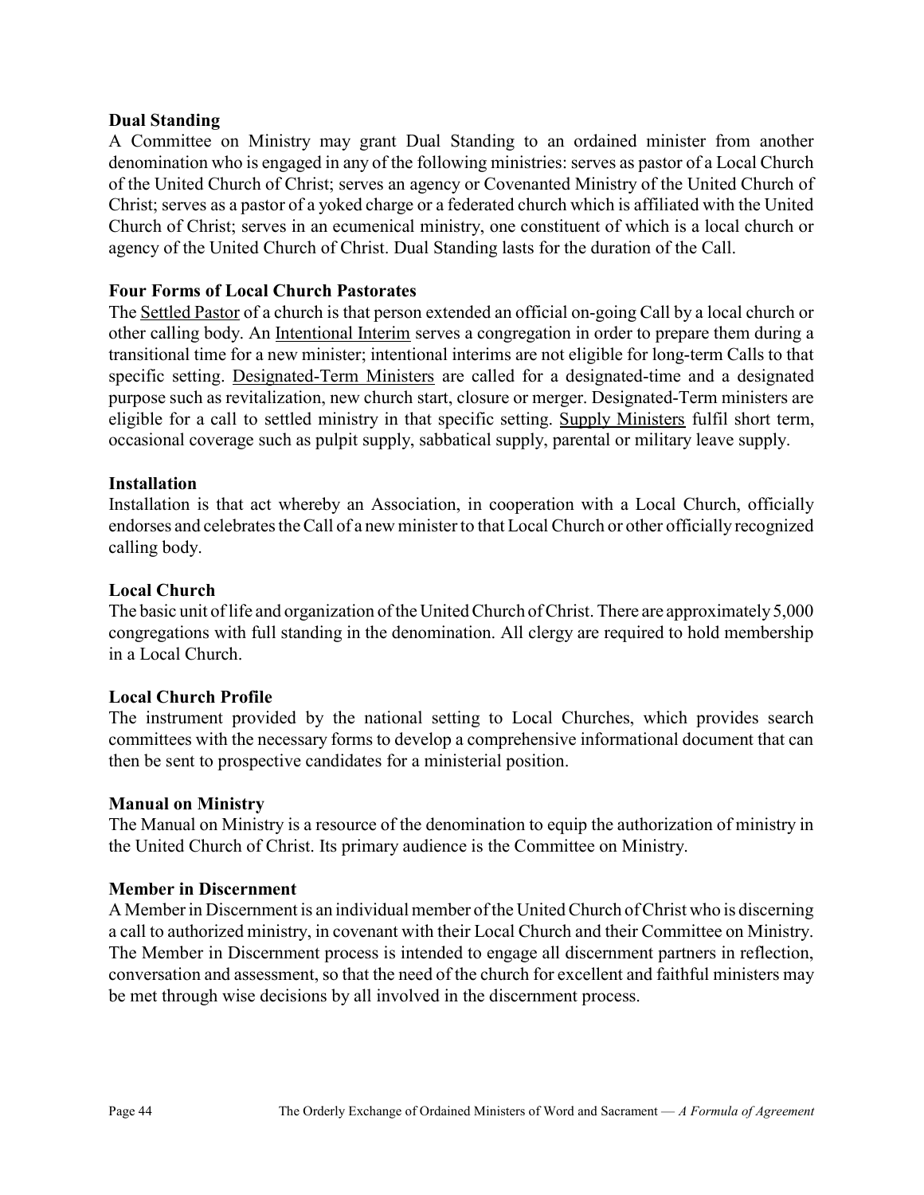**Dual Standing**

A Committee on Ministry may grant Dual Standing to an ordained minister from another denomination who is engaged in any of the following ministries: serves as pastor of a Local Church of the United Church of Christ; serves an agency or Covenanted Ministry of the United Church of Christ; serves as a pastor of a yoked charge or a federated church which is affiliated with the United Church of Christ; serves in an ecumenical ministry, one constituent of which is a local church or agency of the United Church of Christ. Dual Standing lasts for the duration of the Call.

**Four Forms of Local Church Pastorates**

The Settled Pastor of a church is that person extended an official on-going Call by a local church or other calling body. An Intentional Interim serves a congregation in order to prepare them during a transitional time for a new minister; intentional interims are not eligible for long-term Calls to that specific setting. Designated-Term Ministers are called for a designated-time and a designated purpose such as revitalization, new church start, closure or merger. Designated-Term ministers are eligible for a call to settled ministry in that specific setting. Supply Ministers fulfil short term, occasional coverage such as pulpit supply, sabbatical supply, parental or military leave supply.

**Installation**

Installation is that act whereby an Association, in cooperation with a Local Church, officially endorses and celebrates the Call of a new minister to that Local Church or other officially recognized calling body.

**Local Church**

The basic unit of life and organization of the United Church of Christ. There are approximately 5,000 congregations with full standing in the denomination. All clergy are required to hold membership in a Local Church.

**Local Church Profile**

The instrument provided by the national setting to Local Churches, which provides search committees with the necessary forms to develop a comprehensive informational document that can then be sent to prospective candidates for a ministerial position.

**Manual on Ministry**

The Manual on Ministry is a resource of the denomination to equip the authorization of ministry in the United Church of Christ. Its primary audience is the Committee on Ministry.

**Member in Discernment**

A Member in Discernment is an individual member of the United Church of Christ who is discerning a call to authorized ministry, in covenant with their Local Church and their Committee on Ministry. The Member in Discernment process is intended to engage all discernment partners in reflection, conversation and assessment, so that the need of the church for excellent and faithful ministers may be met through wise decisions by all involved in the discernment process.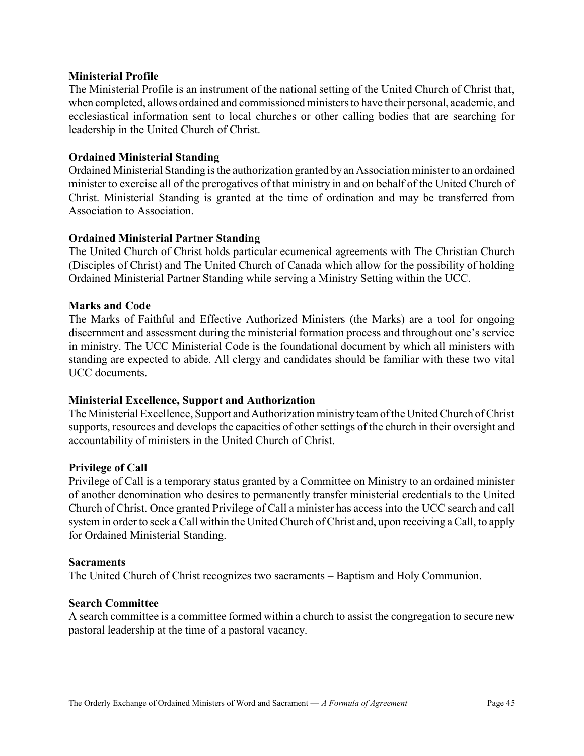**Ministerial Profile**

The Ministerial Profile is an instrument of the national setting of the United Church of Christ that, when completed, allows ordained and commissioned ministers to have their personal, academic, and ecclesiastical information sent to local churches or other calling bodies that are searching for leadership in the United Church of Christ.

**Ordained Ministerial Standing**

Ordained Ministerial Standing is the authorization granted by an Association minister to an ordained minister to exercise all of the prerogatives of that ministry in and on behalf of the United Church of Christ. Ministerial Standing is granted at the time of ordination and may be transferred from Association to Association.

**Ordained Ministerial Partner Standing**

The United Church of Christ holds particular ecumenical agreements with The Christian Church (Disciples of Christ) and The United Church of Canada which allow for the possibility of holding Ordained Ministerial Partner Standing while serving a Ministry Setting within the UCC.

**Marks and Code**

The Marks of Faithful and Effective Authorized Ministers (the Marks) are a tool for ongoing discernment and assessment during the ministerial formation process and throughout one's service in ministry. The UCC Ministerial Code is the foundational document by which all ministers with standing are expected to abide. All clergy and candidates should be familiar with these two vital UCC documents.

**Ministerial Excellence, Support and Authorization**

The Ministerial Excellence, Support and Authorization ministry team of the United Church of Christ supports, resources and develops the capacities of other settings of the church in their oversight and accountability of ministers in the United Church of Christ.

**Privilege of Call**

Privilege of Call is a temporary status granted by a Committee on Ministry to an ordained minister of another denomination who desires to permanently transfer ministerial credentials to the United Church of Christ. Once granted Privilege of Call a minister has access into the UCC search and call system in order to seek a Call within the United Church of Christ and, upon receiving a Call, to apply for Ordained Ministerial Standing.

**Sacraments**

The United Church of Christ recognizes two sacraments – Baptism and Holy Communion.

**Search Committee**

A search committee is a committee formed within a church to assist the congregation to secure new pastoral leadership at the time of a pastoral vacancy.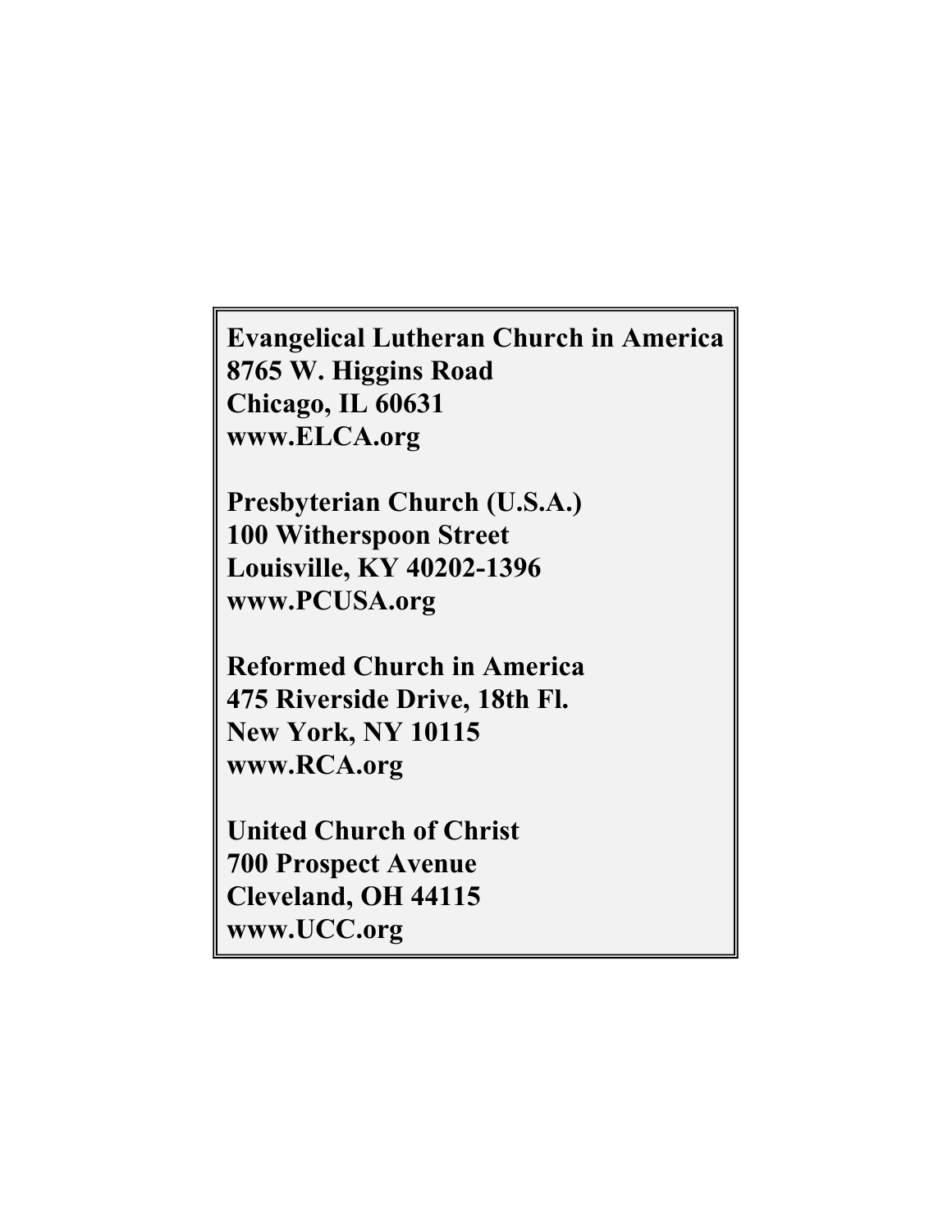**Evangelical Lutheran Church in America**
**8765 W. Higgins Road**
**Chicago, IL 60631**
**www.ELCA.org**

**Presbyterian Church (U.S.A.)**
**100 Witherspoon Street**
**Louisville, KY 40202-1396**
**www.PCUSA.org**

**Reformed Church in America**
**475 Riverside Drive, 18th Fl.**
**New York, NY 10115**
**www.RCA.org**

**United Church of Christ**
**700 Prospect Avenue**
**Cleveland, OH 44115**
**www.UCC.org**